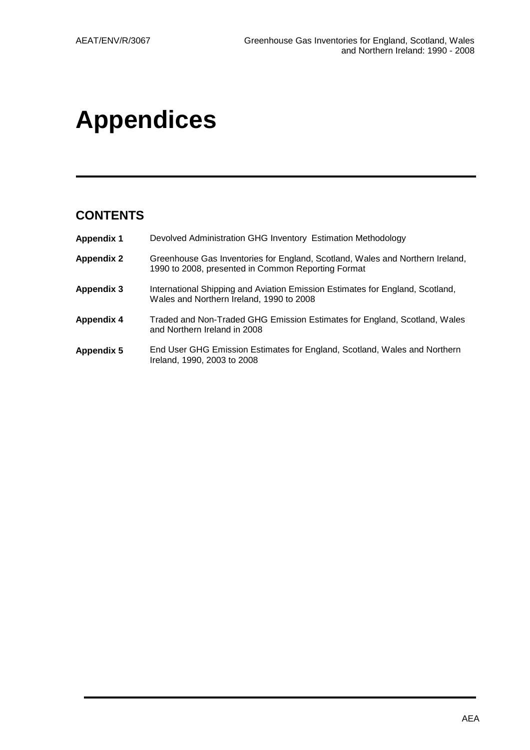# Appendices

## CONTENTS

| | |
|---|---|
| **Appendix 1** | Devolved Administration GHG Inventory Estimation Methodology |
| **Appendix 2** | Greenhouse Gas Inventories for England, Scotland, Wales and Northern Ireland, 1990 to 2008, presented in Common Reporting Format |
| **Appendix 3** | International Shipping and Aviation Emission Estimates for England, Scotland, Wales and Northern Ireland, 1990 to 2008 |
| **Appendix 4** | Traded and Non-Traded GHG Emission Estimates for England, Scotland, Wales and Northern Ireland in 2008 |
| **Appendix 5** | End User GHG Emission Estimates for England, Scotland, Wales and Northern Ireland, 1990, 2003 to 2008 |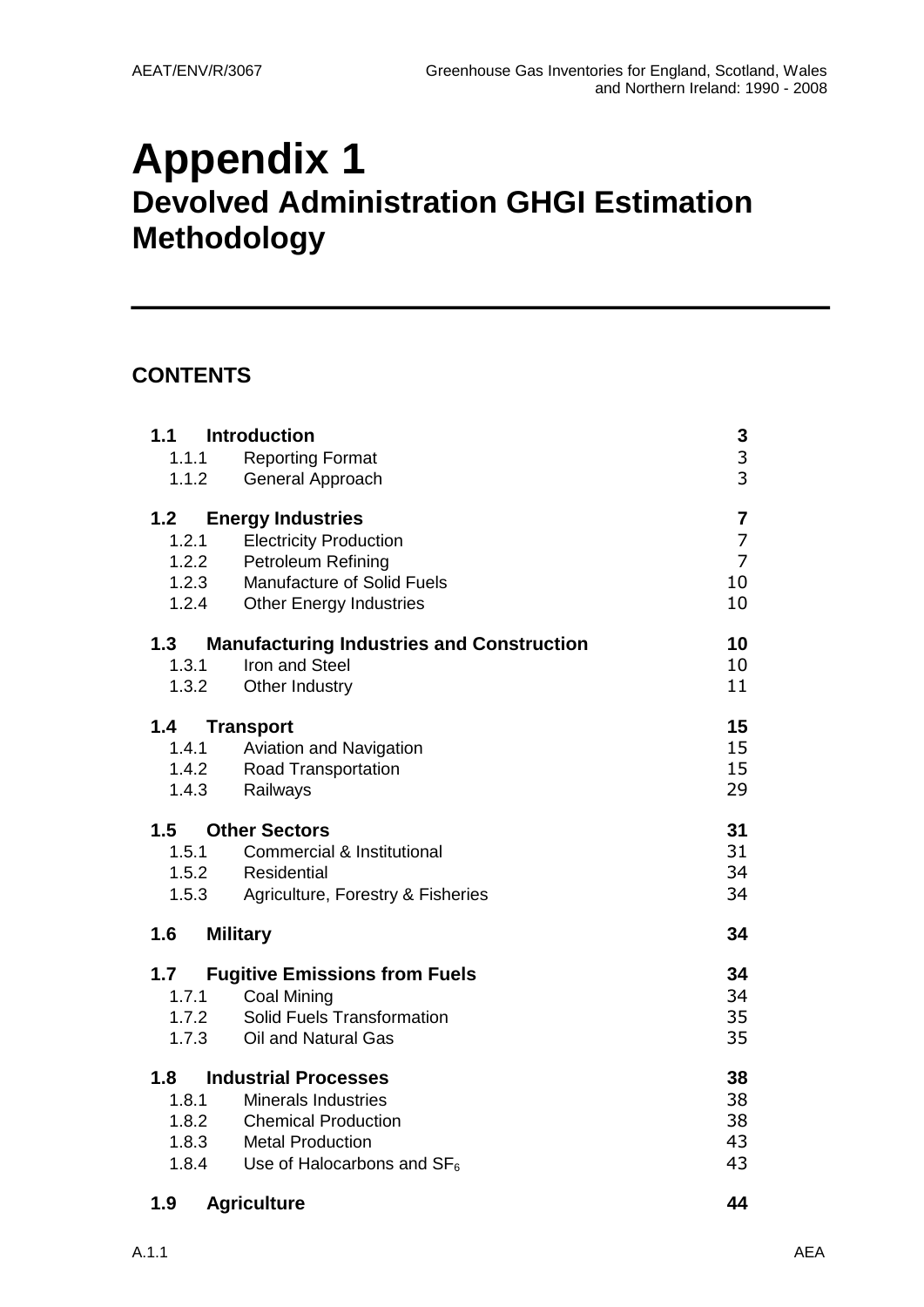# Appendix 1
## Devolved Administration GHGI Estimation Methodology

## CONTENTS

| | | |
|---|---|---|
| **1.1** | **Introduction** | **3** |
| 1.1.1 | Reporting Format | 3 |
| 1.1.2 | General Approach | 3 |
| **1.2** | **Energy Industries** | **7** |
| 1.2.1 | Electricity Production | 7 |
| 1.2.2 | Petroleum Refining | 7 |
| 1.2.3 | Manufacture of Solid Fuels | 10 |
| 1.2.4 | Other Energy Industries | 10 |
| **1.3** | **Manufacturing Industries and Construction** | **10** |
| 1.3.1 | Iron and Steel | 10 |
| 1.3.2 | Other Industry | 11 |
| **1.4** | **Transport** | **15** |
| 1.4.1 | Aviation and Navigation | 15 |
| 1.4.2 | Road Transportation | 15 |
| 1.4.3 | Railways | 29 |
| **1.5** | **Other Sectors** | **31** |
| 1.5.1 | Commercial & Institutional | 31 |
| 1.5.2 | Residential | 34 |
| 1.5.3 | Agriculture, Forestry & Fisheries | 34 |
| **1.6** | **Military** | **34** |
| **1.7** | **Fugitive Emissions from Fuels** | **34** |
| 1.7.1 | Coal Mining | 34 |
| 1.7.2 | Solid Fuels Transformation | 35 |
| 1.7.3 | Oil and Natural Gas | 35 |
| **1.8** | **Industrial Processes** | **38** |
| 1.8.1 | Minerals Industries | 38 |
| 1.8.2 | Chemical Production | 38 |
| 1.8.3 | Metal Production | 43 |
| 1.8.4 | Use of Halocarbons and $SF_6$ | 43 |
| **1.9** | **Agriculture** | **44** |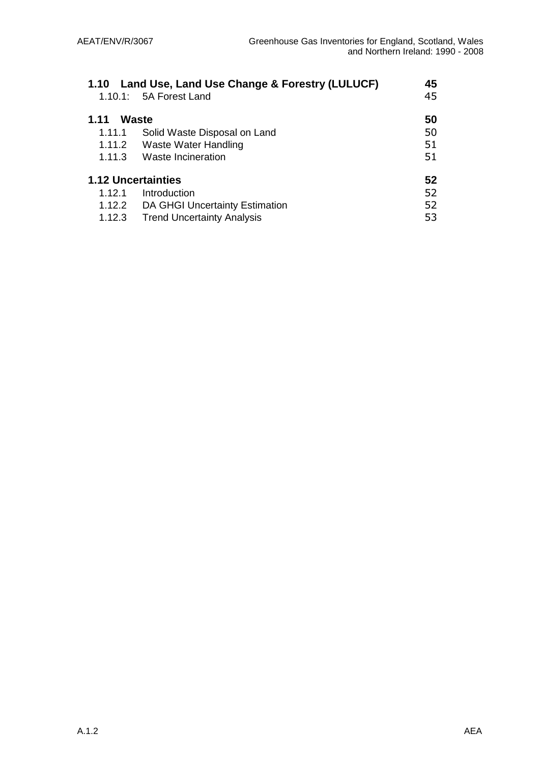| | | |
|---|---|---|
| **1.10** | **Land Use, Land Use Change & Forestry (LULUCF)** | **45** |
| 1.10.1: | 5A Forest Land | 45 |
| **1.11** | **Waste** | **50** |
| 1.11.1 | Solid Waste Disposal on Land | 50 |
| 1.11.2 | Waste Water Handling | 51 |
| 1.11.3 | Waste Incineration | 51 |
| **1.12** | **Uncertainties** | **52** |
| 1.12.1 | Introduction | 52 |
| 1.12.2 | DA GHGI Uncertainty Estimation | 52 |
| 1.12.3 | Trend Uncertainty Analysis | 53 |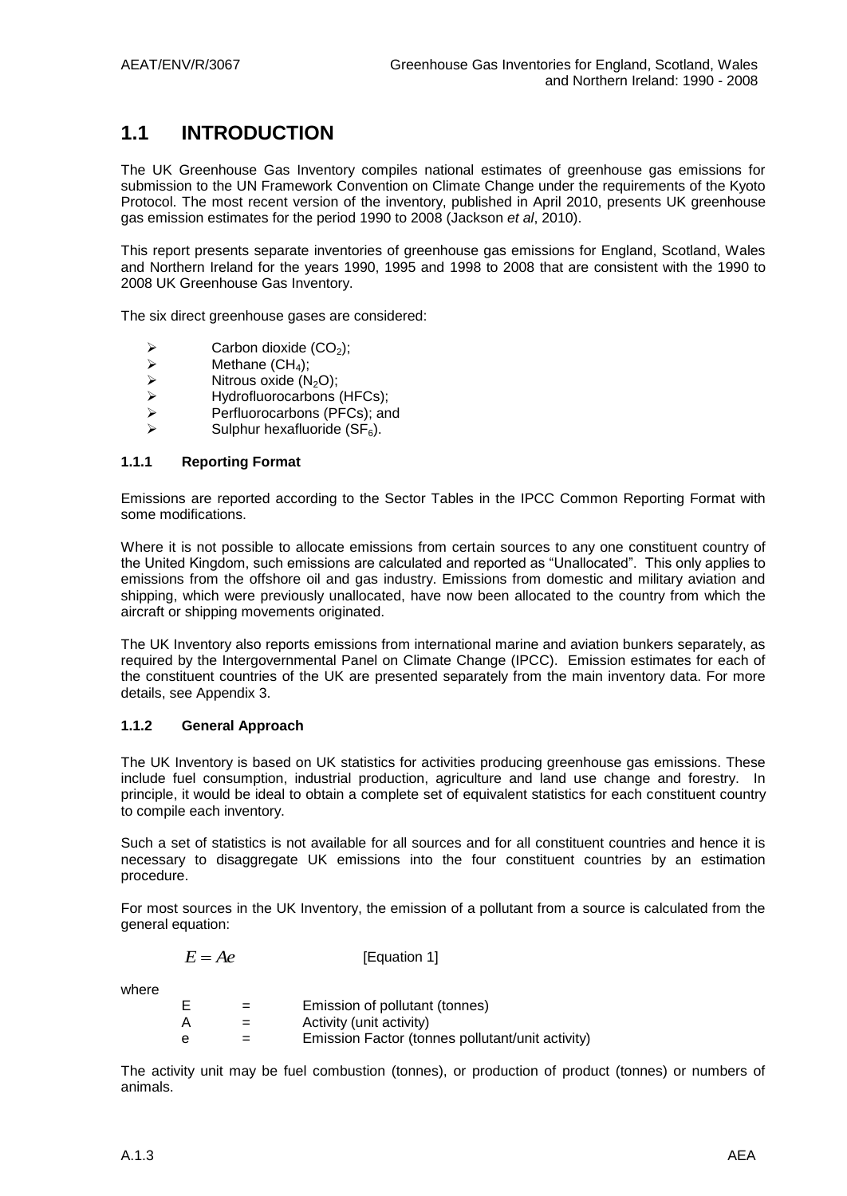## 1.1 INTRODUCTION

The UK Greenhouse Gas Inventory compiles national estimates of greenhouse gas emissions for submission to the UN Framework Convention on Climate Change under the requirements of the Kyoto Protocol. The most recent version of the inventory, published in April 2010, presents UK greenhouse gas emission estimates for the period 1990 to 2008 (Jackson *et al*, 2010).

This report presents separate inventories of greenhouse gas emissions for England, Scotland, Wales and Northern Ireland for the years 1990, 1995 and 1998 to 2008 that are consistent with the 1990 to 2008 UK Greenhouse Gas Inventory.

The six direct greenhouse gases are considered:

- Carbon dioxide ($CO_2$);
- Methane ($CH_4$);
- Nitrous oxide ($N_2O$);
- Hydrofluorocarbons (HFCs);
- Perfluorocarbons (PFCs); and
- Sulphur hexafluoride ($SF_6$).

### 1.1.1 Reporting Format

Emissions are reported according to the Sector Tables in the IPCC Common Reporting Format with some modifications.

Where it is not possible to allocate emissions from certain sources to any one constituent country of the United Kingdom, such emissions are calculated and reported as "Unallocated". This only applies to emissions from the offshore oil and gas industry. Emissions from domestic and military aviation and shipping, which were previously unallocated, have now been allocated to the country from which the aircraft or shipping movements originated.

The UK Inventory also reports emissions from international marine and aviation bunkers separately, as required by the Intergovernmental Panel on Climate Change (IPCC). Emission estimates for each of the constituent countries of the UK are presented separately from the main inventory data. For more details, see Appendix 3.

### 1.1.2 General Approach

The UK Inventory is based on UK statistics for activities producing greenhouse gas emissions. These include fuel consumption, industrial production, agriculture and land use change and forestry. In principle, it would be ideal to obtain a complete set of equivalent statistics for each constituent country to compile each inventory.

Such a set of statistics is not available for all sources and for all constituent countries and hence it is necessary to disaggregate UK emissions into the four constituent countries by an estimation procedure.

For most sources in the UK Inventory, the emission of a pollutant from a source is calculated from the general equation:

$$E = Ae \qquad \text{[Equation 1]}$$

where

| | | |
|---|---|---|
| E | = | Emission of pollutant (tonnes) |
| A | = | Activity (unit activity) |
| e | = | Emission Factor (tonnes pollutant/unit activity) |

The activity unit may be fuel combustion (tonnes), or production of product (tonnes) or numbers of animals.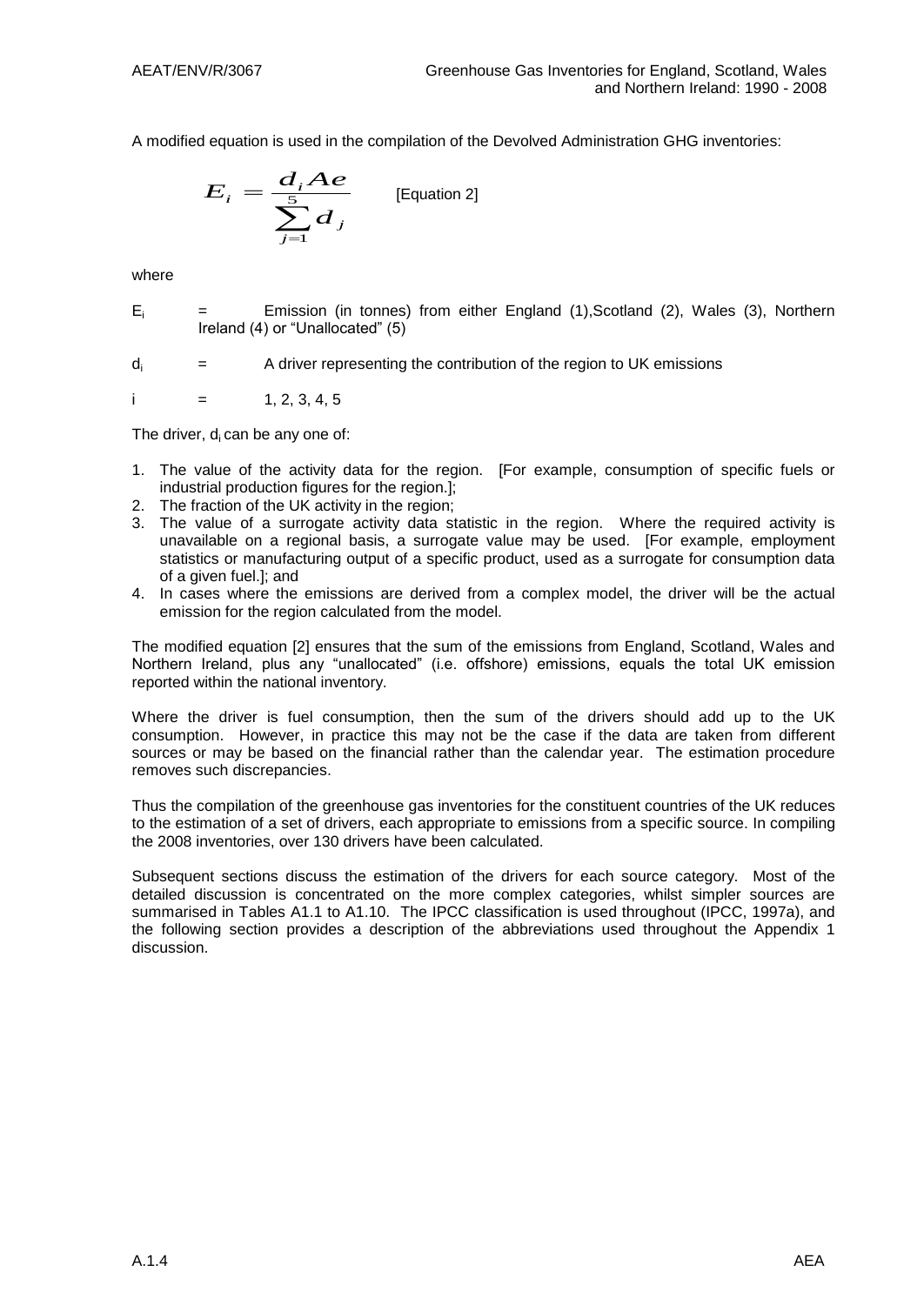A modified equation is used in the compilation of the Devolved Administration GHG inventories:

$$E_i = \frac{d_i Ae}{\sum_{j=1}^{5} d_j} \qquad \text{[Equation 2]}$$

where

$E_i$ = Emission (in tonnes) from either England (1),Scotland (2), Wales (3), Northern Ireland (4) or "Unallocated" (5)

$d_i$ = A driver representing the contribution of the region to UK emissions

$i$ = 1, 2, 3, 4, 5

The driver, $d_i$ can be any one of:

1. The value of the activity data for the region. [For example, consumption of specific fuels or industrial production figures for the region.];
2. The fraction of the UK activity in the region;
3. The value of a surrogate activity data statistic in the region. Where the required activity is unavailable on a regional basis, a surrogate value may be used. [For example, employment statistics or manufacturing output of a specific product, used as a surrogate for consumption data of a given fuel.]; and
4. In cases where the emissions are derived from a complex model, the driver will be the actual emission for the region calculated from the model.

The modified equation [2] ensures that the sum of the emissions from England, Scotland, Wales and Northern Ireland, plus any "unallocated" (i.e. offshore) emissions, equals the total UK emission reported within the national inventory.

Where the driver is fuel consumption, then the sum of the drivers should add up to the UK consumption. However, in practice this may not be the case if the data are taken from different sources or may be based on the financial rather than the calendar year. The estimation procedure removes such discrepancies.

Thus the compilation of the greenhouse gas inventories for the constituent countries of the UK reduces to the estimation of a set of drivers, each appropriate to emissions from a specific source. In compiling the 2008 inventories, over 130 drivers have been calculated.

Subsequent sections discuss the estimation of the drivers for each source category. Most of the detailed discussion is concentrated on the more complex categories, whilst simpler sources are summarised in Tables A1.1 to A1.10. The IPCC classification is used throughout (IPCC, 1997a), and the following section provides a description of the abbreviations used throughout the Appendix 1 discussion.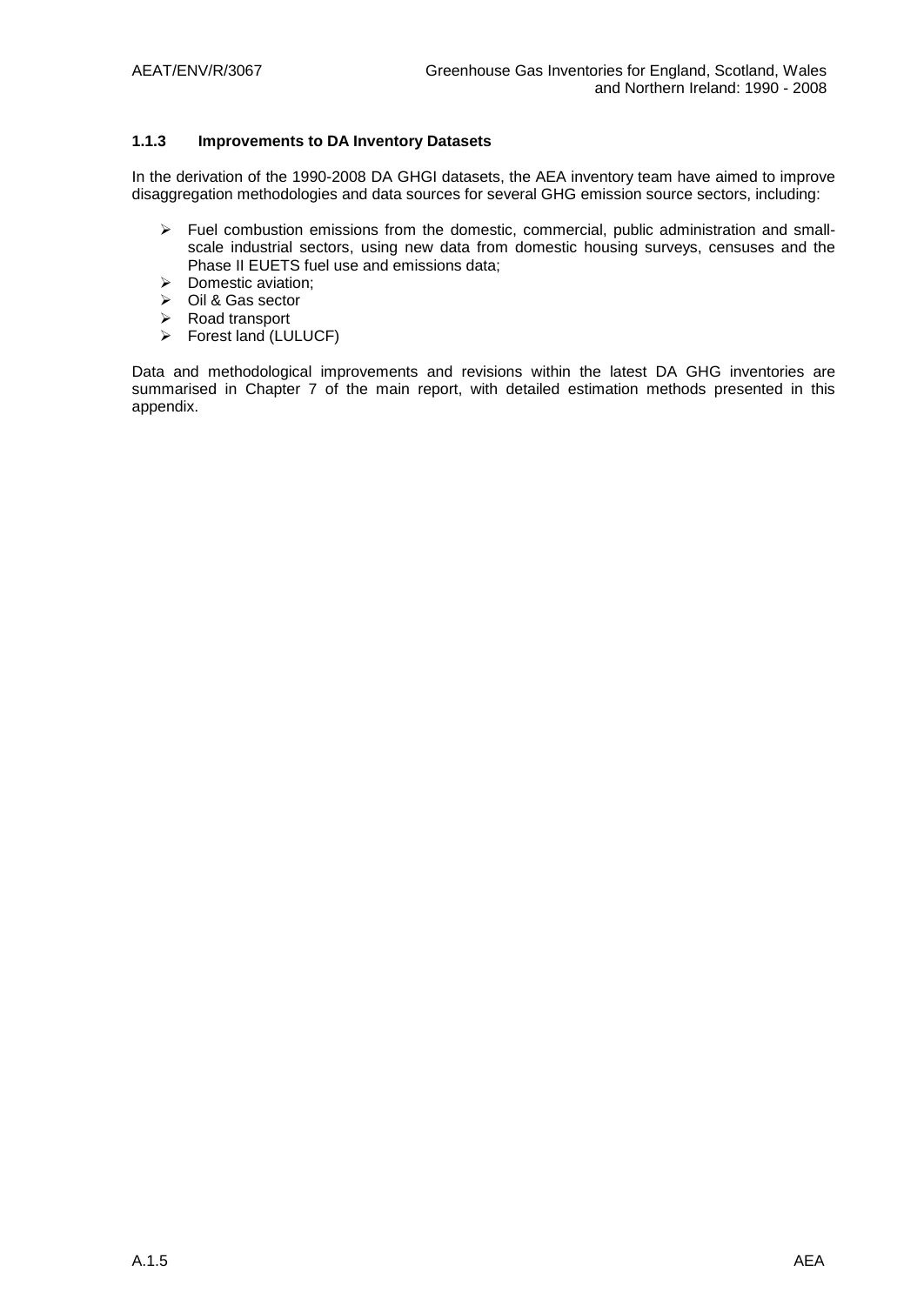### 1.1.3 Improvements to DA Inventory Datasets

In the derivation of the 1990-2008 DA GHGI datasets, the AEA inventory team have aimed to improve disaggregation methodologies and data sources for several GHG emission source sectors, including:

- Fuel combustion emissions from the domestic, commercial, public administration and small-scale industrial sectors, using new data from domestic housing surveys, censuses and the Phase II EUETS fuel use and emissions data;
- Domestic aviation;
- Oil & Gas sector
- Road transport
- Forest land (LULUCF)

Data and methodological improvements and revisions within the latest DA GHG inventories are summarised in Chapter 7 of the main report, with detailed estimation methods presented in this appendix.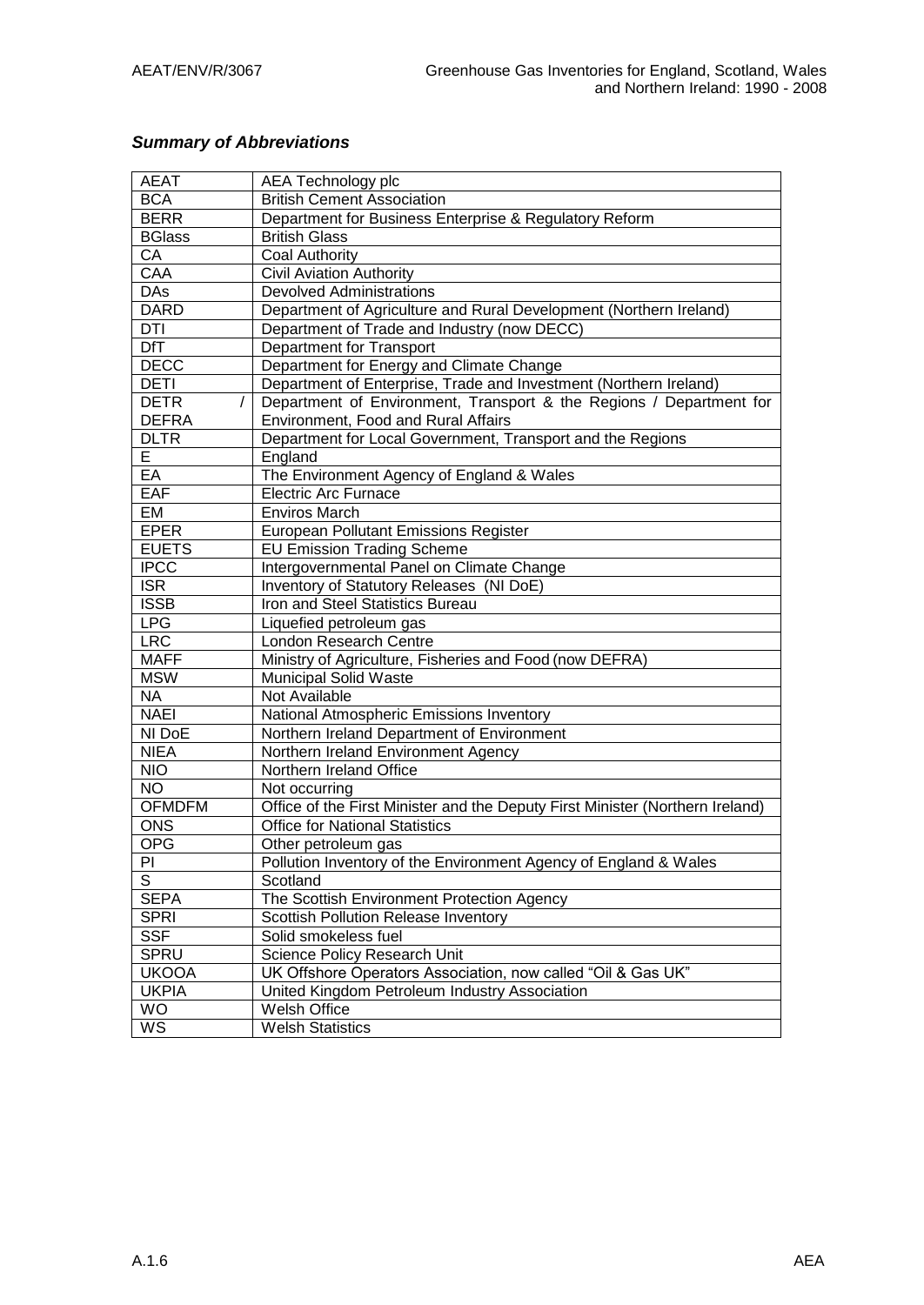## *Summary of Abbreviations*

| | |
|---|---|
| AEAT | AEA Technology plc |
| BCA | British Cement Association |
| BERR | Department for Business Enterprise & Regulatory Reform |
| BGlass | British Glass |
| CA | Coal Authority |
| CAA | Civil Aviation Authority |
| DAs | Devolved Administrations |
| DARD | Department of Agriculture and Rural Development (Northern Ireland) |
| DTI | Department of Trade and Industry (now DECC) |
| DfT | Department for Transport |
| DECC | Department for Energy and Climate Change |
| DETI | Department of Enterprise, Trade and Investment (Northern Ireland) |
| DETR / DEFRA | Department of Environment, Transport & the Regions / Department for Environment, Food and Rural Affairs |
| DLTR | Department for Local Government, Transport and the Regions |
| E | England |
| EA | The Environment Agency of England & Wales |
| EAF | Electric Arc Furnace |
| EM | Enviros March |
| EPER | European Pollutant Emissions Register |
| EUETS | EU Emission Trading Scheme |
| IPCC | Intergovernmental Panel on Climate Change |
| ISR | Inventory of Statutory Releases (NI DoE) |
| ISSB | Iron and Steel Statistics Bureau |
| LPG | Liquefied petroleum gas |
| LRC | London Research Centre |
| MAFF | Ministry of Agriculture, Fisheries and Food (now DEFRA) |
| MSW | Municipal Solid Waste |
| NA | Not Available |
| NAEI | National Atmospheric Emissions Inventory |
| NI DoE | Northern Ireland Department of Environment |
| NIEA | Northern Ireland Environment Agency |
| NIO | Northern Ireland Office |
| NO | Not occurring |
| OFMDFM | Office of the First Minister and the Deputy First Minister (Northern Ireland) |
| ONS | Office for National Statistics |
| OPG | Other petroleum gas |
| PI | Pollution Inventory of the Environment Agency of England & Wales |
| S | Scotland |
| SEPA | The Scottish Environment Protection Agency |
| SPRI | Scottish Pollution Release Inventory |
| SSF | Solid smokeless fuel |
| SPRU | Science Policy Research Unit |
| UKOOA | UK Offshore Operators Association, now called "Oil & Gas UK" |
| UKPIA | United Kingdom Petroleum Industry Association |
| WO | Welsh Office |
| WS | Welsh Statistics |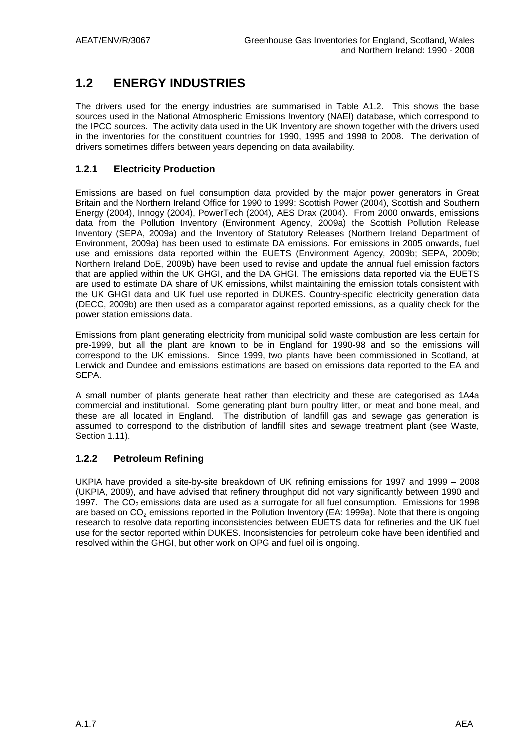## 1.2 ENERGY INDUSTRIES

The drivers used for the energy industries are summarised in Table A1.2. This shows the base sources used in the National Atmospheric Emissions Inventory (NAEI) database, which correspond to the IPCC sources. The activity data used in the UK Inventory are shown together with the drivers used in the inventories for the constituent countries for 1990, 1995 and 1998 to 2008. The derivation of drivers sometimes differs between years depending on data availability.

### 1.2.1 Electricity Production

Emissions are based on fuel consumption data provided by the major power generators in Great Britain and the Northern Ireland Office for 1990 to 1999: Scottish Power (2004), Scottish and Southern Energy (2004), Innogy (2004), PowerTech (2004), AES Drax (2004). From 2000 onwards, emissions data from the Pollution Inventory (Environment Agency, 2009a) the Scottish Pollution Release Inventory (SEPA, 2009a) and the Inventory of Statutory Releases (Northern Ireland Department of Environment, 2009a) has been used to estimate DA emissions. For emissions in 2005 onwards, fuel use and emissions data reported within the EUETS (Environment Agency, 2009b; SEPA, 2009b; Northern Ireland DoE, 2009b) have been used to revise and update the annual fuel emission factors that are applied within the UK GHGI, and the DA GHGI. The emissions data reported via the EUETS are used to estimate DA share of UK emissions, whilst maintaining the emission totals consistent with the UK GHGI data and UK fuel use reported in DUKES. Country-specific electricity generation data (DECC, 2009b) are then used as a comparator against reported emissions, as a quality check for the power station emissions data.

Emissions from plant generating electricity from municipal solid waste combustion are less certain for pre-1999, but all the plant are known to be in England for 1990-98 and so the emissions will correspond to the UK emissions. Since 1999, two plants have been commissioned in Scotland, at Lerwick and Dundee and emissions estimations are based on emissions data reported to the EA and SEPA.

A small number of plants generate heat rather than electricity and these are categorised as 1A4a commercial and institutional. Some generating plant burn poultry litter, or meat and bone meal, and these are all located in England. The distribution of landfill gas and sewage gas generation is assumed to correspond to the distribution of landfill sites and sewage treatment plant (see Waste, Section 1.11).

### 1.2.2 Petroleum Refining

UKPIA have provided a site-by-site breakdown of UK refining emissions for 1997 and 1999 – 2008 (UKPIA, 2009), and have advised that refinery throughput did not vary significantly between 1990 and 1997. The $CO_2$ emissions data are used as a surrogate for all fuel consumption. Emissions for 1998 are based on $CO_2$ emissions reported in the Pollution Inventory (EA: 1999a). Note that there is ongoing research to resolve data reporting inconsistencies between EUETS data for refineries and the UK fuel use for the sector reported within DUKES. Inconsistencies for petroleum coke have been identified and resolved within the GHGI, but other work on OPG and fuel oil is ongoing.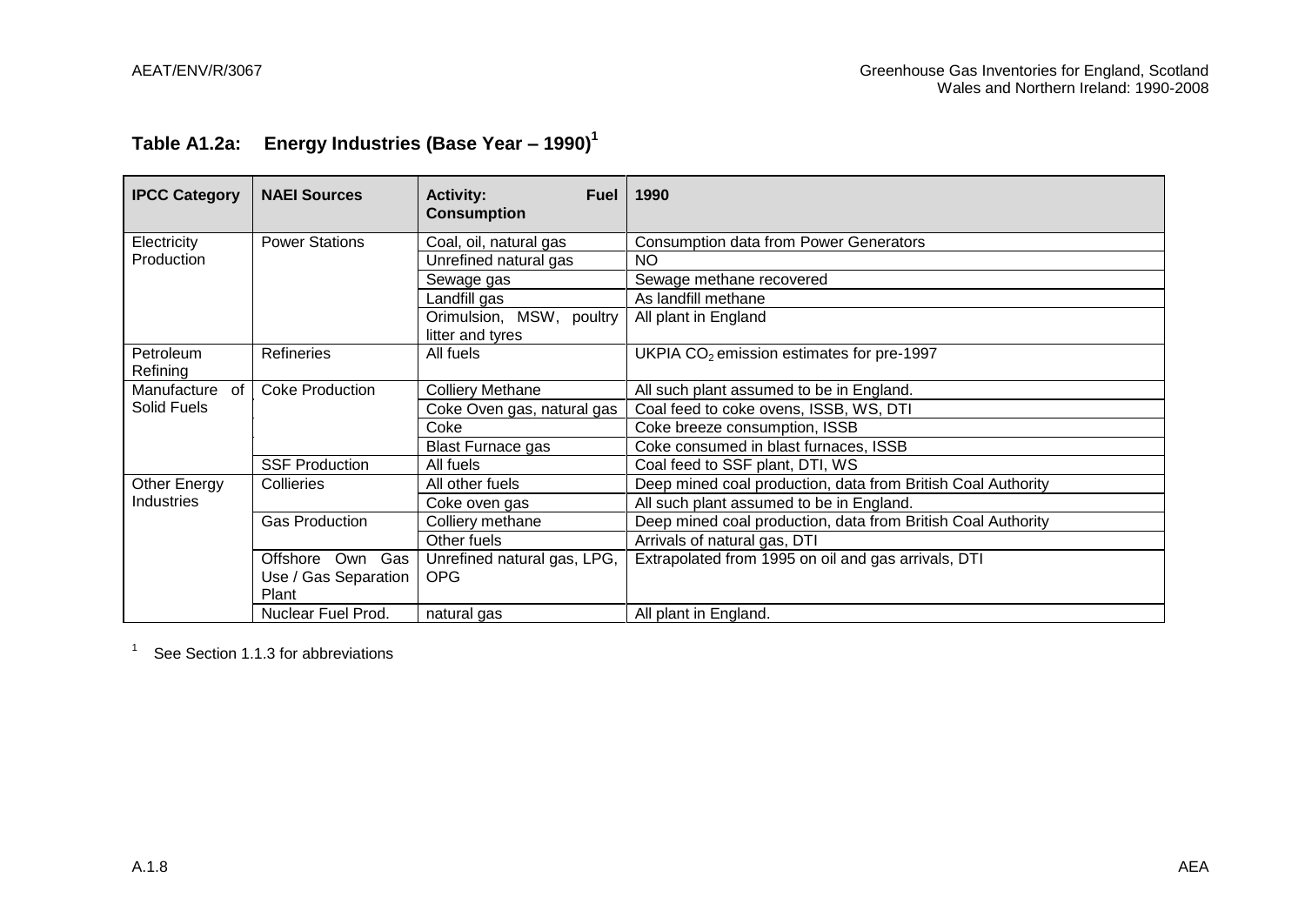## Table A1.2a: Energy Industries (Base Year – 1990)[1]

| IPCC Category | NAEI Sources | Activity: Fuel Consumption | 1990 |
|---|---|---|---|
| Electricity Production | Power Stations | Coal, oil, natural gas | Consumption data from Power Generators |
| | | Unrefined natural gas | NO |
| | | Sewage gas | Sewage methane recovered |
| | | Landfill gas | As landfill methane |
| | | Orimulsion, MSW, poultry litter and tyres | All plant in England |
| Petroleum Refining | Refineries | All fuels | UKPIA $CO_2$ emission estimates for pre-1997 |
| Manufacture of Solid Fuels | Coke Production | Colliery Methane | All such plant assumed to be in England. |
| | | Coke Oven gas, natural gas | Coal feed to coke ovens, ISSB, WS, DTI |
| | | Coke | Coke breeze consumption, ISSB |
| | | Blast Furnace gas | Coke consumed in blast furnaces, ISSB |
| | SSF Production | All fuels | Coal feed to SSF plant, DTI, WS |
| Other Energy Industries | Collieries | All other fuels | Deep mined coal production, data from British Coal Authority |
| | | Coke oven gas | All such plant assumed to be in England. |
| | Gas Production | Colliery methane | Deep mined coal production, data from British Coal Authority |
| | | Other fuels | Arrivals of natural gas, DTI |
| | Offshore Own Gas Use / Gas Separation Plant | Unrefined natural gas, LPG, OPG | Extrapolated from 1995 on oil and gas arrivals, DTI |
| | Nuclear Fuel Prod. | natural gas | All plant in England. |

[1] See Section 1.1.3 for abbreviations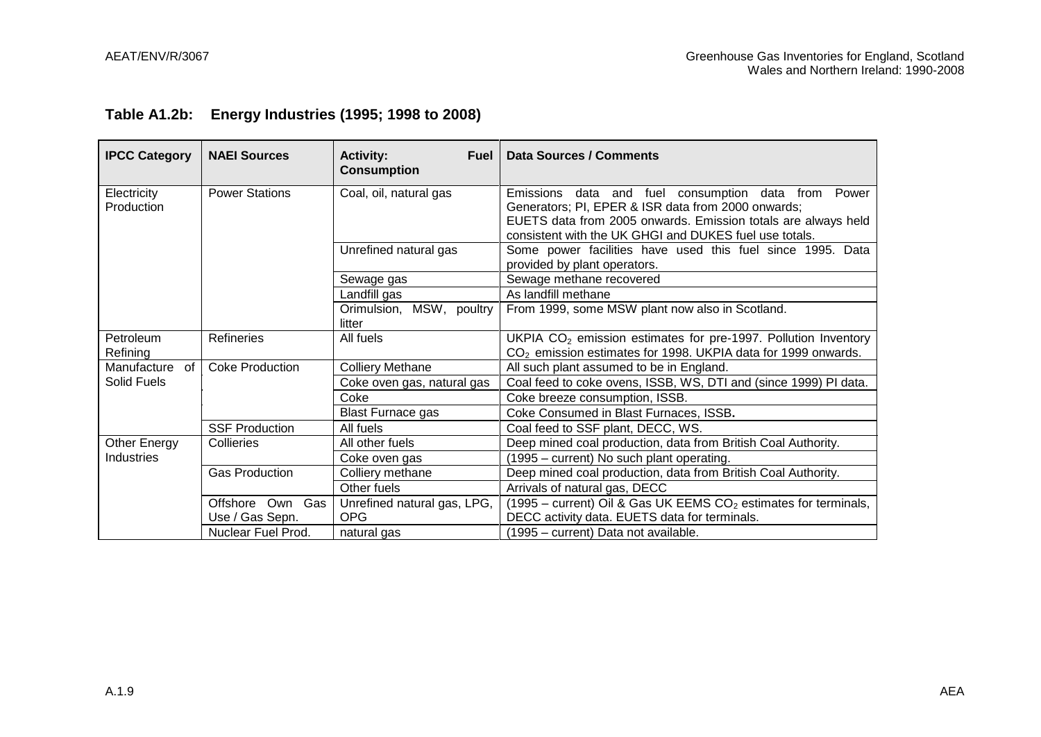## Table A1.2b: Energy Industries (1995; 1998 to 2008)

| IPCC Category | NAEI Sources | Activity: Fuel Consumption | Data Sources / Comments |
|---|---|---|---|
| Electricity Production | Power Stations | Coal, oil, natural gas | Emissions data and fuel consumption data from Power Generators; PI, EPER & ISR data from 2000 onwards; EUETS data from 2005 onwards. Emission totals are always held consistent with the UK GHGI and DUKES fuel use totals. |
| | | Unrefined natural gas | Some power facilities have used this fuel since 1995. Data provided by plant operators. |
| | | Sewage gas | Sewage methane recovered |
| | | Landfill gas | As landfill methane |
| | | Orimulsion, MSW, poultry litter | From 1999, some MSW plant now also in Scotland. |
| Petroleum Refining | Refineries | All fuels | UKPIA $CO_2$ emission estimates for pre-1997. Pollution Inventory $CO_2$ emission estimates for 1998. UKPIA data for 1999 onwards. |
| Manufacture of Solid Fuels | Coke Production | Colliery Methane | All such plant assumed to be in England. |
| | | Coke oven gas, natural gas | Coal feed to coke ovens, ISSB, WS, DTI and (since 1999) PI data. |
| | | Coke | Coke breeze consumption, ISSB. |
| | | Blast Furnace gas | Coke Consumed in Blast Furnaces, ISSB. |
| | SSF Production | All fuels | Coal feed to SSF plant, DECC, WS. |
| Other Energy Industries | Collieries | All other fuels | Deep mined coal production, data from British Coal Authority. |
| | | Coke oven gas | (1995 – current) No such plant operating. |
| | Gas Production | Colliery methane | Deep mined coal production, data from British Coal Authority. |
| | | Other fuels | Arrivals of natural gas, DECC |
| | Offshore Own Gas Use / Gas Sepn. | Unrefined natural gas, LPG, OPG | (1995 – current) Oil & Gas UK EEMS $CO_2$ estimates for terminals, DECC activity data. EUETS data for terminals. |
| | Nuclear Fuel Prod. | natural gas | (1995 – current) Data not available. |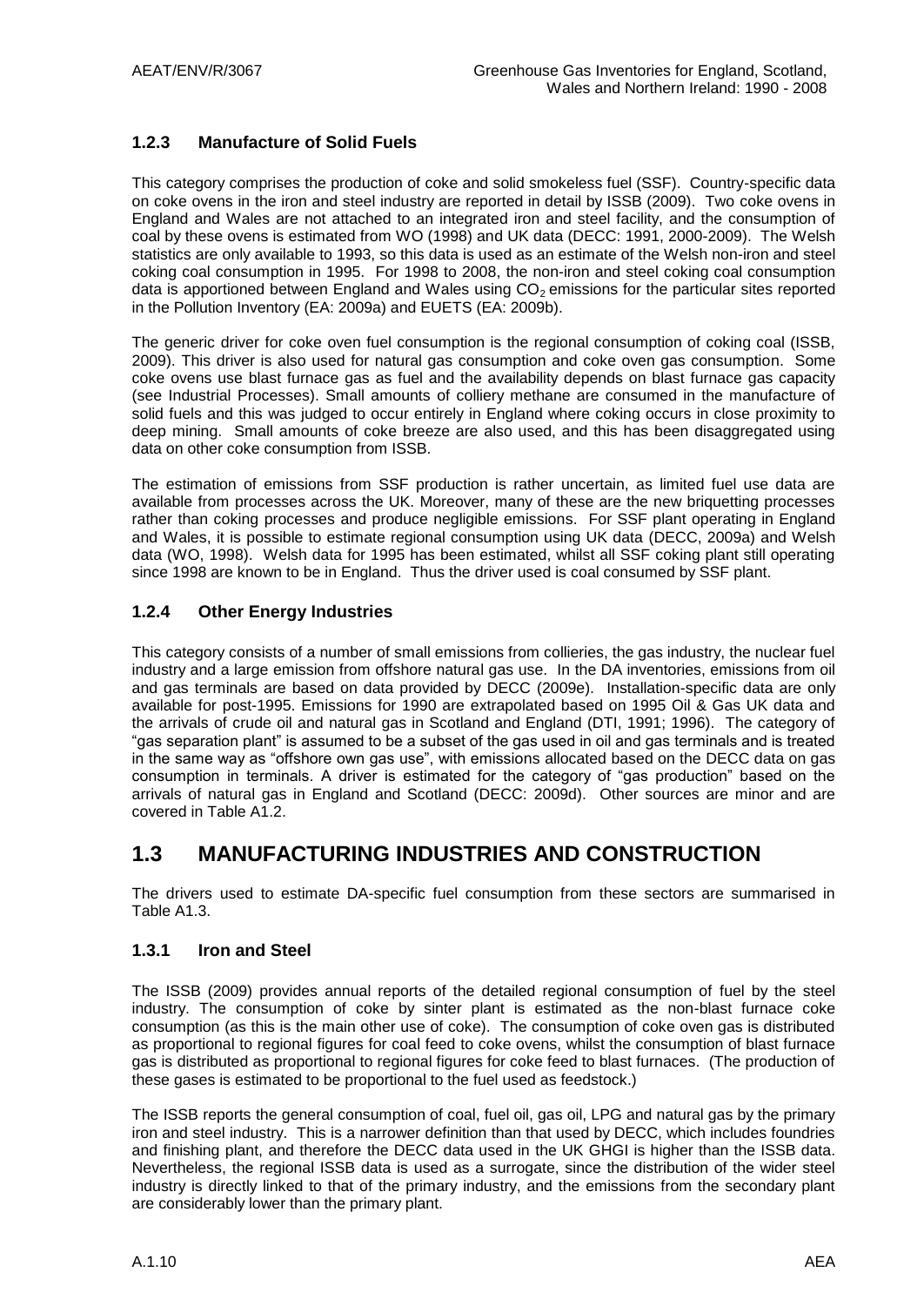### 1.2.3 Manufacture of Solid Fuels

This category comprises the production of coke and solid smokeless fuel (SSF). Country-specific data on coke ovens in the iron and steel industry are reported in detail by ISSB (2009). Two coke ovens in England and Wales are not attached to an integrated iron and steel facility, and the consumption of coal by these ovens is estimated from WO (1998) and UK data (DECC: 1991, 2000-2009). The Welsh statistics are only available to 1993, so this data is used as an estimate of the Welsh non-iron and steel coking coal consumption in 1995. For 1998 to 2008, the non-iron and steel coking coal consumption data is apportioned between England and Wales using $CO_2$ emissions for the particular sites reported in the Pollution Inventory (EA: 2009a) and EUETS (EA: 2009b).

The generic driver for coke oven fuel consumption is the regional consumption of coking coal (ISSB, 2009). This driver is also used for natural gas consumption and coke oven gas consumption. Some coke ovens use blast furnace gas as fuel and the availability depends on blast furnace gas capacity (see Industrial Processes). Small amounts of colliery methane are consumed in the manufacture of solid fuels and this was judged to occur entirely in England where coking occurs in close proximity to deep mining. Small amounts of coke breeze are also used, and this has been disaggregated using data on other coke consumption from ISSB.

The estimation of emissions from SSF production is rather uncertain, as limited fuel use data are available from processes across the UK. Moreover, many of these are the new briquetting processes rather than coking processes and produce negligible emissions. For SSF plant operating in England and Wales, it is possible to estimate regional consumption using UK data (DECC, 2009a) and Welsh data (WO, 1998). Welsh data for 1995 has been estimated, whilst all SSF coking plant still operating since 1998 are known to be in England. Thus the driver used is coal consumed by SSF plant.

### 1.2.4 Other Energy Industries

This category consists of a number of small emissions from collieries, the gas industry, the nuclear fuel industry and a large emission from offshore natural gas use. In the DA inventories, emissions from oil and gas terminals are based on data provided by DECC (2009e). Installation-specific data are only available for post-1995. Emissions for 1990 are extrapolated based on 1995 Oil & Gas UK data and the arrivals of crude oil and natural gas in Scotland and England (DTI, 1991; 1996). The category of "gas separation plant" is assumed to be a subset of the gas used in oil and gas terminals and is treated in the same way as "offshore own gas use", with emissions allocated based on the DECC data on gas consumption in terminals. A driver is estimated for the category of "gas production" based on the arrivals of natural gas in England and Scotland (DECC: 2009d). Other sources are minor and are covered in Table A1.2.

## 1.3 MANUFACTURING INDUSTRIES AND CONSTRUCTION

The drivers used to estimate DA-specific fuel consumption from these sectors are summarised in Table A1.3.

### 1.3.1 Iron and Steel

The ISSB (2009) provides annual reports of the detailed regional consumption of fuel by the steel industry. The consumption of coke by sinter plant is estimated as the non-blast furnace coke consumption (as this is the main other use of coke). The consumption of coke oven gas is distributed as proportional to regional figures for coal feed to coke ovens, whilst the consumption of blast furnace gas is distributed as proportional to regional figures for coke feed to blast furnaces. (The production of these gases is estimated to be proportional to the fuel used as feedstock.)

The ISSB reports the general consumption of coal, fuel oil, gas oil, LPG and natural gas by the primary iron and steel industry. This is a narrower definition than that used by DECC, which includes foundries and finishing plant, and therefore the DECC data used in the UK GHGI is higher than the ISSB data. Nevertheless, the regional ISSB data is used as a surrogate, since the distribution of the wider steel industry is directly linked to that of the primary industry, and the emissions from the secondary plant are considerably lower than the primary plant.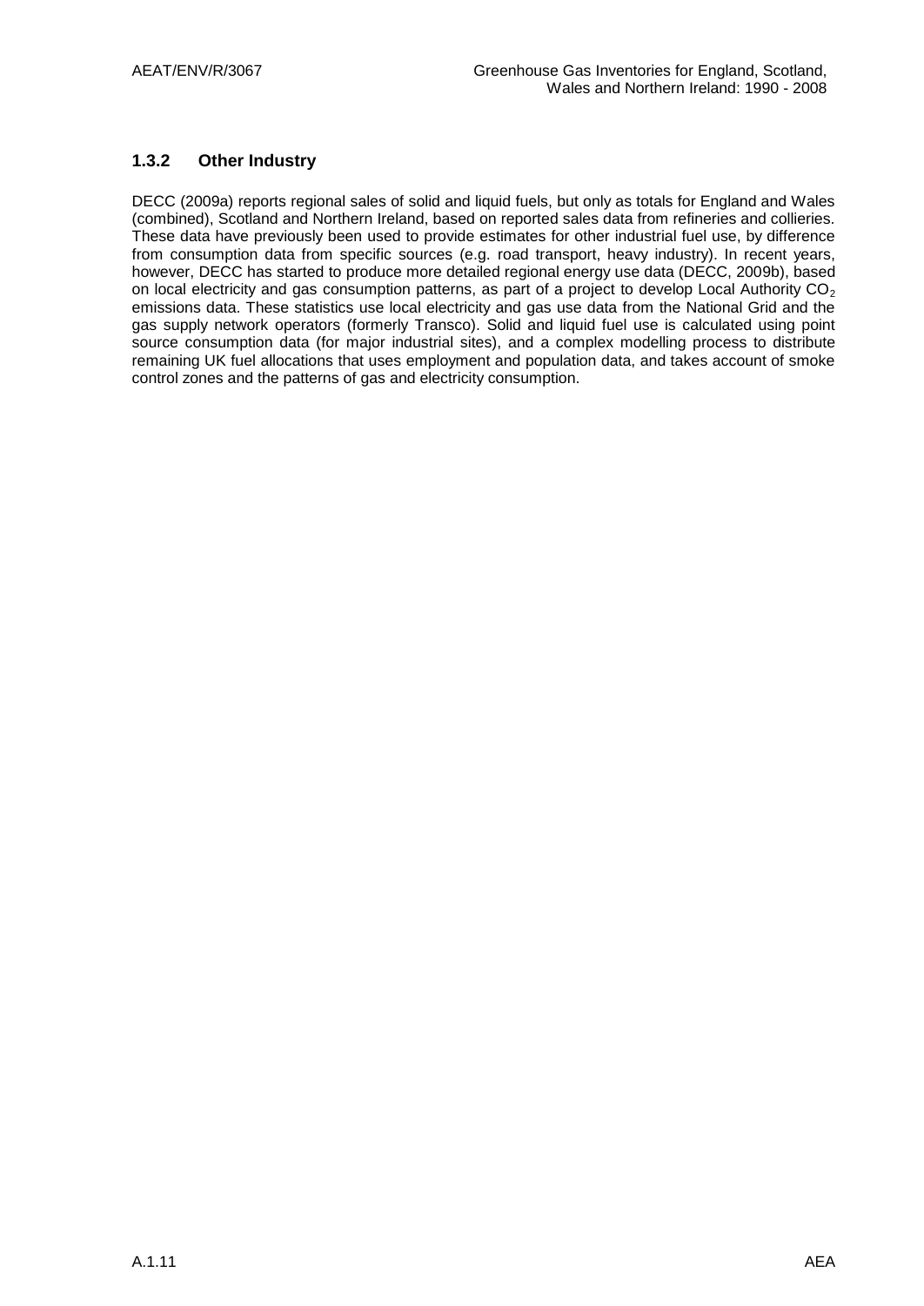### 1.3.2 Other Industry

DECC (2009a) reports regional sales of solid and liquid fuels, but only as totals for England and Wales (combined), Scotland and Northern Ireland, based on reported sales data from refineries and collieries. These data have previously been used to provide estimates for other industrial fuel use, by difference from consumption data from specific sources (e.g. road transport, heavy industry). In recent years, however, DECC has started to produce more detailed regional energy use data (DECC, 2009b), based on local electricity and gas consumption patterns, as part of a project to develop Local Authority $CO_2$ emissions data. These statistics use local electricity and gas use data from the National Grid and the gas supply network operators (formerly Transco). Solid and liquid fuel use is calculated using point source consumption data (for major industrial sites), and a complex modelling process to distribute remaining UK fuel allocations that uses employment and population data, and takes account of smoke control zones and the patterns of gas and electricity consumption.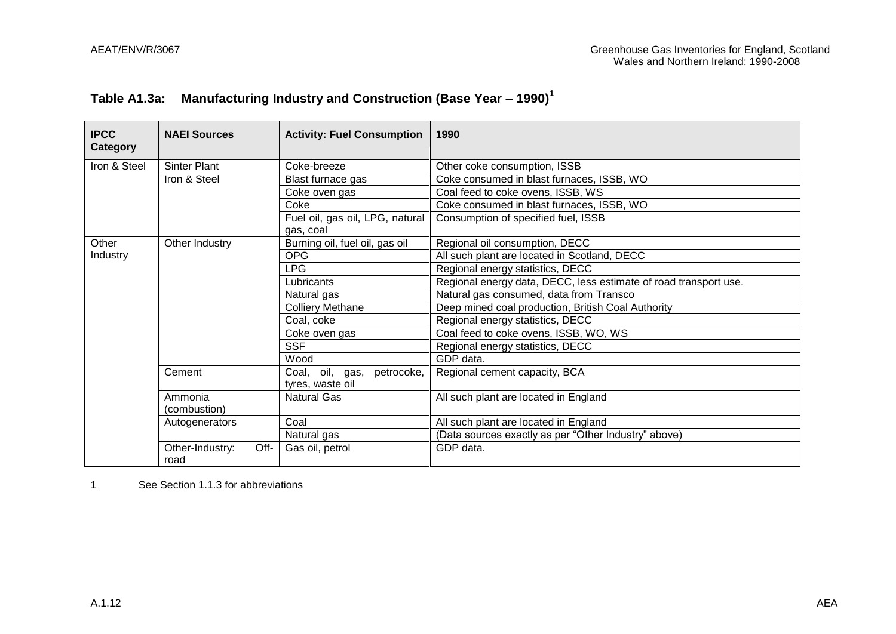## Table A1.3a: Manufacturing Industry and Construction (Base Year – 1990)[1]

| IPCC Category | NAEI Sources | Activity: Fuel Consumption | 1990 |
|---|---|---|---|
| Iron & Steel | Sinter Plant | Coke-breeze | Other coke consumption, ISSB |
| | Iron & Steel | Blast furnace gas | Coke consumed in blast furnaces, ISSB, WO |
| | | Coke oven gas | Coal feed to coke ovens, ISSB, WS |
| | | Coke | Coke consumed in blast furnaces, ISSB, WO |
| | | Fuel oil, gas oil, LPG, natural gas, coal | Consumption of specified fuel, ISSB |
| Other Industry | Other Industry | Burning oil, fuel oil, gas oil | Regional oil consumption, DECC |
| | | OPG | All such plant are located in Scotland, DECC |
| | | LPG | Regional energy statistics, DECC |
| | | Lubricants | Regional energy data, DECC, less estimate of road transport use. |
| | | Natural gas | Natural gas consumed, data from Transco |
| | | Colliery Methane | Deep mined coal production, British Coal Authority |
| | | Coal, coke | Regional energy statistics, DECC |
| | | Coke oven gas | Coal feed to coke ovens, ISSB, WO, WS |
| | | SSF | Regional energy statistics, DECC |
| | | Wood | GDP data. |
| | Cement | Coal, oil, gas, petrocoke, tyres, waste oil | Regional cement capacity, BCA |
| | Ammonia (combustion) | Natural Gas | All such plant are located in England |
| | Autogenerators | Coal | All such plant are located in England |
| | | Natural gas | (Data sources exactly as per "Other Industry" above) |
| | Other-Industry: Off-road | Gas oil, petrol | GDP data. |

1 See Section 1.1.3 for abbreviations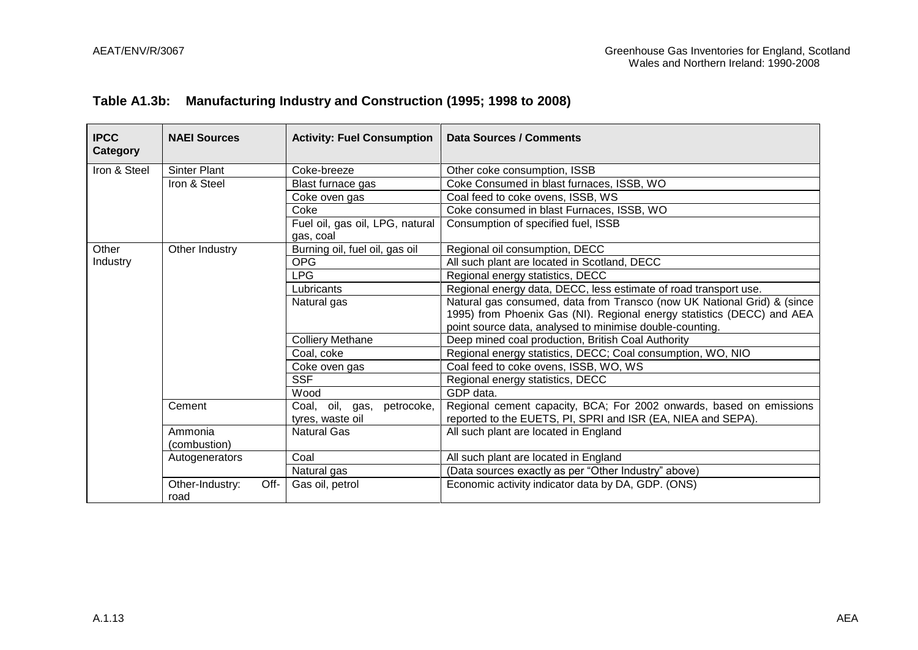## Table A1.3b: Manufacturing Industry and Construction (1995; 1998 to 2008)

| IPCC Category | NAEI Sources | Activity: Fuel Consumption | Data Sources / Comments |
|---|---|---|---|
| Iron & Steel | Sinter Plant | Coke-breeze | Other coke consumption, ISSB |
| | Iron & Steel | Blast furnace gas | Coke Consumed in blast furnaces, ISSB, WO |
| | | Coke oven gas | Coal feed to coke ovens, ISSB, WS |
| | | Coke | Coke consumed in blast Furnaces, ISSB, WO |
| | | Fuel oil, gas oil, LPG, natural gas, coal | Consumption of specified fuel, ISSB |
| Other Industry | Other Industry | Burning oil, fuel oil, gas oil | Regional oil consumption, DECC |
| | | OPG | All such plant are located in Scotland, DECC |
| | | LPG | Regional energy statistics, DECC |
| | | Lubricants | Regional energy data, DECC, less estimate of road transport use. |
| | | Natural gas | Natural gas consumed, data from Transco (now UK National Grid) & (since 1995) from Phoenix Gas (NI). Regional energy statistics (DECC) and AEA point source data, analysed to minimise double-counting. |
| | | Colliery Methane | Deep mined coal production, British Coal Authority |
| | | Coal, coke | Regional energy statistics, DECC; Coal consumption, WO, NIO |
| | | Coke oven gas | Coal feed to coke ovens, ISSB, WO, WS |
| | | SSF | Regional energy statistics, DECC |
| | | Wood | GDP data. |
| | Cement | Coal, oil, gas, petrocoke, tyres, waste oil | Regional cement capacity, BCA; For 2002 onwards, based on emissions reported to the EUETS, PI, SPRI and ISR (EA, NIEA and SEPA). |
| | Ammonia (combustion) | Natural Gas | All such plant are located in England |
| | Autogenerators | Coal | All such plant are located in England |
| | | Natural gas | (Data sources exactly as per "Other Industry" above) |
| | Other-Industry: Off-road | Gas oil, petrol | Economic activity indicator data by DA, GDP. (ONS) |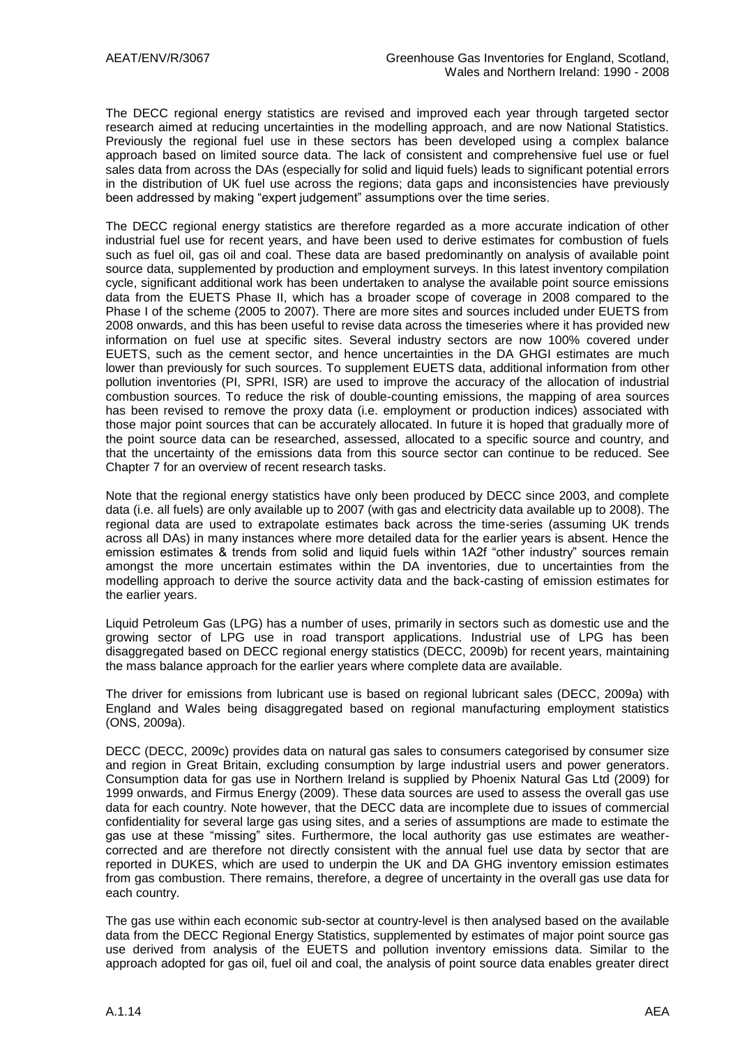The DECC regional energy statistics are revised and improved each year through targeted sector research aimed at reducing uncertainties in the modelling approach, and are now National Statistics. Previously the regional fuel use in these sectors has been developed using a complex balance approach based on limited source data. The lack of consistent and comprehensive fuel use or fuel sales data from across the DAs (especially for solid and liquid fuels) leads to significant potential errors in the distribution of UK fuel use across the regions; data gaps and inconsistencies have previously been addressed by making "expert judgement" assumptions over the time series.

The DECC regional energy statistics are therefore regarded as a more accurate indication of other industrial fuel use for recent years, and have been used to derive estimates for combustion of fuels such as fuel oil, gas oil and coal. These data are based predominantly on analysis of available point source data, supplemented by production and employment surveys. In this latest inventory compilation cycle, significant additional work has been undertaken to analyse the available point source emissions data from the EUETS Phase II, which has a broader scope of coverage in 2008 compared to the Phase I of the scheme (2005 to 2007). There are more sites and sources included under EUETS from 2008 onwards, and this has been useful to revise data across the timeseries where it has provided new information on fuel use at specific sites. Several industry sectors are now 100% covered under EUETS, such as the cement sector, and hence uncertainties in the DA GHGI estimates are much lower than previously for such sources. To supplement EUETS data, additional information from other pollution inventories (PI, SPRI, ISR) are used to improve the accuracy of the allocation of industrial combustion sources. To reduce the risk of double-counting emissions, the mapping of area sources has been revised to remove the proxy data (i.e. employment or production indices) associated with those major point sources that can be accurately allocated. In future it is hoped that gradually more of the point source data can be researched, assessed, allocated to a specific source and country, and that the uncertainty of the emissions data from this source sector can continue to be reduced. See Chapter 7 for an overview of recent research tasks.

Note that the regional energy statistics have only been produced by DECC since 2003, and complete data (i.e. all fuels) are only available up to 2007 (with gas and electricity data available up to 2008). The regional data are used to extrapolate estimates back across the time-series (assuming UK trends across all DAs) in many instances where more detailed data for the earlier years is absent. Hence the emission estimates & trends from solid and liquid fuels within 1A2f "other industry" sources remain amongst the more uncertain estimates within the DA inventories, due to uncertainties from the modelling approach to derive the source activity data and the back-casting of emission estimates for the earlier years.

Liquid Petroleum Gas (LPG) has a number of uses, primarily in sectors such as domestic use and the growing sector of LPG use in road transport applications. Industrial use of LPG has been disaggregated based on DECC regional energy statistics (DECC, 2009b) for recent years, maintaining the mass balance approach for the earlier years where complete data are available.

The driver for emissions from lubricant use is based on regional lubricant sales (DECC, 2009a) with England and Wales being disaggregated based on regional manufacturing employment statistics (ONS, 2009a).

DECC (DECC, 2009c) provides data on natural gas sales to consumers categorised by consumer size and region in Great Britain, excluding consumption by large industrial users and power generators. Consumption data for gas use in Northern Ireland is supplied by Phoenix Natural Gas Ltd (2009) for 1999 onwards, and Firmus Energy (2009). These data sources are used to assess the overall gas use data for each country. Note however, that the DECC data are incomplete due to issues of commercial confidentiality for several large gas using sites, and a series of assumptions are made to estimate the gas use at these "missing" sites. Furthermore, the local authority gas use estimates are weather-corrected and are therefore not directly consistent with the annual fuel use data by sector that are reported in DUKES, which are used to underpin the UK and DA GHG inventory emission estimates from gas combustion. There remains, therefore, a degree of uncertainty in the overall gas use data for each country.

The gas use within each economic sub-sector at country-level is then analysed based on the available data from the DECC Regional Energy Statistics, supplemented by estimates of major point source gas use derived from analysis of the EUETS and pollution inventory emissions data. Similar to the approach adopted for gas oil, fuel oil and coal, the analysis of point source data enables greater direct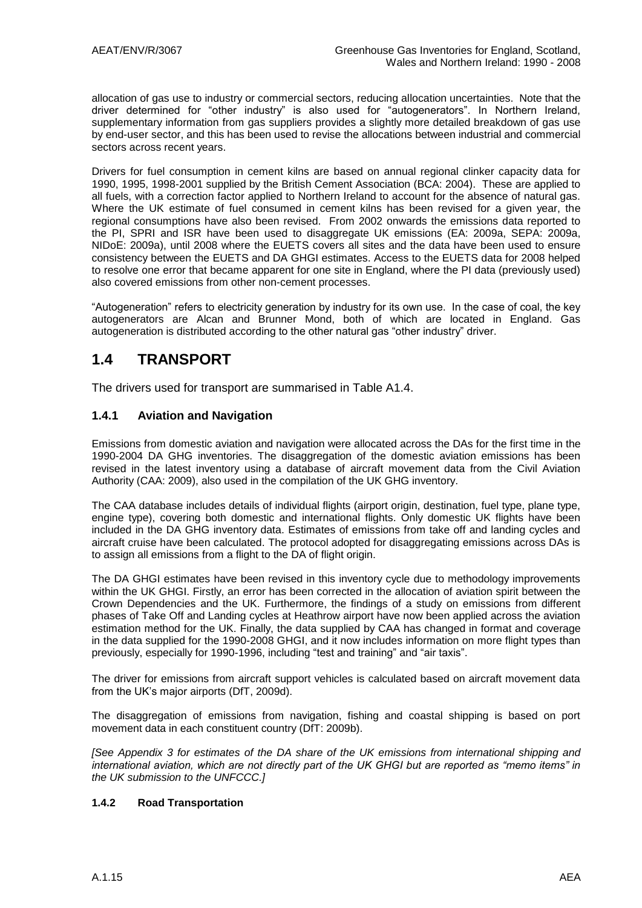allocation of gas use to industry or commercial sectors, reducing allocation uncertainties. Note that the driver determined for "other industry" is also used for "autogenerators". In Northern Ireland, supplementary information from gas suppliers provides a slightly more detailed breakdown of gas use by end-user sector, and this has been used to revise the allocations between industrial and commercial sectors across recent years.

Drivers for fuel consumption in cement kilns are based on annual regional clinker capacity data for 1990, 1995, 1998-2001 supplied by the British Cement Association (BCA: 2004). These are applied to all fuels, with a correction factor applied to Northern Ireland to account for the absence of natural gas. Where the UK estimate of fuel consumed in cement kilns has been revised for a given year, the regional consumptions have also been revised. From 2002 onwards the emissions data reported to the PI, SPRI and ISR have been used to disaggregate UK emissions (EA: 2009a, SEPA: 2009a, NIDoE: 2009a), until 2008 where the EUETS covers all sites and the data have been used to ensure consistency between the EUETS and DA GHGI estimates. Access to the EUETS data for 2008 helped to resolve one error that became apparent for one site in England, where the PI data (previously used) also covered emissions from other non-cement processes.

"Autogeneration" refers to electricity generation by industry for its own use. In the case of coal, the key autogenerators are Alcan and Brunner Mond, both of which are located in England. Gas autogeneration is distributed according to the other natural gas "other industry" driver.

# 1.4 TRANSPORT

The drivers used for transport are summarised in Table A1.4.

## 1.4.1 Aviation and Navigation

Emissions from domestic aviation and navigation were allocated across the DAs for the first time in the 1990-2004 DA GHG inventories. The disaggregation of the domestic aviation emissions has been revised in the latest inventory using a database of aircraft movement data from the Civil Aviation Authority (CAA: 2009), also used in the compilation of the UK GHG inventory.

The CAA database includes details of individual flights (airport origin, destination, fuel type, plane type, engine type), covering both domestic and international flights. Only domestic UK flights have been included in the DA GHG inventory data. Estimates of emissions from take off and landing cycles and aircraft cruise have been calculated. The protocol adopted for disaggregating emissions across DAs is to assign all emissions from a flight to the DA of flight origin.

The DA GHGI estimates have been revised in this inventory cycle due to methodology improvements within the UK GHGI. Firstly, an error has been corrected in the allocation of aviation spirit between the Crown Dependencies and the UK. Furthermore, the findings of a study on emissions from different phases of Take Off and Landing cycles at Heathrow airport have now been applied across the aviation estimation method for the UK. Finally, the data supplied by CAA has changed in format and coverage in the data supplied for the 1990-2008 GHGI, and it now includes information on more flight types than previously, especially for 1990-1996, including "test and training" and "air taxis".

The driver for emissions from aircraft support vehicles is calculated based on aircraft movement data from the UK's major airports (DfT, 2009d).

The disaggregation of emissions from navigation, fishing and coastal shipping is based on port movement data in each constituent country (DfT: 2009b).

*[See Appendix 3 for estimates of the DA share of the UK emissions from international shipping and international aviation, which are not directly part of the UK GHGI but are reported as "memo items" in the UK submission to the UNFCCC.]*

### 1.4.2 Road Transportation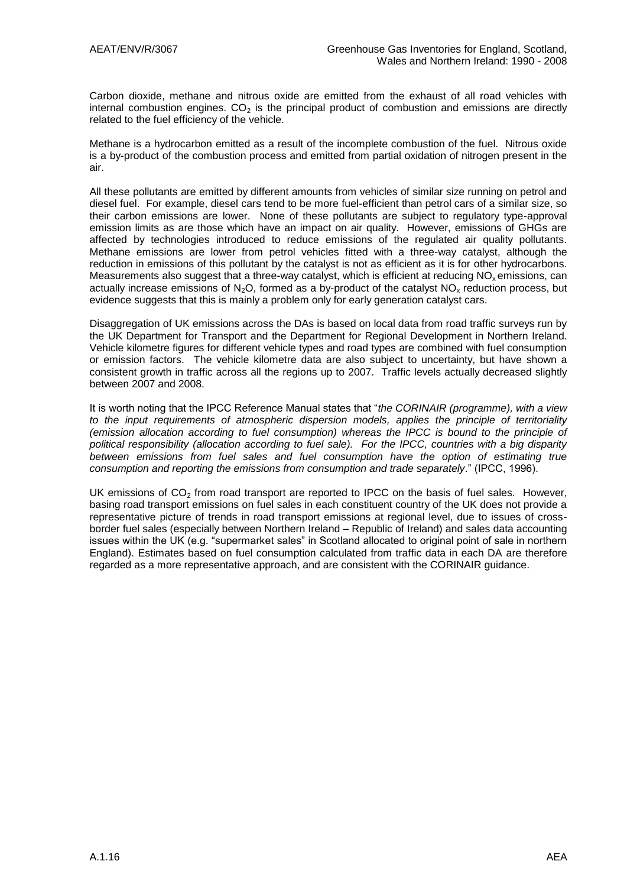Carbon dioxide, methane and nitrous oxide are emitted from the exhaust of all road vehicles with internal combustion engines. $CO_2$ is the principal product of combustion and emissions are directly related to the fuel efficiency of the vehicle.

Methane is a hydrocarbon emitted as a result of the incomplete combustion of the fuel. Nitrous oxide is a by-product of the combustion process and emitted from partial oxidation of nitrogen present in the air.

All these pollutants are emitted by different amounts from vehicles of similar size running on petrol and diesel fuel. For example, diesel cars tend to be more fuel-efficient than petrol cars of a similar size, so their carbon emissions are lower. None of these pollutants are subject to regulatory type-approval emission limits as are those which have an impact on air quality. However, emissions of GHGs are affected by technologies introduced to reduce emissions of the regulated air quality pollutants. Methane emissions are lower from petrol vehicles fitted with a three-way catalyst, although the reduction in emissions of this pollutant by the catalyst is not as efficient as it is for other hydrocarbons. Measurements also suggest that a three-way catalyst, which is efficient at reducing $NO_x$ emissions, can actually increase emissions of $N_2O$, formed as a by-product of the catalyst $NO_x$ reduction process, but evidence suggests that this is mainly a problem only for early generation catalyst cars.

Disaggregation of UK emissions across the DAs is based on local data from road traffic surveys run by the UK Department for Transport and the Department for Regional Development in Northern Ireland. Vehicle kilometre figures for different vehicle types and road types are combined with fuel consumption or emission factors. The vehicle kilometre data are also subject to uncertainty, but have shown a consistent growth in traffic across all the regions up to 2007. Traffic levels actually decreased slightly between 2007 and 2008.

It is worth noting that the IPCC Reference Manual states that "*the CORINAIR (programme), with a view to the input requirements of atmospheric dispersion models, applies the principle of territoriality (emission allocation according to fuel consumption) whereas the IPCC is bound to the principle of political responsibility (allocation according to fuel sale). For the IPCC, countries with a big disparity between emissions from fuel sales and fuel consumption have the option of estimating true consumption and reporting the emissions from consumption and trade separately*." (IPCC, 1996).

UK emissions of $CO_2$ from road transport are reported to IPCC on the basis of fuel sales. However, basing road transport emissions on fuel sales in each constituent country of the UK does not provide a representative picture of trends in road transport emissions at regional level, due to issues of cross-border fuel sales (especially between Northern Ireland – Republic of Ireland) and sales data accounting issues within the UK (e.g. "supermarket sales" in Scotland allocated to original point of sale in northern England). Estimates based on fuel consumption calculated from traffic data in each DA are therefore regarded as a more representative approach, and are consistent with the CORINAIR guidance.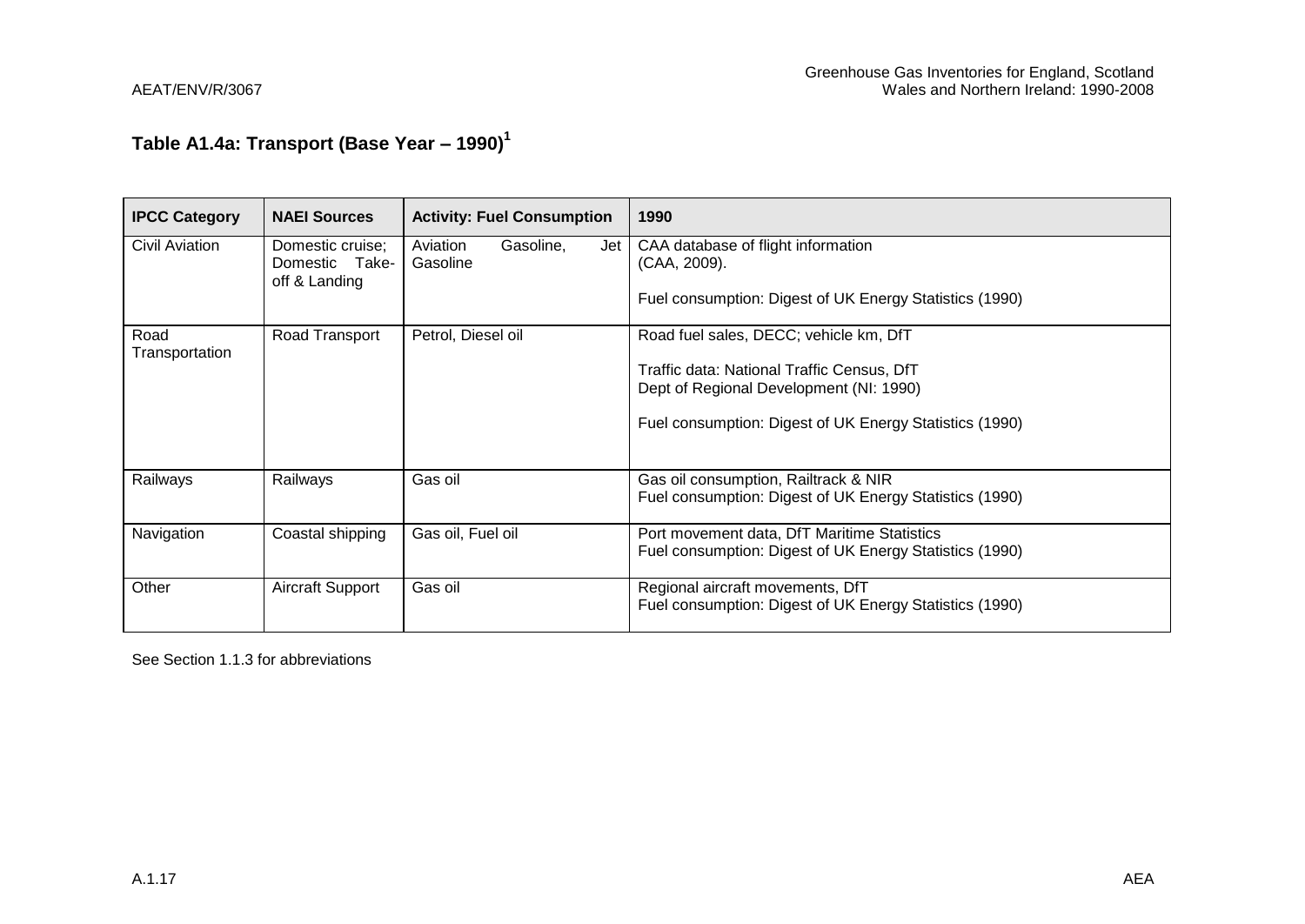## Table A1.4a: Transport (Base Year – 1990)[1]

| IPCC Category | NAEI Sources | Activity: Fuel Consumption | 1990 |
|---|---|---|---|
| Civil Aviation | Domestic cruise; Domestic Take-off & Landing | Aviation Gasoline, Jet Gasoline | CAA database of flight information (CAA, 2009).<br><br>Fuel consumption: Digest of UK Energy Statistics (1990) |
| Road Transportation | Road Transport | Petrol, Diesel oil | Road fuel sales, DECC; vehicle km, DfT<br><br>Traffic data: National Traffic Census, DfT<br>Dept of Regional Development (NI: 1990)<br><br>Fuel consumption: Digest of UK Energy Statistics (1990) |
| Railways | Railways | Gas oil | Gas oil consumption, Railtrack & NIR<br>Fuel consumption: Digest of UK Energy Statistics (1990) |
| Navigation | Coastal shipping | Gas oil, Fuel oil | Port movement data, DfT Maritime Statistics<br>Fuel consumption: Digest of UK Energy Statistics (1990) |
| Other | Aircraft Support | Gas oil | Regional aircraft movements, DfT<br>Fuel consumption: Digest of UK Energy Statistics (1990) |

See Section 1.1.3 for abbreviations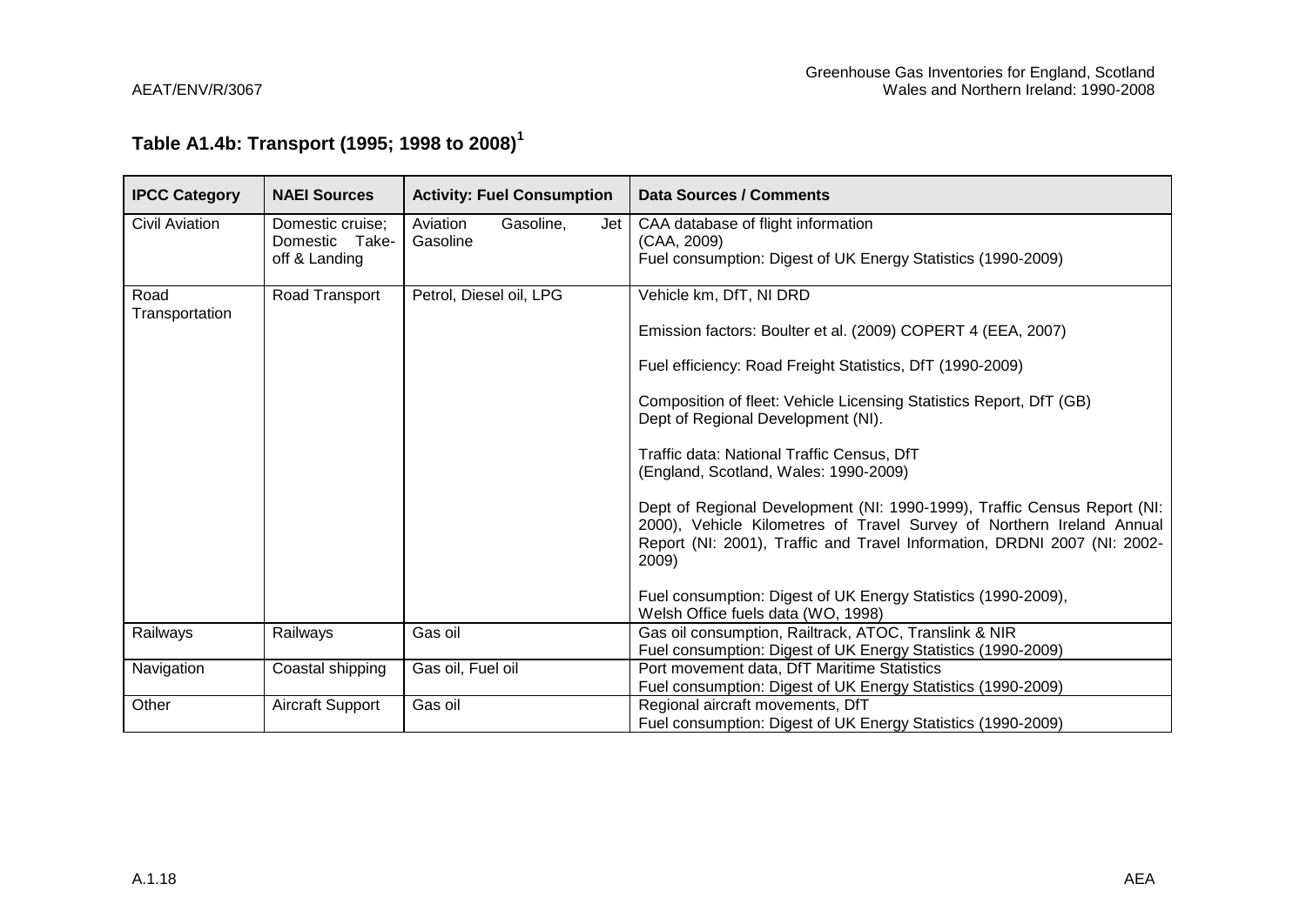## Table A1.4b: Transport (1995; 1998 to 2008)[1]

| IPCC Category | NAEI Sources | Activity: Fuel Consumption | Data Sources / Comments |
|---|---|---|---|
| Civil Aviation | Domestic cruise; Domestic Take-off & Landing | Aviation Gasoline, Jet Gasoline | CAA database of flight information (CAA, 2009)<br>Fuel consumption: Digest of UK Energy Statistics (1990-2009) |
| Road Transportation | Road Transport | Petrol, Diesel oil, LPG | Vehicle km, DfT, NI DRD<br><br>Emission factors: Boulter et al. (2009) COPERT 4 (EEA, 2007)<br><br>Fuel efficiency: Road Freight Statistics, DfT (1990-2009)<br><br>Composition of fleet: Vehicle Licensing Statistics Report, DfT (GB) Dept of Regional Development (NI).<br><br>Traffic data: National Traffic Census, DfT (England, Scotland, Wales: 1990-2009)<br><br>Dept of Regional Development (NI: 1990-1999), Traffic Census Report (NI: 2000), Vehicle Kilometres of Travel Survey of Northern Ireland Annual Report (NI: 2001), Traffic and Travel Information, DRDNI 2007 (NI: 2002-2009)<br><br>Fuel consumption: Digest of UK Energy Statistics (1990-2009), Welsh Office fuels data (WO, 1998) |
| Railways | Railways | Gas oil | Gas oil consumption, Railtrack, ATOC, Translink & NIR<br>Fuel consumption: Digest of UK Energy Statistics (1990-2009) |
| Navigation | Coastal shipping | Gas oil, Fuel oil | Port movement data, DfT Maritime Statistics<br>Fuel consumption: Digest of UK Energy Statistics (1990-2009) |
| Other | Aircraft Support | Gas oil | Regional aircraft movements, DfT<br>Fuel consumption: Digest of UK Energy Statistics (1990-2009) |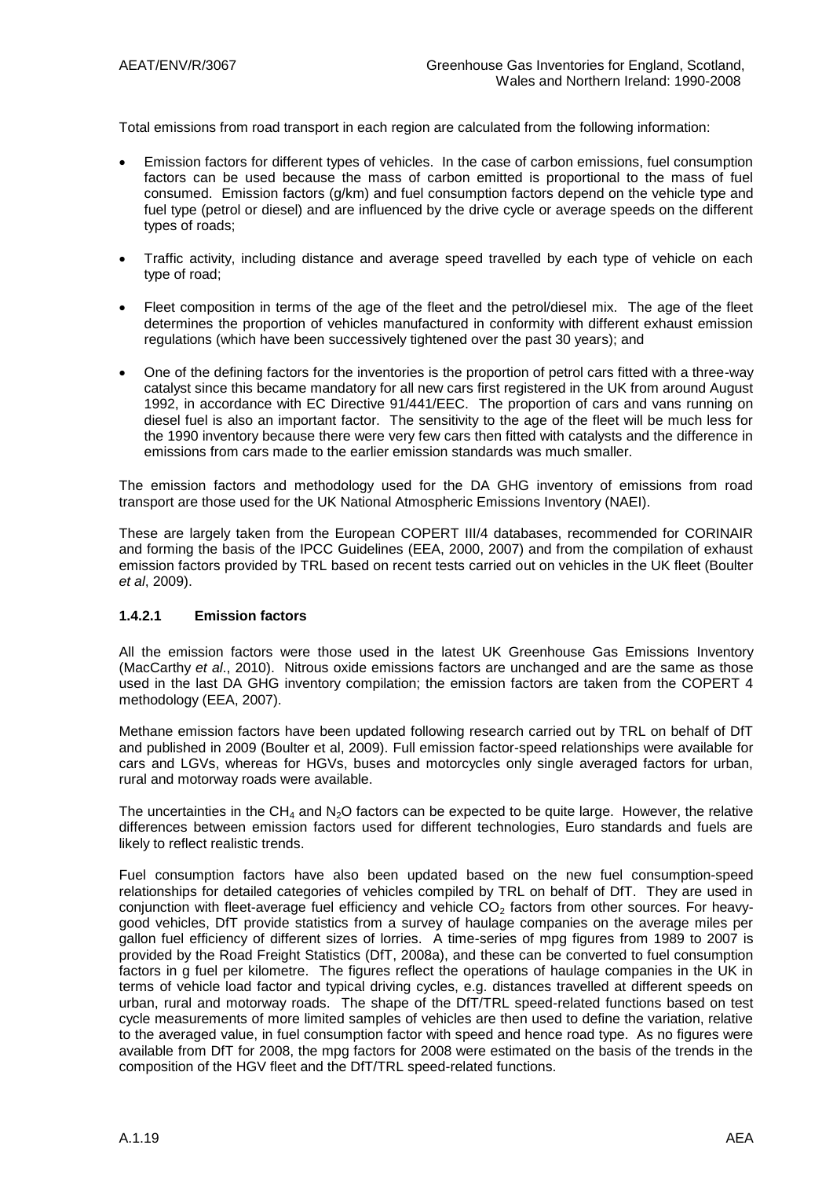Total emissions from road transport in each region are calculated from the following information:

- Emission factors for different types of vehicles. In the case of carbon emissions, fuel consumption factors can be used because the mass of carbon emitted is proportional to the mass of fuel consumed. Emission factors (g/km) and fuel consumption factors depend on the vehicle type and fuel type (petrol or diesel) and are influenced by the drive cycle or average speeds on the different types of roads;
- Traffic activity, including distance and average speed travelled by each type of vehicle on each type of road;
- Fleet composition in terms of the age of the fleet and the petrol/diesel mix. The age of the fleet determines the proportion of vehicles manufactured in conformity with different exhaust emission regulations (which have been successively tightened over the past 30 years); and
- One of the defining factors for the inventories is the proportion of petrol cars fitted with a three-way catalyst since this became mandatory for all new cars first registered in the UK from around August 1992, in accordance with EC Directive 91/441/EEC. The proportion of cars and vans running on diesel fuel is also an important factor. The sensitivity to the age of the fleet will be much less for the 1990 inventory because there were very few cars then fitted with catalysts and the difference in emissions from cars made to the earlier emission standards was much smaller.

The emission factors and methodology used for the DA GHG inventory of emissions from road transport are those used for the UK National Atmospheric Emissions Inventory (NAEI).

These are largely taken from the European COPERT III/4 databases, recommended for CORINAIR and forming the basis of the IPCC Guidelines (EEA, 2000, 2007) and from the compilation of exhaust emission factors provided by TRL based on recent tests carried out on vehicles in the UK fleet (Boulter *et al*, 2009).

#### 1.4.2.1 Emission factors

All the emission factors were those used in the latest UK Greenhouse Gas Emissions Inventory (MacCarthy *et al*., 2010). Nitrous oxide emissions factors are unchanged and are the same as those used in the last DA GHG inventory compilation; the emission factors are taken from the COPERT 4 methodology (EEA, 2007).

Methane emission factors have been updated following research carried out by TRL on behalf of DfT and published in 2009 (Boulter et al, 2009). Full emission factor-speed relationships were available for cars and LGVs, whereas for HGVs, buses and motorcycles only single averaged factors for urban, rural and motorway roads were available.

The uncertainties in the $CH_4$ and $N_2O$ factors can be expected to be quite large. However, the relative differences between emission factors used for different technologies, Euro standards and fuels are likely to reflect realistic trends.

Fuel consumption factors have also been updated based on the new fuel consumption-speed relationships for detailed categories of vehicles compiled by TRL on behalf of DfT. They are used in conjunction with fleet-average fuel efficiency and vehicle $CO_2$ factors from other sources. For heavy-good vehicles, DfT provide statistics from a survey of haulage companies on the average miles per gallon fuel efficiency of different sizes of lorries. A time-series of mpg figures from 1989 to 2007 is provided by the Road Freight Statistics (DfT, 2008a), and these can be converted to fuel consumption factors in g fuel per kilometre. The figures reflect the operations of haulage companies in the UK in terms of vehicle load factor and typical driving cycles, e.g. distances travelled at different speeds on urban, rural and motorway roads. The shape of the DfT/TRL speed-related functions based on test cycle measurements of more limited samples of vehicles are then used to define the variation, relative to the averaged value, in fuel consumption factor with speed and hence road type. As no figures were available from DfT for 2008, the mpg factors for 2008 were estimated on the basis of the trends in the composition of the HGV fleet and the DfT/TRL speed-related functions.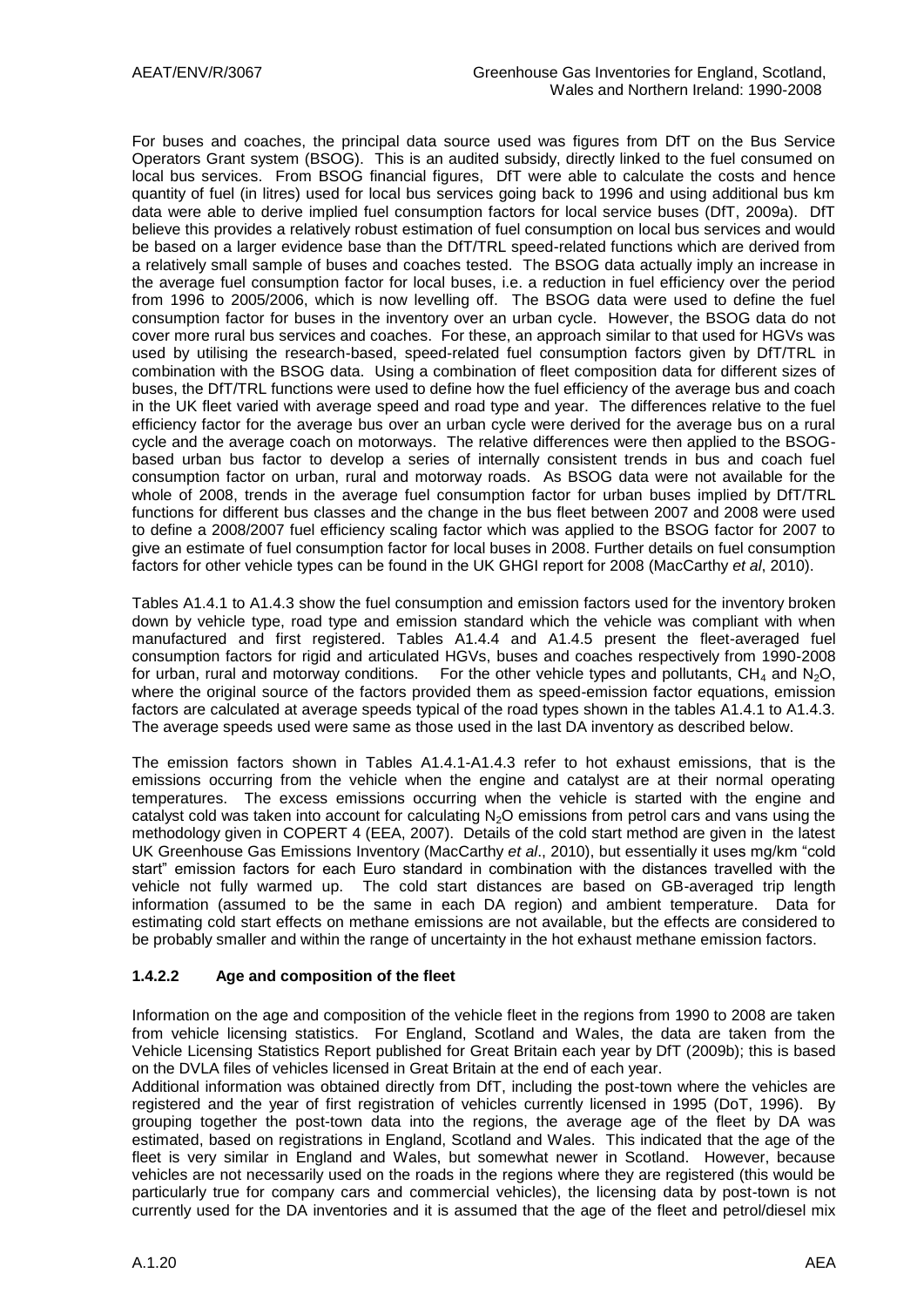For buses and coaches, the principal data source used was figures from DfT on the Bus Service Operators Grant system (BSOG). This is an audited subsidy, directly linked to the fuel consumed on local bus services. From BSOG financial figures, DfT were able to calculate the costs and hence quantity of fuel (in litres) used for local bus services going back to 1996 and using additional bus km data were able to derive implied fuel consumption factors for local service buses (DfT, 2009a). DfT believe this provides a relatively robust estimation of fuel consumption on local bus services and would be based on a larger evidence base than the DfT/TRL speed-related functions which are derived from a relatively small sample of buses and coaches tested. The BSOG data actually imply an increase in the average fuel consumption factor for local buses, i.e. a reduction in fuel efficiency over the period from 1996 to 2005/2006, which is now levelling off. The BSOG data were used to define the fuel consumption factor for buses in the inventory over an urban cycle. However, the BSOG data do not cover more rural bus services and coaches. For these, an approach similar to that used for HGVs was used by utilising the research-based, speed-related fuel consumption factors given by DfT/TRL in combination with the BSOG data. Using a combination of fleet composition data for different sizes of buses, the DfT/TRL functions were used to define how the fuel efficiency of the average bus and coach in the UK fleet varied with average speed and road type and year. The differences relative to the fuel efficiency factor for the average bus over an urban cycle were derived for the average bus on a rural cycle and the average coach on motorways. The relative differences were then applied to the BSOG-based urban bus factor to develop a series of internally consistent trends in bus and coach fuel consumption factor on urban, rural and motorway roads. As BSOG data were not available for the whole of 2008, trends in the average fuel consumption factor for urban buses implied by DfT/TRL functions for different bus classes and the change in the bus fleet between 2007 and 2008 were used to define a 2008/2007 fuel efficiency scaling factor which was applied to the BSOG factor for 2007 to give an estimate of fuel consumption factor for local buses in 2008. Further details on fuel consumption factors for other vehicle types can be found in the UK GHGI report for 2008 (MacCarthy *et al*, 2010).

Tables A1.4.1 to A1.4.3 show the fuel consumption and emission factors used for the inventory broken down by vehicle type, road type and emission standard which the vehicle was compliant with when manufactured and first registered. Tables A1.4.4 and A1.4.5 present the fleet-averaged fuel consumption factors for rigid and articulated HGVs, buses and coaches respectively from 1990-2008 for urban, rural and motorway conditions. For the other vehicle types and pollutants, $CH_4$ and $N_2O$, where the original source of the factors provided them as speed-emission factor equations, emission factors are calculated at average speeds typical of the road types shown in the tables A1.4.1 to A1.4.3. The average speeds used were same as those used in the last DA inventory as described below.

The emission factors shown in Tables A1.4.1-A1.4.3 refer to hot exhaust emissions, that is the emissions occurring from the vehicle when the engine and catalyst are at their normal operating temperatures. The excess emissions occurring when the vehicle is started with the engine and catalyst cold was taken into account for calculating $N_2O$ emissions from petrol cars and vans using the methodology given in COPERT 4 (EEA, 2007). Details of the cold start method are given in the latest UK Greenhouse Gas Emissions Inventory (MacCarthy *et al*., 2010), but essentially it uses mg/km "cold start" emission factors for each Euro standard in combination with the distances travelled with the vehicle not fully warmed up. The cold start distances are based on GB-averaged trip length information (assumed to be the same in each DA region) and ambient temperature. Data for estimating cold start effects on methane emissions are not available, but the effects are considered to be probably smaller and within the range of uncertainty in the hot exhaust methane emission factors.

### 1.4.2.2 Age and composition of the fleet

Information on the age and composition of the vehicle fleet in the regions from 1990 to 2008 are taken from vehicle licensing statistics. For England, Scotland and Wales, the data are taken from the Vehicle Licensing Statistics Report published for Great Britain each year by DfT (2009b); this is based on the DVLA files of vehicles licensed in Great Britain at the end of each year.

Additional information was obtained directly from DfT, including the post-town where the vehicles are registered and the year of first registration of vehicles currently licensed in 1995 (DoT, 1996). By grouping together the post-town data into the regions, the average age of the fleet by DA was estimated, based on registrations in England, Scotland and Wales. This indicated that the age of the fleet is very similar in England and Wales, but somewhat newer in Scotland. However, because vehicles are not necessarily used on the roads in the regions where they are registered (this would be particularly true for company cars and commercial vehicles), the licensing data by post-town is not currently used for the DA inventories and it is assumed that the age of the fleet and petrol/diesel mix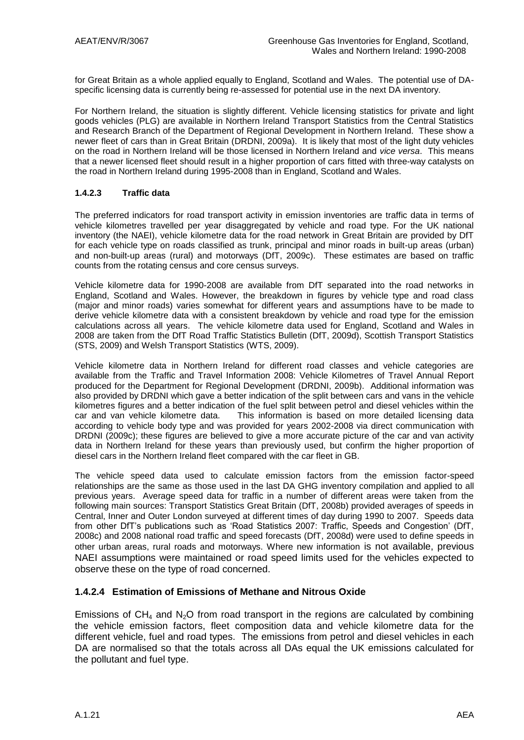for Great Britain as a whole applied equally to England, Scotland and Wales. The potential use of DA-specific licensing data is currently being re-assessed for potential use in the next DA inventory.

For Northern Ireland, the situation is slightly different. Vehicle licensing statistics for private and light goods vehicles (PLG) are available in Northern Ireland Transport Statistics from the Central Statistics and Research Branch of the Department of Regional Development in Northern Ireland. These show a newer fleet of cars than in Great Britain (DRDNI, 2009a). It is likely that most of the light duty vehicles on the road in Northern Ireland will be those licensed in Northern Ireland and *vice versa*. This means that a newer licensed fleet should result in a higher proportion of cars fitted with three-way catalysts on the road in Northern Ireland during 1995-2008 than in England, Scotland and Wales.

#### 1.4.2.3 Traffic data

The preferred indicators for road transport activity in emission inventories are traffic data in terms of vehicle kilometres travelled per year disaggregated by vehicle and road type. For the UK national inventory (the NAEI), vehicle kilometre data for the road network in Great Britain are provided by DfT for each vehicle type on roads classified as trunk, principal and minor roads in built-up areas (urban) and non-built-up areas (rural) and motorways (DfT, 2009c). These estimates are based on traffic counts from the rotating census and core census surveys.

Vehicle kilometre data for 1990-2008 are available from DfT separated into the road networks in England, Scotland and Wales. However, the breakdown in figures by vehicle type and road class (major and minor roads) varies somewhat for different years and assumptions have to be made to derive vehicle kilometre data with a consistent breakdown by vehicle and road type for the emission calculations across all years. The vehicle kilometre data used for England, Scotland and Wales in 2008 are taken from the DfT Road Traffic Statistics Bulletin (DfT, 2009d), Scottish Transport Statistics (STS, 2009) and Welsh Transport Statistics (WTS, 2009).

Vehicle kilometre data in Northern Ireland for different road classes and vehicle categories are available from the Traffic and Travel Information 2008: Vehicle Kilometres of Travel Annual Report produced for the Department for Regional Development (DRDNI, 2009b). Additional information was also provided by DRDNI which gave a better indication of the split between cars and vans in the vehicle kilometres figures and a better indication of the fuel split between petrol and diesel vehicles within the car and van vehicle kilometre data. This information is based on more detailed licensing data according to vehicle body type and was provided for years 2002-2008 via direct communication with DRDNI (2009c); these figures are believed to give a more accurate picture of the car and van activity data in Northern Ireland for these years than previously used, but confirm the higher proportion of diesel cars in the Northern Ireland fleet compared with the car fleet in GB.

The vehicle speed data used to calculate emission factors from the emission factor-speed relationships are the same as those used in the last DA GHG inventory compilation and applied to all previous years. Average speed data for traffic in a number of different areas were taken from the following main sources: Transport Statistics Great Britain (DfT, 2008b) provided averages of speeds in Central, Inner and Outer London surveyed at different times of day during 1990 to 2007. Speeds data from other DfT's publications such as 'Road Statistics 2007: Traffic, Speeds and Congestion' (DfT, 2008c) and 2008 national road traffic and speed forecasts (DfT, 2008d) were used to define speeds in other urban areas, rural roads and motorways. Where new information is not available, previous NAEI assumptions were maintained or road speed limits used for the vehicles expected to observe these on the type of road concerned.

### 1.4.2.4 Estimation of Emissions of Methane and Nitrous Oxide

Emissions of $CH_4$ and $N_2O$ from road transport in the regions are calculated by combining the vehicle emission factors, fleet composition data and vehicle kilometre data for the different vehicle, fuel and road types. The emissions from petrol and diesel vehicles in each DA are normalised so that the totals across all DAs equal the UK emissions calculated for the pollutant and fuel type.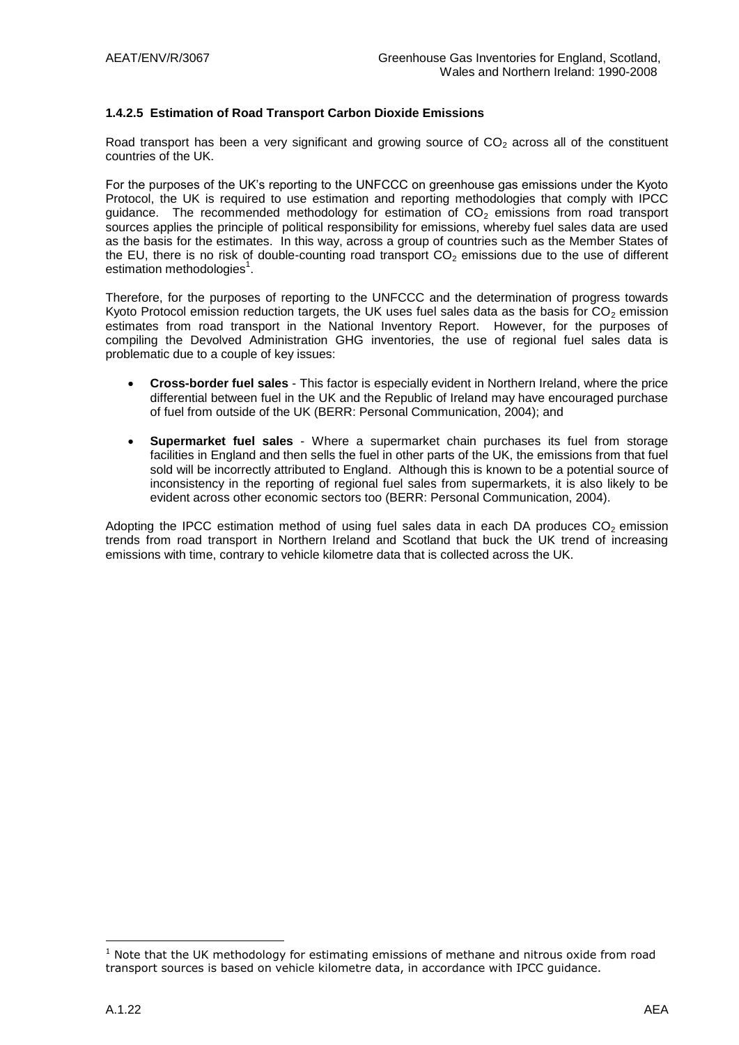#### 1.4.2.5 Estimation of Road Transport Carbon Dioxide Emissions

Road transport has been a very significant and growing source of $CO_2$ across all of the constituent countries of the UK.

For the purposes of the UK's reporting to the UNFCCC on greenhouse gas emissions under the Kyoto Protocol, the UK is required to use estimation and reporting methodologies that comply with IPCC guidance. The recommended methodology for estimation of $CO_2$ emissions from road transport sources applies the principle of political responsibility for emissions, whereby fuel sales data are used as the basis for the estimates. In this way, across a group of countries such as the Member States of the EU, there is no risk of double-counting road transport $CO_2$ emissions due to the use of different estimation methodologies[1].

Therefore, for the purposes of reporting to the UNFCCC and the determination of progress towards Kyoto Protocol emission reduction targets, the UK uses fuel sales data as the basis for $CO_2$ emission estimates from road transport in the National Inventory Report. However, for the purposes of compiling the Devolved Administration GHG inventories, the use of regional fuel sales data is problematic due to a couple of key issues:

- **Cross-border fuel sales** - This factor is especially evident in Northern Ireland, where the price differential between fuel in the UK and the Republic of Ireland may have encouraged purchase of fuel from outside of the UK (BERR: Personal Communication, 2004); and
- **Supermarket fuel sales** - Where a supermarket chain purchases its fuel from storage facilities in England and then sells the fuel in other parts of the UK, the emissions from that fuel sold will be incorrectly attributed to England. Although this is known to be a potential source of inconsistency in the reporting of regional fuel sales from supermarkets, it is also likely to be evident across other economic sectors too (BERR: Personal Communication, 2004).

Adopting the IPCC estimation method of using fuel sales data in each DA produces $CO_2$ emission trends from road transport in Northern Ireland and Scotland that buck the UK trend of increasing emissions with time, contrary to vehicle kilometre data that is collected across the UK.

[1] Note that the UK methodology for estimating emissions of methane and nitrous oxide from road transport sources is based on vehicle kilometre data, in accordance with IPCC guidance.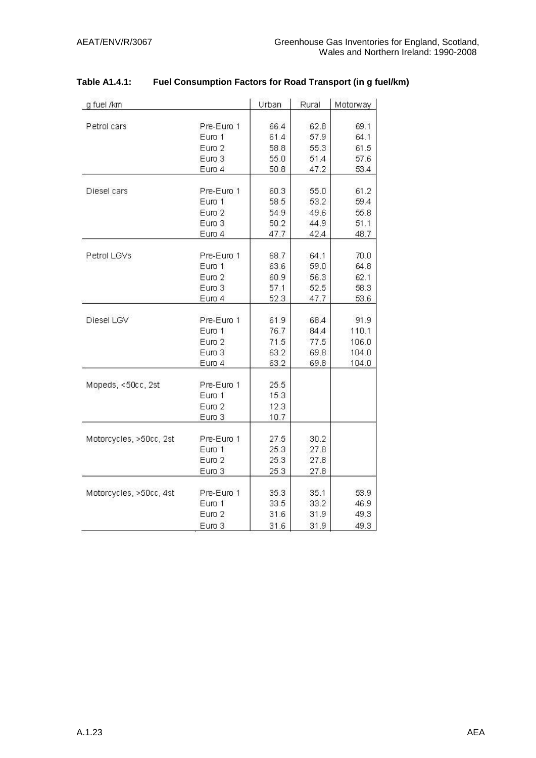**Table A1.4.1: Fuel Consumption Factors for Road Transport (in g fuel/km)**

| g fuel /km | | Urban | Rural | Motorway |
|---|---|---|---|---|
| Petrol cars | Pre-Euro 1 | 66.4 | 62.8 | 69.1 |
| | Euro 1 | 61.4 | 57.9 | 64.1 |
| | Euro 2 | 58.8 | 55.3 | 61.5 |
| | Euro 3 | 55.0 | 51.4 | 57.6 |
| | Euro 4 | 50.8 | 47.2 | 53.4 |
| Diesel cars | Pre-Euro 1 | 60.3 | 55.0 | 61.2 |
| | Euro 1 | 58.5 | 53.2 | 59.4 |
| | Euro 2 | 54.9 | 49.6 | 55.8 |
| | Euro 3 | 50.2 | 44.9 | 51.1 |
| | Euro 4 | 47.7 | 42.4 | 48.7 |
| Petrol LGVs | Pre-Euro 1 | 68.7 | 64.1 | 70.0 |
| | Euro 1 | 63.6 | 59.0 | 64.8 |
| | Euro 2 | 60.9 | 56.3 | 62.1 |
| | Euro 3 | 57.1 | 52.5 | 58.3 |
| | Euro 4 | 52.3 | 47.7 | 53.6 |
| Diesel LGV | Pre-Euro 1 | 61.9 | 68.4 | 91.9 |
| | Euro 1 | 76.7 | 84.4 | 110.1 |
| | Euro 2 | 71.5 | 77.5 | 106.0 |
| | Euro 3 | 63.2 | 69.8 | 104.0 |
| | Euro 4 | 63.2 | 69.8 | 104.0 |
| Mopeds, <50cc, 2st | Pre-Euro 1 | 25.5 | | |
| | Euro 1 | 15.3 | | |
| | Euro 2 | 12.3 | | |
| | Euro 3 | 10.7 | | |
| Motorcycles, >50cc, 2st | Pre-Euro 1 | 27.5 | 30.2 | |
| | Euro 1 | 25.3 | 27.8 | |
| | Euro 2 | 25.3 | 27.8 | |
| | Euro 3 | 25.3 | 27.8 | |
| Motorcycles, >50cc, 4st | Pre-Euro 1 | 35.3 | 35.1 | 53.9 |
| | Euro 1 | 33.5 | 33.2 | 46.9 |
| | Euro 2 | 31.6 | 31.9 | 49.3 |
| | Euro 3 | 31.6 | 31.9 | 49.3 |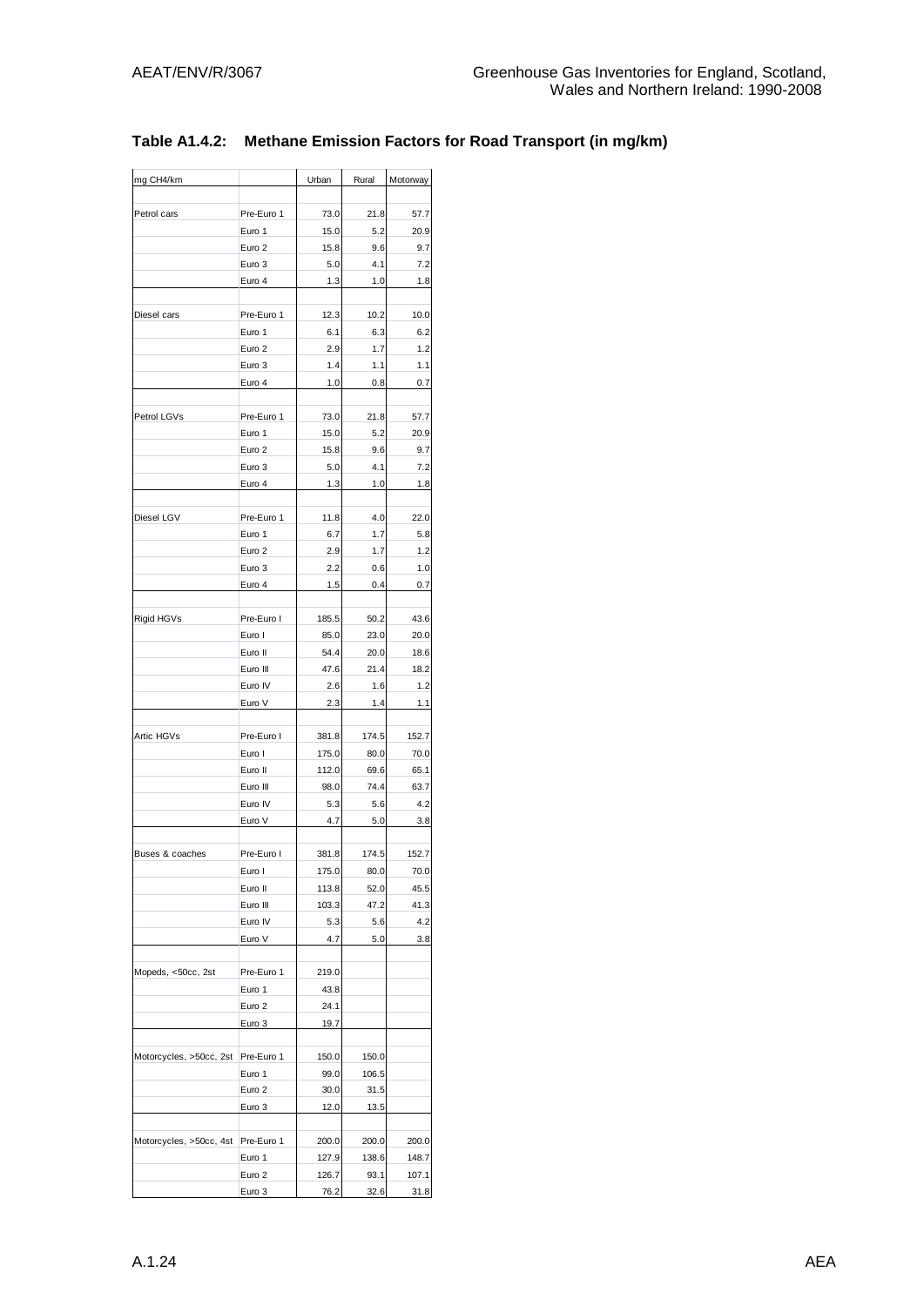## Table A1.4.2: Methane Emission Factors for Road Transport (in mg/km)

| mg CH4/km | | Urban | Rural | Motorway |
|---|---|---|---|---|
| Petrol cars | Pre-Euro 1 | 73.0 | 21.8 | 57.7 |
| | Euro 1 | 15.0 | 5.2 | 20.9 |
| | Euro 2 | 15.8 | 9.6 | 9.7 |
| | Euro 3 | 5.0 | 4.1 | 7.2 |
| | Euro 4 | 1.3 | 1.0 | 1.8 |
| Diesel cars | Pre-Euro 1 | 12.3 | 10.2 | 10.0 |
| | Euro 1 | 6.1 | 6.3 | 6.2 |
| | Euro 2 | 2.9 | 1.7 | 1.2 |
| | Euro 3 | 1.4 | 1.1 | 1.1 |
| | Euro 4 | 1.0 | 0.8 | 0.7 |
| Petrol LGVs | Pre-Euro 1 | 73.0 | 21.8 | 57.7 |
| | Euro 1 | 15.0 | 5.2 | 20.9 |
| | Euro 2 | 15.8 | 9.6 | 9.7 |
| | Euro 3 | 5.0 | 4.1 | 7.2 |
| | Euro 4 | 1.3 | 1.0 | 1.8 |
| Diesel LGV | Pre-Euro 1 | 11.8 | 4.0 | 22.0 |
| | Euro 1 | 6.7 | 1.7 | 5.8 |
| | Euro 2 | 2.9 | 1.7 | 1.2 |
| | Euro 3 | 2.2 | 0.6 | 1.0 |
| | Euro 4 | 1.5 | 0.4 | 0.7 |
| Rigid HGVs | Pre-Euro I | 185.5 | 50.2 | 43.6 |
| | Euro I | 85.0 | 23.0 | 20.0 |
| | Euro II | 54.4 | 20.0 | 18.6 |
| | Euro III | 47.6 | 21.4 | 18.2 |
| | Euro IV | 2.6 | 1.6 | 1.2 |
| | Euro V | 2.3 | 1.4 | 1.1 |
| Artic HGVs | Pre-Euro I | 381.8 | 174.5 | 152.7 |
| | Euro I | 175.0 | 80.0 | 70.0 |
| | Euro II | 112.0 | 69.6 | 65.1 |
| | Euro III | 98.0 | 74.4 | 63.7 |
| | Euro IV | 5.3 | 5.6 | 4.2 |
| | Euro V | 4.7 | 5.0 | 3.8 |
| Buses & coaches | Pre-Euro I | 381.8 | 174.5 | 152.7 |
| | Euro I | 175.0 | 80.0 | 70.0 |
| | Euro II | 113.8 | 52.0 | 45.5 |
| | Euro III | 103.3 | 47.2 | 41.3 |
| | Euro IV | 5.3 | 5.6 | 4.2 |
| | Euro V | 4.7 | 5.0 | 3.8 |
| Mopeds, <50cc, 2st | Pre-Euro 1 | 219.0 | | |
| | Euro 1 | 43.8 | | |
| | Euro 2 | 24.1 | | |
| | Euro 3 | 19.7 | | |
| Motorcycles, >50cc, 2st | Pre-Euro 1 | 150.0 | 150.0 | |
| | Euro 1 | 99.0 | 106.5 | |
| | Euro 2 | 30.0 | 31.5 | |
| | Euro 3 | 12.0 | 13.5 | |
| Motorcycles, >50cc, 4st | Pre-Euro 1 | 200.0 | 200.0 | 200.0 |
| | Euro 1 | 127.9 | 138.6 | 148.7 |
| | Euro 2 | 126.7 | 93.1 | 107.1 |
| | Euro 3 | 76.2 | 32.6 | 31.8 |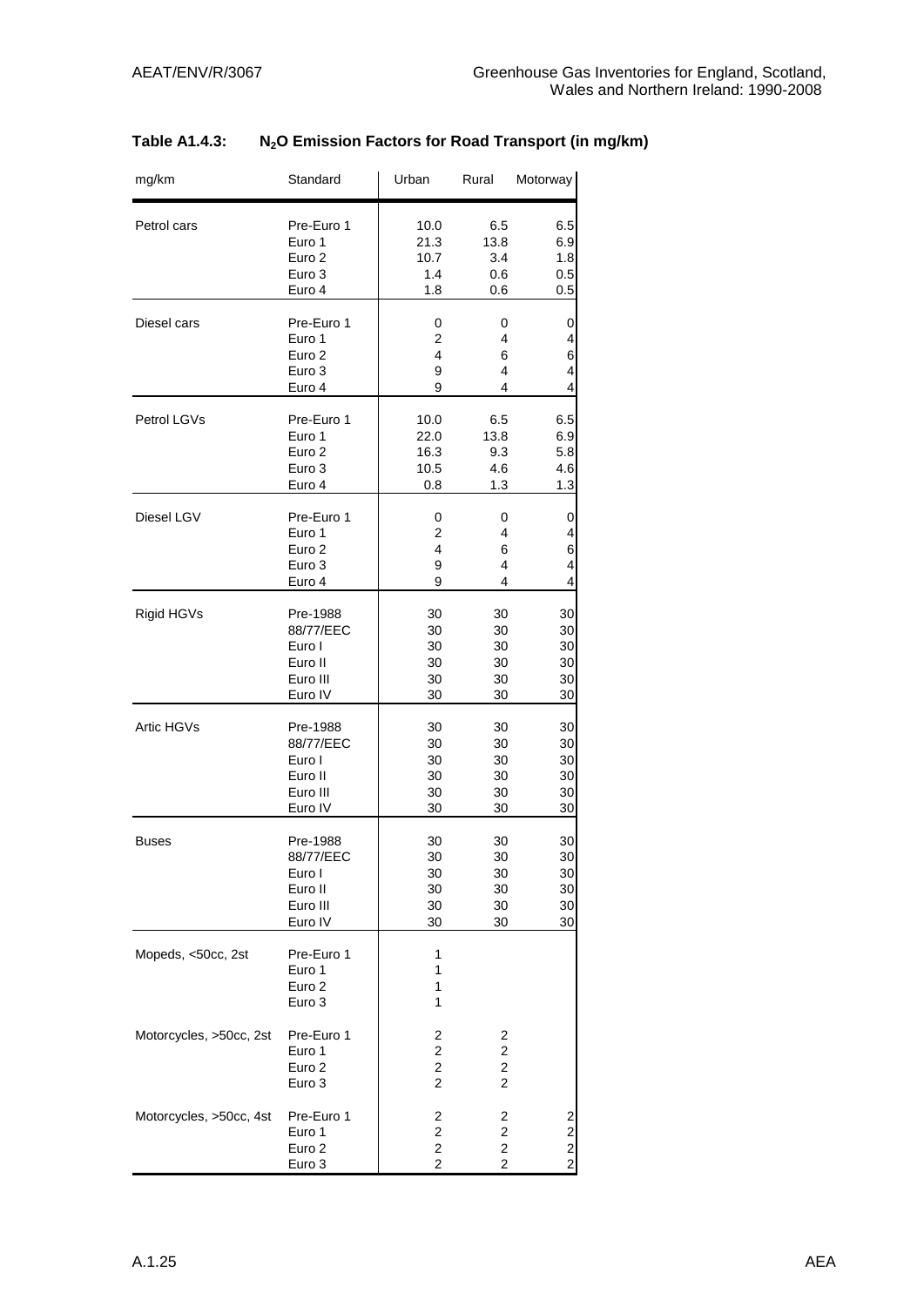**Table A1.4.3: $N_2O$ Emission Factors for Road Transport (in mg/km)**

| mg/km | Standard | Urban | Rural | Motorway |
|---|---|---|---|---|
| Petrol cars | Pre-Euro 1 | 10.0 | 6.5 | 6.5 |
| | Euro 1 | 21.3 | 13.8 | 6.9 |
| | Euro 2 | 10.7 | 3.4 | 1.8 |
| | Euro 3 | 1.4 | 0.6 | 0.5 |
| | Euro 4 | 1.8 | 0.6 | 0.5 |
| Diesel cars | Pre-Euro 1 | 0 | 0 | 0 |
| | Euro 1 | 2 | 4 | 4 |
| | Euro 2 | 4 | 6 | 6 |
| | Euro 3 | 9 | 4 | 4 |
| | Euro 4 | 9 | 4 | 4 |
| Petrol LGVs | Pre-Euro 1 | 10.0 | 6.5 | 6.5 |
| | Euro 1 | 22.0 | 13.8 | 6.9 |
| | Euro 2 | 16.3 | 9.3 | 5.8 |
| | Euro 3 | 10.5 | 4.6 | 4.6 |
| | Euro 4 | 0.8 | 1.3 | 1.3 |
| Diesel LGV | Pre-Euro 1 | 0 | 0 | 0 |
| | Euro 1 | 2 | 4 | 4 |
| | Euro 2 | 4 | 6 | 6 |
| | Euro 3 | 9 | 4 | 4 |
| | Euro 4 | 9 | 4 | 4 |
| Rigid HGVs | Pre-1988 | 30 | 30 | 30 |
| | 88/77/EEC | 30 | 30 | 30 |
| | Euro I | 30 | 30 | 30 |
| | Euro II | 30 | 30 | 30 |
| | Euro III | 30 | 30 | 30 |
| | Euro IV | 30 | 30 | 30 |
| Artic HGVs | Pre-1988 | 30 | 30 | 30 |
| | 88/77/EEC | 30 | 30 | 30 |
| | Euro I | 30 | 30 | 30 |
| | Euro II | 30 | 30 | 30 |
| | Euro III | 30 | 30 | 30 |
| | Euro IV | 30 | 30 | 30 |
| Buses | Pre-1988 | 30 | 30 | 30 |
| | 88/77/EEC | 30 | 30 | 30 |
| | Euro I | 30 | 30 | 30 |
| | Euro II | 30 | 30 | 30 |
| | Euro III | 30 | 30 | 30 |
| | Euro IV | 30 | 30 | 30 |
| Mopeds, <50cc, 2st | Pre-Euro 1 | 1 | | |
| | Euro 1 | 1 | | |
| | Euro 2 | 1 | | |
| | Euro 3 | 1 | | |
| Motorcycles, >50cc, 2st | Pre-Euro 1 | 2 | 2 | |
| | Euro 1 | 2 | 2 | |
| | Euro 2 | 2 | 2 | |
| | Euro 3 | 2 | 2 | |
| Motorcycles, >50cc, 4st | Pre-Euro 1 | 2 | 2 | 2 |
| | Euro 1 | 2 | 2 | 2 |
| | Euro 2 | 2 | 2 | 2 |
| | Euro 3 | 2 | 2 | 2 |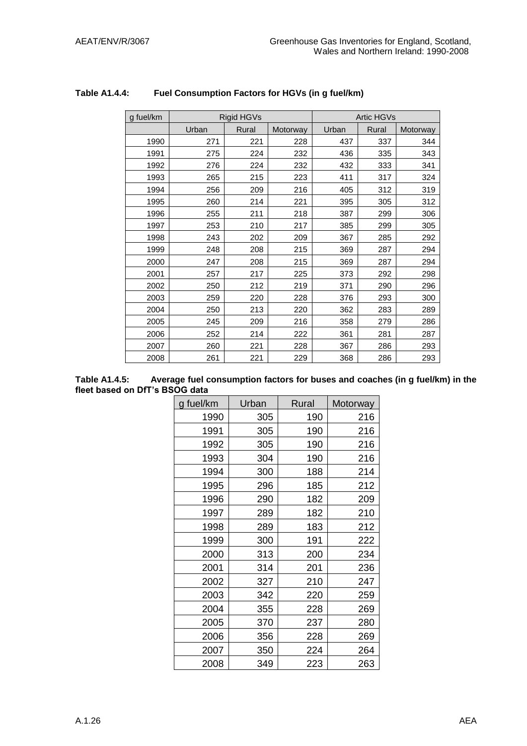**Table A1.4.4: Fuel Consumption Factors for HGVs (in g fuel/km)**

| g fuel/km | Rigid HGVs | | | Artic HGVs | | |
|---|---|---|---|---|---|---|
| | Urban | Rural | Motorway | Urban | Rural | Motorway |
| 1990 | 271 | 221 | 228 | 437 | 337 | 344 |
| 1991 | 275 | 224 | 232 | 436 | 335 | 343 |
| 1992 | 276 | 224 | 232 | 432 | 333 | 341 |
| 1993 | 265 | 215 | 223 | 411 | 317 | 324 |
| 1994 | 256 | 209 | 216 | 405 | 312 | 319 |
| 1995 | 260 | 214 | 221 | 395 | 305 | 312 |
| 1996 | 255 | 211 | 218 | 387 | 299 | 306 |
| 1997 | 253 | 210 | 217 | 385 | 299 | 305 |
| 1998 | 243 | 202 | 209 | 367 | 285 | 292 |
| 1999 | 248 | 208 | 215 | 369 | 287 | 294 |
| 2000 | 247 | 208 | 215 | 369 | 287 | 294 |
| 2001 | 257 | 217 | 225 | 373 | 292 | 298 |
| 2002 | 250 | 212 | 219 | 371 | 290 | 296 |
| 2003 | 259 | 220 | 228 | 376 | 293 | 300 |
| 2004 | 250 | 213 | 220 | 362 | 283 | 289 |
| 2005 | 245 | 209 | 216 | 358 | 279 | 286 |
| 2006 | 252 | 214 | 222 | 361 | 281 | 287 |
| 2007 | 260 | 221 | 228 | 367 | 286 | 293 |
| 2008 | 261 | 221 | 229 | 368 | 286 | 293 |

**Table A1.4.5: Average fuel consumption factors for buses and coaches (in g fuel/km) in the fleet based on DfT's BSOG data**

| g fuel/km | Urban | Rural | Motorway |
|---|---|---|---|
| 1990 | 305 | 190 | 216 |
| 1991 | 305 | 190 | 216 |
| 1992 | 305 | 190 | 216 |
| 1993 | 304 | 190 | 216 |
| 1994 | 300 | 188 | 214 |
| 1995 | 296 | 185 | 212 |
| 1996 | 290 | 182 | 209 |
| 1997 | 289 | 182 | 210 |
| 1998 | 289 | 183 | 212 |
| 1999 | 300 | 191 | 222 |
| 2000 | 313 | 200 | 234 |
| 2001 | 314 | 201 | 236 |
| 2002 | 327 | 210 | 247 |
| 2003 | 342 | 220 | 259 |
| 2004 | 355 | 228 | 269 |
| 2005 | 370 | 237 | 280 |
| 2006 | 356 | 228 | 269 |
| 2007 | 350 | 224 | 264 |
| 2008 | 349 | 223 | 263 |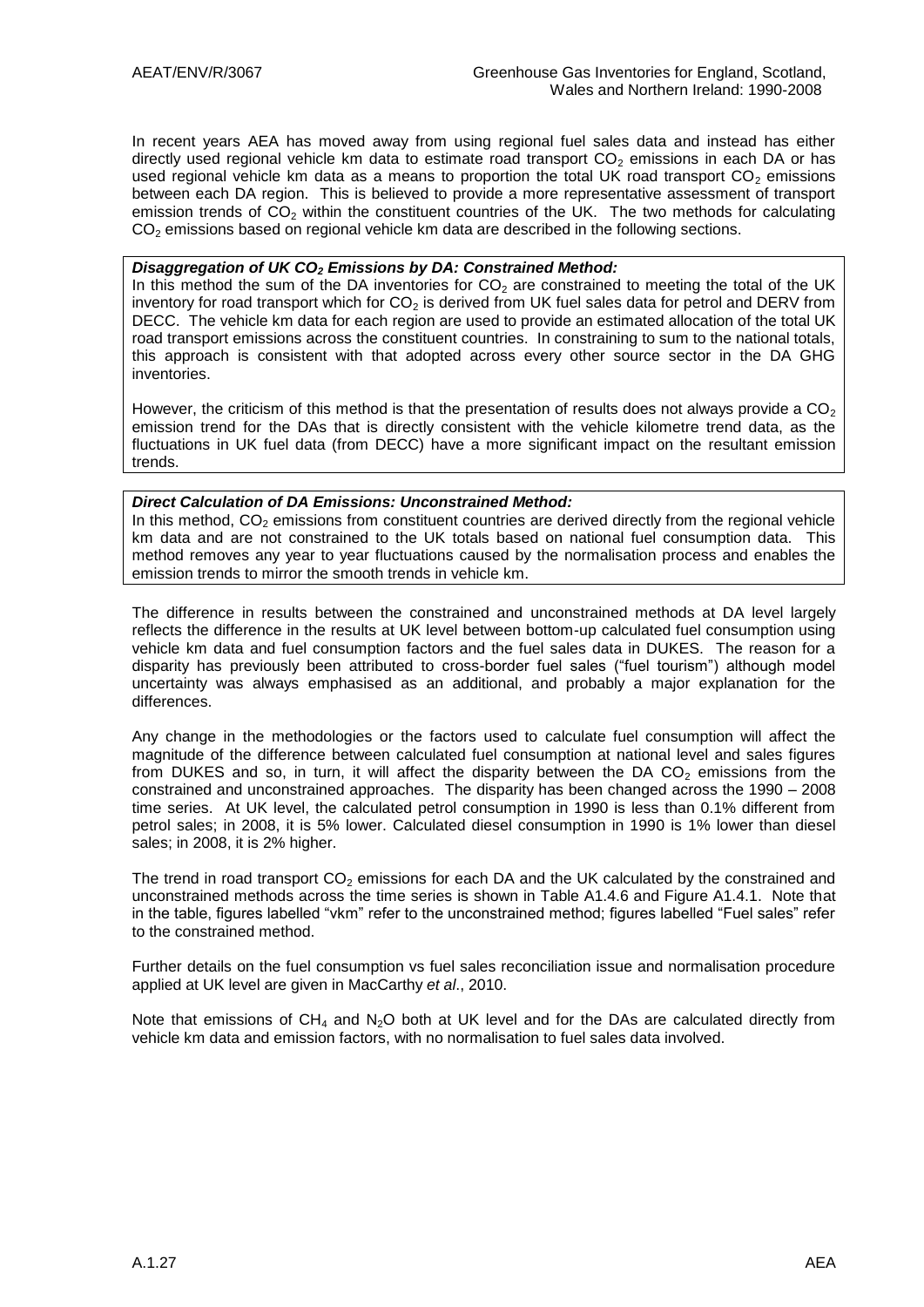In recent years AEA has moved away from using regional fuel sales data and instead has either directly used regional vehicle km data to estimate road transport $CO_2$ emissions in each DA or has used regional vehicle km data as a means to proportion the total UK road transport $CO_2$ emissions between each DA region. This is believed to provide a more representative assessment of transport emission trends of $CO_2$ within the constituent countries of the UK. The two methods for calculating $CO_2$ emissions based on regional vehicle km data are described in the following sections.

***Disaggregation of UK $CO_2$ Emissions by DA: Constrained Method:***

In this method the sum of the DA inventories for $CO_2$ are constrained to meeting the total of the UK inventory for road transport which for $CO_2$ is derived from UK fuel sales data for petrol and DERV from DECC. The vehicle km data for each region are used to provide an estimated allocation of the total UK road transport emissions across the constituent countries. In constraining to sum to the national totals, this approach is consistent with that adopted across every other source sector in the DA GHG inventories.

However, the criticism of this method is that the presentation of results does not always provide a $CO_2$ emission trend for the DAs that is directly consistent with the vehicle kilometre trend data, as the fluctuations in UK fuel data (from DECC) have a more significant impact on the resultant emission trends.

***Direct Calculation of DA Emissions: Unconstrained Method:***

In this method, $CO_2$ emissions from constituent countries are derived directly from the regional vehicle km data and are not constrained to the UK totals based on national fuel consumption data. This method removes any year to year fluctuations caused by the normalisation process and enables the emission trends to mirror the smooth trends in vehicle km.

The difference in results between the constrained and unconstrained methods at DA level largely reflects the difference in the results at UK level between bottom-up calculated fuel consumption using vehicle km data and fuel consumption factors and the fuel sales data in DUKES. The reason for a disparity has previously been attributed to cross-border fuel sales ("fuel tourism") although model uncertainty was always emphasised as an additional, and probably a major explanation for the differences.

Any change in the methodologies or the factors used to calculate fuel consumption will affect the magnitude of the difference between calculated fuel consumption at national level and sales figures from DUKES and so, in turn, it will affect the disparity between the DA $CO_2$ emissions from the constrained and unconstrained approaches. The disparity has been changed across the 1990 – 2008 time series. At UK level, the calculated petrol consumption in 1990 is less than 0.1% different from petrol sales; in 2008, it is 5% lower. Calculated diesel consumption in 1990 is 1% lower than diesel sales; in 2008, it is 2% higher.

The trend in road transport $CO_2$ emissions for each DA and the UK calculated by the constrained and unconstrained methods across the time series is shown in Table A1.4.6 and Figure A1.4.1. Note that in the table, figures labelled "vkm" refer to the unconstrained method; figures labelled "Fuel sales" refer to the constrained method.

Further details on the fuel consumption vs fuel sales reconciliation issue and normalisation procedure applied at UK level are given in MacCarthy *et al*., 2010.

Note that emissions of $CH_4$ and $N_2O$ both at UK level and for the DAs are calculated directly from vehicle km data and emission factors, with no normalisation to fuel sales data involved.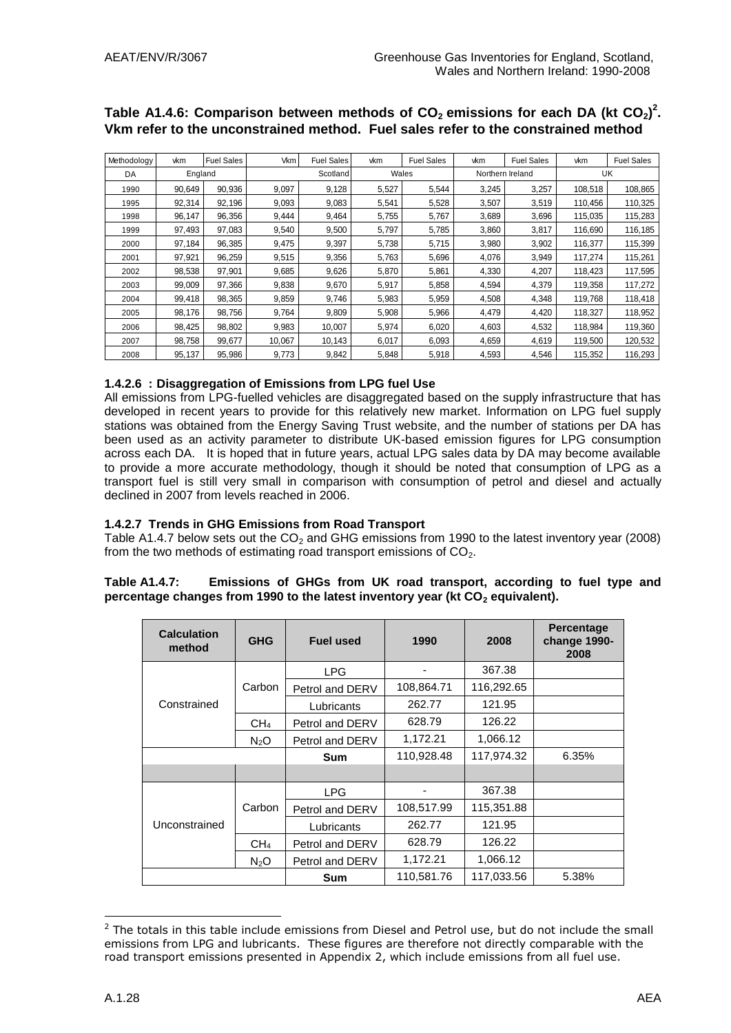**Table A1.4.6: Comparison between methods of $CO_2$ emissions for each DA (kt $CO_2$)[2]. Vkm refer to the unconstrained method. Fuel sales refer to the constrained method**

| Methodology | vkm | Fuel Sales | Vkm | Fuel Sales | vkm | Fuel Sales | vkm | Fuel Sales | vkm | Fuel Sales |
|---|---|---|---|---|---|---|---|---|---|---|
| DA | England | | Scotland | | Wales | | Northern Ireland | | UK | |
| 1990 | 90,649 | 90,936 | 9,097 | 9,128 | 5,527 | 5,544 | 3,245 | 3,257 | 108,518 | 108,865 |
| 1995 | 92,314 | 92,196 | 9,093 | 9,083 | 5,541 | 5,528 | 3,507 | 3,519 | 110,456 | 110,325 |
| 1998 | 96,147 | 96,356 | 9,444 | 9,464 | 5,755 | 5,767 | 3,689 | 3,696 | 115,035 | 115,283 |
| 1999 | 97,493 | 97,083 | 9,540 | 9,500 | 5,797 | 5,785 | 3,860 | 3,817 | 116,690 | 116,185 |
| 2000 | 97,184 | 96,385 | 9,475 | 9,397 | 5,738 | 5,715 | 3,980 | 3,902 | 116,377 | 115,399 |
| 2001 | 97,921 | 96,259 | 9,515 | 9,356 | 5,763 | 5,696 | 4,076 | 3,949 | 117,274 | 115,261 |
| 2002 | 98,538 | 97,901 | 9,685 | 9,626 | 5,870 | 5,861 | 4,330 | 4,207 | 118,423 | 117,595 |
| 2003 | 99,009 | 97,366 | 9,838 | 9,670 | 5,917 | 5,858 | 4,594 | 4,379 | 119,358 | 117,272 |
| 2004 | 99,418 | 98,365 | 9,859 | 9,746 | 5,983 | 5,959 | 4,508 | 4,348 | 119,768 | 118,418 |
| 2005 | 98,176 | 98,756 | 9,764 | 9,809 | 5,908 | 5,966 | 4,479 | 4,420 | 118,327 | 118,952 |
| 2006 | 98,425 | 98,802 | 9,983 | 10,007 | 5,974 | 6,020 | 4,603 | 4,532 | 118,984 | 119,360 |
| 2007 | 98,758 | 99,677 | 10,067 | 10,143 | 6,017 | 6,093 | 4,659 | 4,619 | 119,500 | 120,532 |
| 2008 | 95,137 | 95,986 | 9,773 | 9,842 | 5,848 | 5,918 | 4,593 | 4,546 | 115,352 | 116,293 |

### 1.4.2.6 : Disaggregation of Emissions from LPG fuel Use

All emissions from LPG-fuelled vehicles are disaggregated based on the supply infrastructure that has developed in recent years to provide for this relatively new market. Information on LPG fuel supply stations was obtained from the Energy Saving Trust website, and the number of stations per DA has been used as an activity parameter to distribute UK-based emission figures for LPG consumption across each DA. It is hoped that in future years, actual LPG sales data by DA may become available to provide a more accurate methodology, though it should be noted that consumption of LPG as a transport fuel is still very small in comparison with consumption of petrol and diesel and actually declined in 2007 from levels reached in 2006.

### 1.4.2.7 Trends in GHG Emissions from Road Transport

Table A1.4.7 below sets out the $CO_2$ and GHG emissions from 1990 to the latest inventory year (2008) from the two methods of estimating road transport emissions of $CO_2$.

**Table A1.4.7: Emissions of GHGs from UK road transport, according to fuel type and percentage changes from 1990 to the latest inventory year (kt $CO_2$ equivalent).**

| Calculation method | GHG | Fuel used | 1990 | 2008 | Percentage change 1990-2008 |
|---|---|---|---|---|---|
| Constrained | Carbon | LPG | - | 367.38 | |
| | | Petrol and DERV | 108,864.71 | 116,292.65 | |
| | | Lubricants | 262.77 | 121.95 | |
| | $CH_4$ | Petrol and DERV | 628.79 | 126.22 | |
| | $N_2O$ | Petrol and DERV | 1,172.21 | 1,066.12 | |
| | | **Sum** | 110,928.48 | 117,974.32 | 6.35% |
| | | | | | |
| Unconstrained | Carbon | LPG | - | 367.38 | |
| | | Petrol and DERV | 108,517.99 | 115,351.88 | |
| | | Lubricants | 262.77 | 121.95 | |
| | $CH_4$ | Petrol and DERV | 628.79 | 126.22 | |
| | $N_2O$ | Petrol and DERV | 1,172.21 | 1,066.12 | |
| | | **Sum** | 110,581.76 | 117,033.56 | 5.38% |

[2] The totals in this table include emissions from Diesel and Petrol use, but do not include the small emissions from LPG and lubricants. These figures are therefore not directly comparable with the road transport emissions presented in Appendix 2, which include emissions from all fuel use.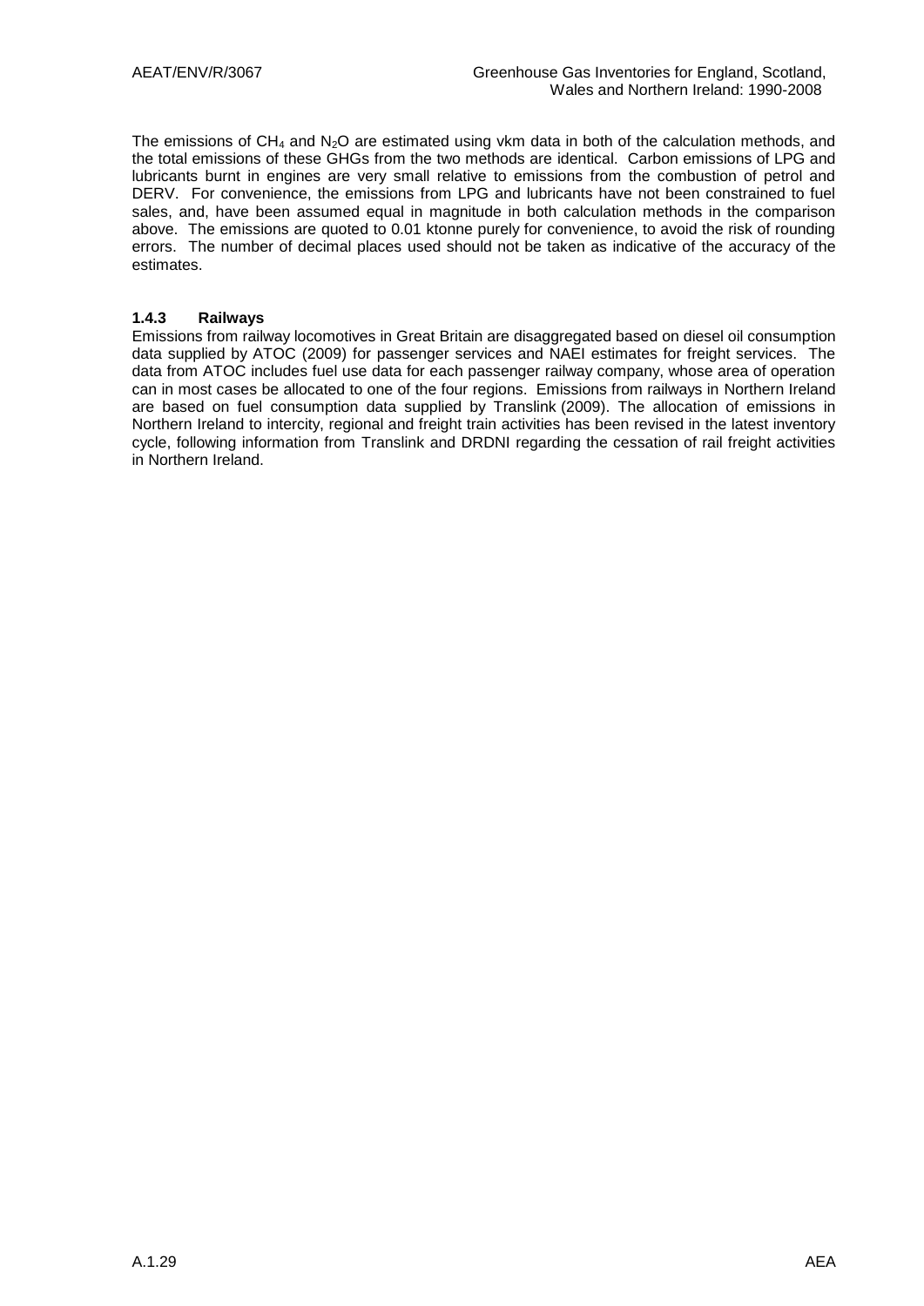The emissions of $CH_4$ and $N_2O$ are estimated using vkm data in both of the calculation methods, and the total emissions of these GHGs from the two methods are identical. Carbon emissions of LPG and lubricants burnt in engines are very small relative to emissions from the combustion of petrol and DERV. For convenience, the emissions from LPG and lubricants have not been constrained to fuel sales, and, have been assumed equal in magnitude in both calculation methods in the comparison above. The emissions are quoted to 0.01 ktonne purely for convenience, to avoid the risk of rounding errors. The number of decimal places used should not be taken as indicative of the accuracy of the estimates.

### 1.4.3 Railways

Emissions from railway locomotives in Great Britain are disaggregated based on diesel oil consumption data supplied by ATOC (2009) for passenger services and NAEI estimates for freight services. The data from ATOC includes fuel use data for each passenger railway company, whose area of operation can in most cases be allocated to one of the four regions. Emissions from railways in Northern Ireland are based on fuel consumption data supplied by Translink (2009). The allocation of emissions in Northern Ireland to intercity, regional and freight train activities has been revised in the latest inventory cycle, following information from Translink and DRDNI regarding the cessation of rail freight activities in Northern Ireland.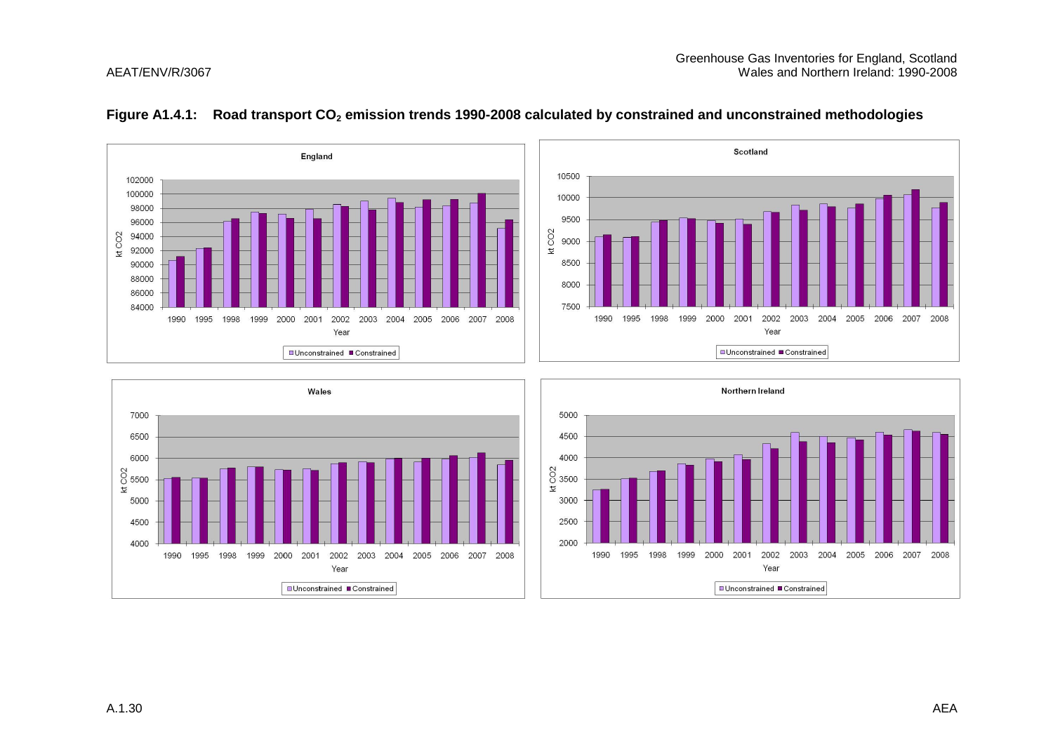**Figure A1.4.1: Road transport $CO_2$ emission trends 1990-2008 calculated by constrained and unconstrained methodologies**

England

Scotland

Wales

Northern Ireland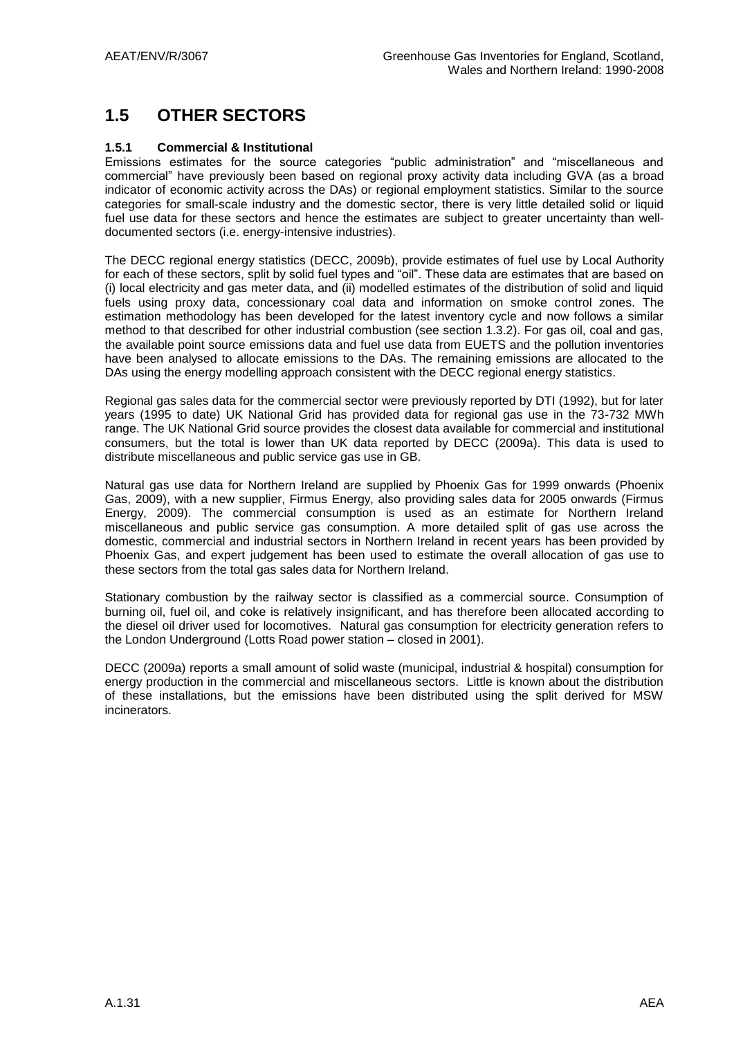## 1.5 OTHER SECTORS

### 1.5.1 Commercial & Institutional

Emissions estimates for the source categories "public administration" and "miscellaneous and commercial" have previously been based on regional proxy activity data including GVA (as a broad indicator of economic activity across the DAs) or regional employment statistics. Similar to the source categories for small-scale industry and the domestic sector, there is very little detailed solid or liquid fuel use data for these sectors and hence the estimates are subject to greater uncertainty than well-documented sectors (i.e. energy-intensive industries).

The DECC regional energy statistics (DECC, 2009b), provide estimates of fuel use by Local Authority for each of these sectors, split by solid fuel types and "oil". These data are estimates that are based on (i) local electricity and gas meter data, and (ii) modelled estimates of the distribution of solid and liquid fuels using proxy data, concessionary coal data and information on smoke control zones. The estimation methodology has been developed for the latest inventory cycle and now follows a similar method to that described for other industrial combustion (see section 1.3.2). For gas oil, coal and gas, the available point source emissions data and fuel use data from EUETS and the pollution inventories have been analysed to allocate emissions to the DAs. The remaining emissions are allocated to the DAs using the energy modelling approach consistent with the DECC regional energy statistics.

Regional gas sales data for the commercial sector were previously reported by DTI (1992), but for later years (1995 to date) UK National Grid has provided data for regional gas use in the 73-732 MWh range. The UK National Grid source provides the closest data available for commercial and institutional consumers, but the total is lower than UK data reported by DECC (2009a). This data is used to distribute miscellaneous and public service gas use in GB.

Natural gas use data for Northern Ireland are supplied by Phoenix Gas for 1999 onwards (Phoenix Gas, 2009), with a new supplier, Firmus Energy, also providing sales data for 2005 onwards (Firmus Energy, 2009). The commercial consumption is used as an estimate for Northern Ireland miscellaneous and public service gas consumption. A more detailed split of gas use across the domestic, commercial and industrial sectors in Northern Ireland in recent years has been provided by Phoenix Gas, and expert judgement has been used to estimate the overall allocation of gas use to these sectors from the total gas sales data for Northern Ireland.

Stationary combustion by the railway sector is classified as a commercial source. Consumption of burning oil, fuel oil, and coke is relatively insignificant, and has therefore been allocated according to the diesel oil driver used for locomotives. Natural gas consumption for electricity generation refers to the London Underground (Lotts Road power station – closed in 2001).

DECC (2009a) reports a small amount of solid waste (municipal, industrial & hospital) consumption for energy production in the commercial and miscellaneous sectors. Little is known about the distribution of these installations, but the emissions have been distributed using the split derived for MSW incinerators.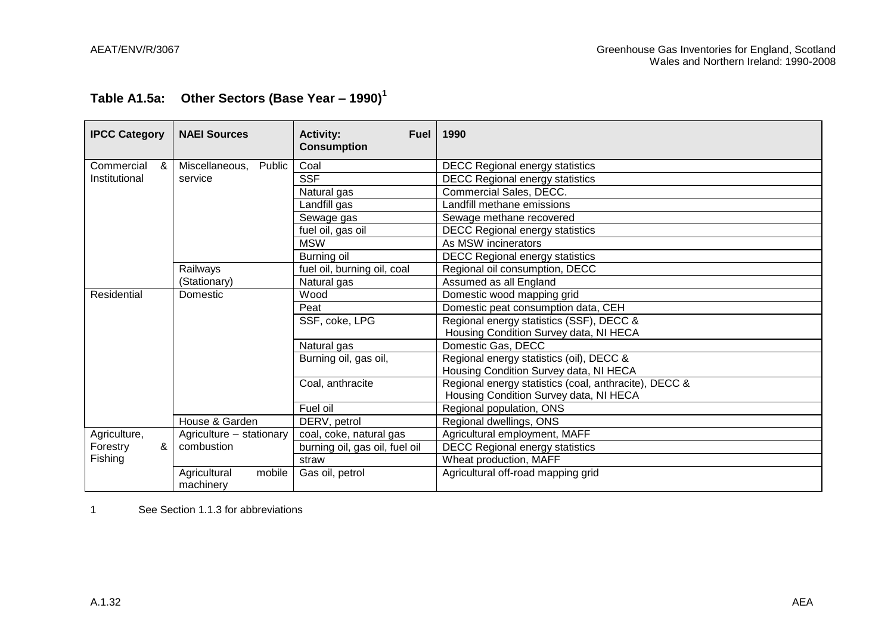## Table A1.5a: Other Sectors (Base Year – 1990)[1]

| IPCC Category | NAEI Sources | Activity: Fuel Consumption | 1990 |
|---|---|---|---|
| Commercial & Institutional | Miscellaneous, Public service | Coal | DECC Regional energy statistics |
| | | SSF | DECC Regional energy statistics |
| | | Natural gas | Commercial Sales, DECC. |
| | | Landfill gas | Landfill methane emissions |
| | | Sewage gas | Sewage methane recovered |
| | | fuel oil, gas oil | DECC Regional energy statistics |
| | | MSW | As MSW incinerators |
| | | Burning oil | DECC Regional energy statistics |
| | Railways (Stationary) | fuel oil, burning oil, coal | Regional oil consumption, DECC |
| | | Natural gas | Assumed as all England |
| Residential | Domestic | Wood | Domestic wood mapping grid |
| | | Peat | Domestic peat consumption data, CEH |
| | | SSF, coke, LPG | Regional energy statistics (SSF), DECC & Housing Condition Survey data, NI HECA |
| | | Natural gas | Domestic Gas, DECC |
| | | Burning oil, gas oil, | Regional energy statistics (oil), DECC & Housing Condition Survey data, NI HECA |
| | | Coal, anthracite | Regional energy statistics (coal, anthracite), DECC & Housing Condition Survey data, NI HECA |
| | | Fuel oil | Regional population, ONS |
| | House & Garden | DERV, petrol | Regional dwellings, ONS |
| Agriculture, Forestry & Fishing | Agriculture – stationary combustion | coal, coke, natural gas | Agricultural employment, MAFF |
| | | burning oil, gas oil, fuel oil | DECC Regional energy statistics |
| | | straw | Wheat production, MAFF |
| | Agricultural mobile machinery | Gas oil, petrol | Agricultural off-road mapping grid |

1 See Section 1.1.3 for abbreviations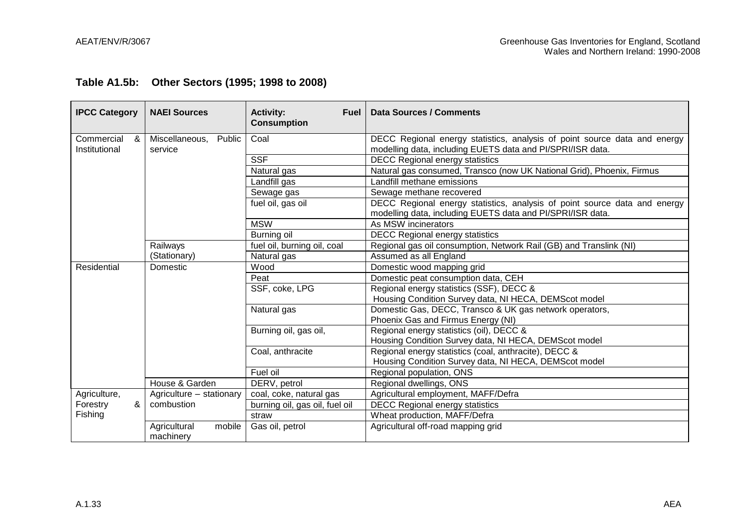**Table A1.5b: Other Sectors (1995; 1998 to 2008)**

| IPCC Category | NAEI Sources | Activity: Fuel Consumption | Data Sources / Comments |
|---|---|---|---|
| Commercial & Institutional | Miscellaneous, Public service | Coal | DECC Regional energy statistics, analysis of point source data and energy modelling data, including EUETS data and PI/SPRI/ISR data. |
| | | SSF | DECC Regional energy statistics |
| | | Natural gas | Natural gas consumed, Transco (now UK National Grid), Phoenix, Firmus |
| | | Landfill gas | Landfill methane emissions |
| | | Sewage gas | Sewage methane recovered |
| | | fuel oil, gas oil | DECC Regional energy statistics, analysis of point source data and energy modelling data, including EUETS data and PI/SPRI/ISR data. |
| | | MSW | As MSW incinerators |
| | | Burning oil | DECC Regional energy statistics |
| | Railways (Stationary) | fuel oil, burning oil, coal | Regional gas oil consumption, Network Rail (GB) and Translink (NI) |
| | | Natural gas | Assumed as all England |
| Residential | Domestic | Wood | Domestic wood mapping grid |
| | | Peat | Domestic peat consumption data, CEH |
| | | SSF, coke, LPG | Regional energy statistics (SSF), DECC & Housing Condition Survey data, NI HECA, DEMScot model |
| | | Natural gas | Domestic Gas, DECC, Transco & UK gas network operators, Phoenix Gas and Firmus Energy (NI) |
| | | Burning oil, gas oil, | Regional energy statistics (oil), DECC & Housing Condition Survey data, NI HECA, DEMScot model |
| | | Coal, anthracite | Regional energy statistics (coal, anthracite), DECC & Housing Condition Survey data, NI HECA, DEMScot model |
| | | Fuel oil | Regional population, ONS |
| | House & Garden | DERV, petrol | Regional dwellings, ONS |
| Agriculture, Forestry & Fishing | Agriculture – stationary combustion | coal, coke, natural gas | Agricultural employment, MAFF/Defra |
| | | burning oil, gas oil, fuel oil | DECC Regional energy statistics |
| | | straw | Wheat production, MAFF/Defra |
| | Agricultural mobile machinery | Gas oil, petrol | Agricultural off-road mapping grid |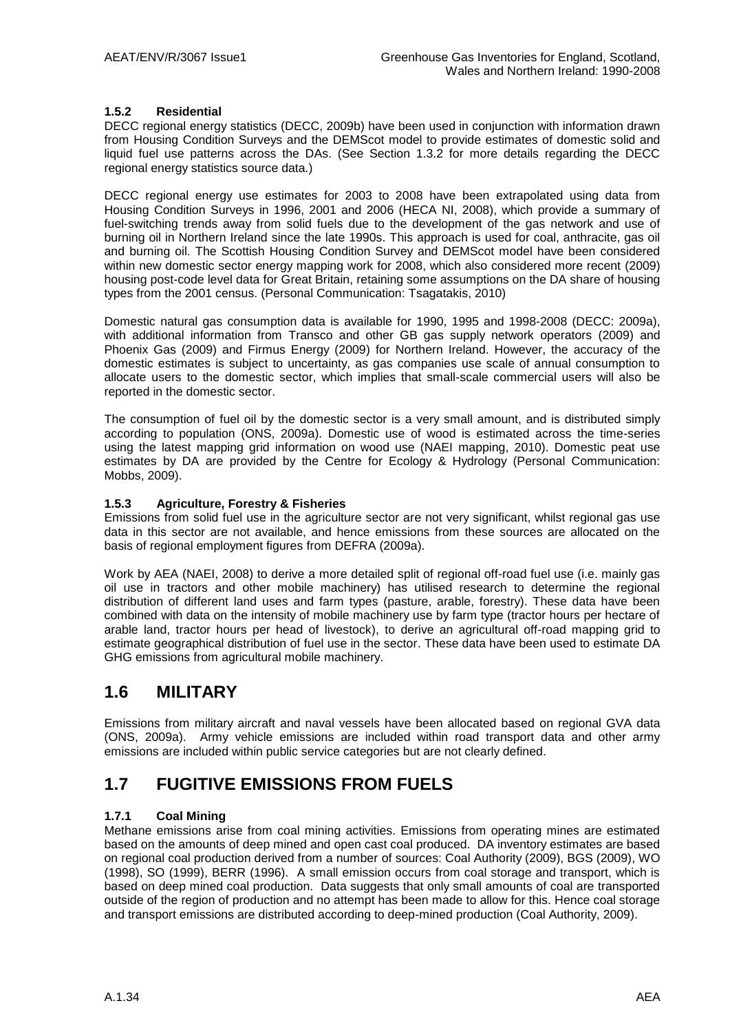### 1.5.2 Residential

DECC regional energy statistics (DECC, 2009b) have been used in conjunction with information drawn from Housing Condition Surveys and the DEMScot model to provide estimates of domestic solid and liquid fuel use patterns across the DAs. (See Section 1.3.2 for more details regarding the DECC regional energy statistics source data.)

DECC regional energy use estimates for 2003 to 2008 have been extrapolated using data from Housing Condition Surveys in 1996, 2001 and 2006 (HECA NI, 2008), which provide a summary of fuel-switching trends away from solid fuels due to the development of the gas network and use of burning oil in Northern Ireland since the late 1990s. This approach is used for coal, anthracite, gas oil and burning oil. The Scottish Housing Condition Survey and DEMScot model have been considered within new domestic sector energy mapping work for 2008, which also considered more recent (2009) housing post-code level data for Great Britain, retaining some assumptions on the DA share of housing types from the 2001 census. (Personal Communication: Tsagatakis, 2010)

Domestic natural gas consumption data is available for 1990, 1995 and 1998-2008 (DECC: 2009a), with additional information from Transco and other GB gas supply network operators (2009) and Phoenix Gas (2009) and Firmus Energy (2009) for Northern Ireland. However, the accuracy of the domestic estimates is subject to uncertainty, as gas companies use scale of annual consumption to allocate users to the domestic sector, which implies that small-scale commercial users will also be reported in the domestic sector.

The consumption of fuel oil by the domestic sector is a very small amount, and is distributed simply according to population (ONS, 2009a). Domestic use of wood is estimated across the time-series using the latest mapping grid information on wood use (NAEI mapping, 2010). Domestic peat use estimates by DA are provided by the Centre for Ecology & Hydrology (Personal Communication: Mobbs, 2009).

### 1.5.3 Agriculture, Forestry & Fisheries

Emissions from solid fuel use in the agriculture sector are not very significant, whilst regional gas use data in this sector are not available, and hence emissions from these sources are allocated on the basis of regional employment figures from DEFRA (2009a).

Work by AEA (NAEI, 2008) to derive a more detailed split of regional off-road fuel use (i.e. mainly gas oil use in tractors and other mobile machinery) has utilised research to determine the regional distribution of different land uses and farm types (pasture, arable, forestry). These data have been combined with data on the intensity of mobile machinery use by farm type (tractor hours per hectare of arable land, tractor hours per head of livestock), to derive an agricultural off-road mapping grid to estimate geographical distribution of fuel use in the sector. These data have been used to estimate DA GHG emissions from agricultural mobile machinery.

## 1.6 MILITARY

Emissions from military aircraft and naval vessels have been allocated based on regional GVA data (ONS, 2009a). Army vehicle emissions are included within road transport data and other army emissions are included within public service categories but are not clearly defined.

## 1.7 FUGITIVE EMISSIONS FROM FUELS

### 1.7.1 Coal Mining

Methane emissions arise from coal mining activities. Emissions from operating mines are estimated based on the amounts of deep mined and open cast coal produced. DA inventory estimates are based on regional coal production derived from a number of sources: Coal Authority (2009), BGS (2009), WO (1998), SO (1999), BERR (1996). A small emission occurs from coal storage and transport, which is based on deep mined coal production. Data suggests that only small amounts of coal are transported outside of the region of production and no attempt has been made to allow for this. Hence coal storage and transport emissions are distributed according to deep-mined production (Coal Authority, 2009).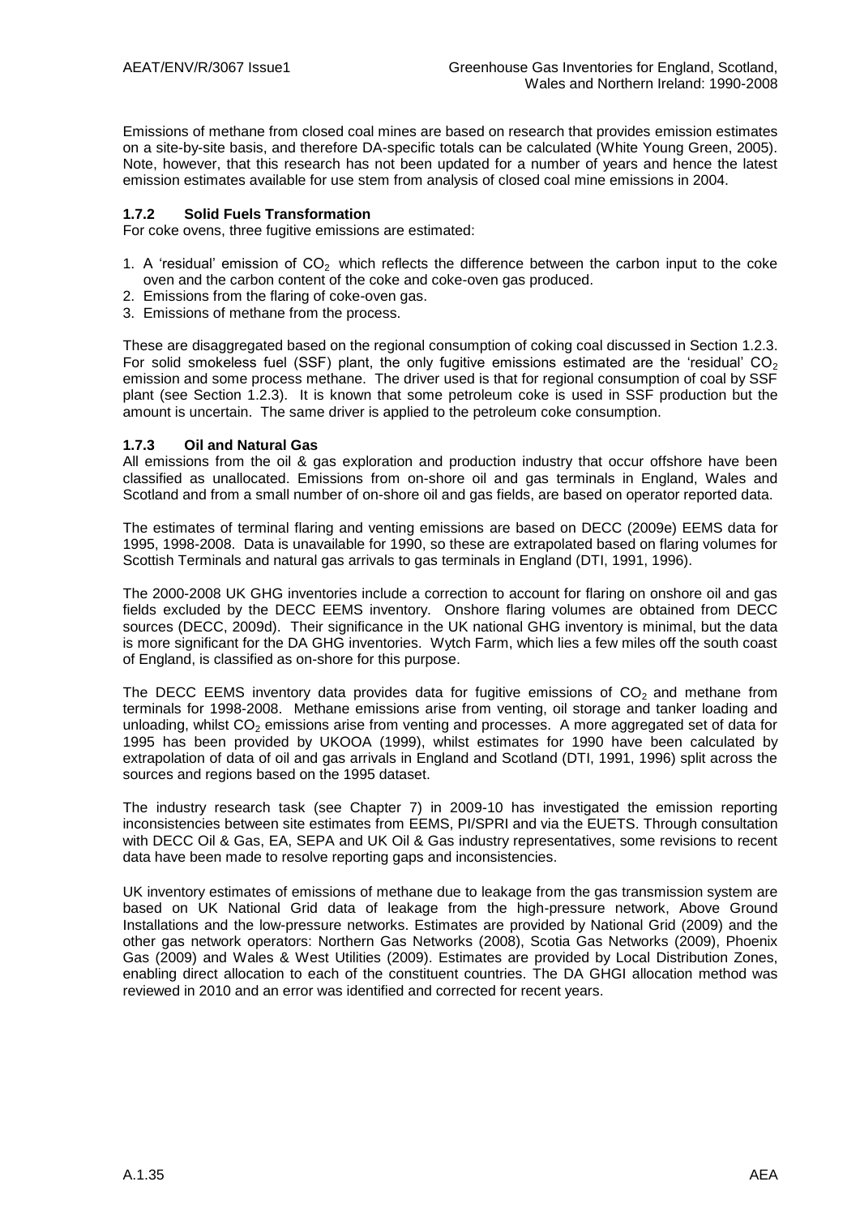Emissions of methane from closed coal mines are based on research that provides emission estimates on a site-by-site basis, and therefore DA-specific totals can be calculated (White Young Green, 2005). Note, however, that this research has not been updated for a number of years and hence the latest emission estimates available for use stem from analysis of closed coal mine emissions in 2004.

### 1.7.2 Solid Fuels Transformation

For coke ovens, three fugitive emissions are estimated:

1. A 'residual' emission of $CO_2$ which reflects the difference between the carbon input to the coke oven and the carbon content of the coke and coke-oven gas produced.
2. Emissions from the flaring of coke-oven gas.
3. Emissions of methane from the process.

These are disaggregated based on the regional consumption of coking coal discussed in Section 1.2.3. For solid smokeless fuel (SSF) plant, the only fugitive emissions estimated are the 'residual' $CO_2$ emission and some process methane. The driver used is that for regional consumption of coal by SSF plant (see Section 1.2.3). It is known that some petroleum coke is used in SSF production but the amount is uncertain. The same driver is applied to the petroleum coke consumption.

### 1.7.3 Oil and Natural Gas

All emissions from the oil & gas exploration and production industry that occur offshore have been classified as unallocated. Emissions from on-shore oil and gas terminals in England, Wales and Scotland and from a small number of on-shore oil and gas fields, are based on operator reported data.

The estimates of terminal flaring and venting emissions are based on DECC (2009e) EEMS data for 1995, 1998-2008. Data is unavailable for 1990, so these are extrapolated based on flaring volumes for Scottish Terminals and natural gas arrivals to gas terminals in England (DTI, 1991, 1996).

The 2000-2008 UK GHG inventories include a correction to account for flaring on onshore oil and gas fields excluded by the DECC EEMS inventory. Onshore flaring volumes are obtained from DECC sources (DECC, 2009d). Their significance in the UK national GHG inventory is minimal, but the data is more significant for the DA GHG inventories. Wytch Farm, which lies a few miles off the south coast of England, is classified as on-shore for this purpose.

The DECC EEMS inventory data provides data for fugitive emissions of $CO_2$ and methane from terminals for 1998-2008. Methane emissions arise from venting, oil storage and tanker loading and unloading, whilst $CO_2$ emissions arise from venting and processes. A more aggregated set of data for 1995 has been provided by UKOOA (1999), whilst estimates for 1990 have been calculated by extrapolation of data of oil and gas arrivals in England and Scotland (DTI, 1991, 1996) split across the sources and regions based on the 1995 dataset.

The industry research task (see Chapter 7) in 2009-10 has investigated the emission reporting inconsistencies between site estimates from EEMS, PI/SPRI and via the EUETS. Through consultation with DECC Oil & Gas, EA, SEPA and UK Oil & Gas industry representatives, some revisions to recent data have been made to resolve reporting gaps and inconsistencies.

UK inventory estimates of emissions of methane due to leakage from the gas transmission system are based on UK National Grid data of leakage from the high-pressure network, Above Ground Installations and the low-pressure networks. Estimates are provided by National Grid (2009) and the other gas network operators: Northern Gas Networks (2008), Scotia Gas Networks (2009), Phoenix Gas (2009) and Wales & West Utilities (2009). Estimates are provided by Local Distribution Zones, enabling direct allocation to each of the constituent countries. The DA GHGI allocation method was reviewed in 2010 and an error was identified and corrected for recent years.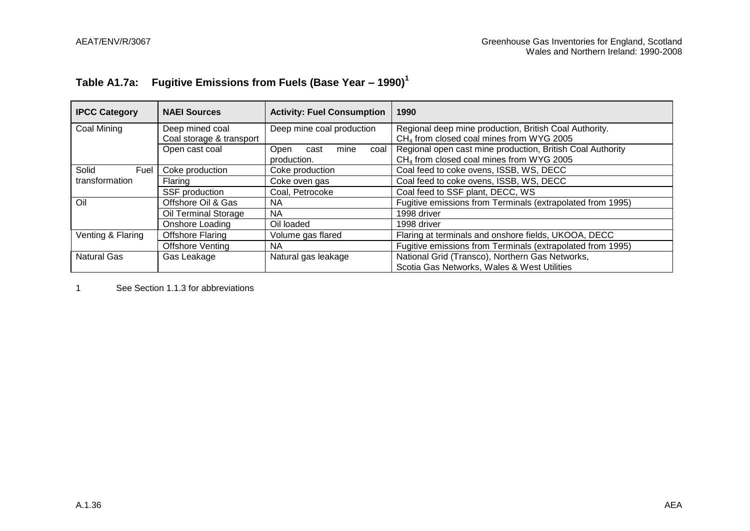## Table A1.7a: Fugitive Emissions from Fuels (Base Year – 1990)[1]

| IPCC Category | NAEI Sources | Activity: Fuel Consumption | 1990 |
|---|---|---|---|
| Coal Mining | Deep mined coal<br>Coal storage & transport | Deep mine coal production | Regional deep mine production, British Coal Authority.<br>$CH_4$ from closed coal mines from WYG 2005 |
| | Open cast coal | Open cast mine coal production. | Regional open cast mine production, British Coal Authority<br>$CH_4$ from closed coal mines from WYG 2005 |
| Solid Fuel transformation | Coke production | Coke production | Coal feed to coke ovens, ISSB, WS, DECC |
| | Flaring | Coke oven gas | Coal feed to coke ovens, ISSB, WS, DECC |
| | SSF production | Coal, Petrocoke | Coal feed to SSF plant, DECC, WS |
| Oil | Offshore Oil & Gas | NA | Fugitive emissions from Terminals (extrapolated from 1995) |
| | Oil Terminal Storage | NA | 1998 driver |
| | Onshore Loading | Oil loaded | 1998 driver |
| Venting & Flaring | Offshore Flaring | Volume gas flared | Flaring at terminals and onshore fields, UKOOA, DECC |
| | Offshore Venting | NA | Fugitive emissions from Terminals (extrapolated from 1995) |
| Natural Gas | Gas Leakage | Natural gas leakage | National Grid (Transco), Northern Gas Networks,<br>Scotia Gas Networks, Wales & West Utilities |

1 See Section 1.1.3 for abbreviations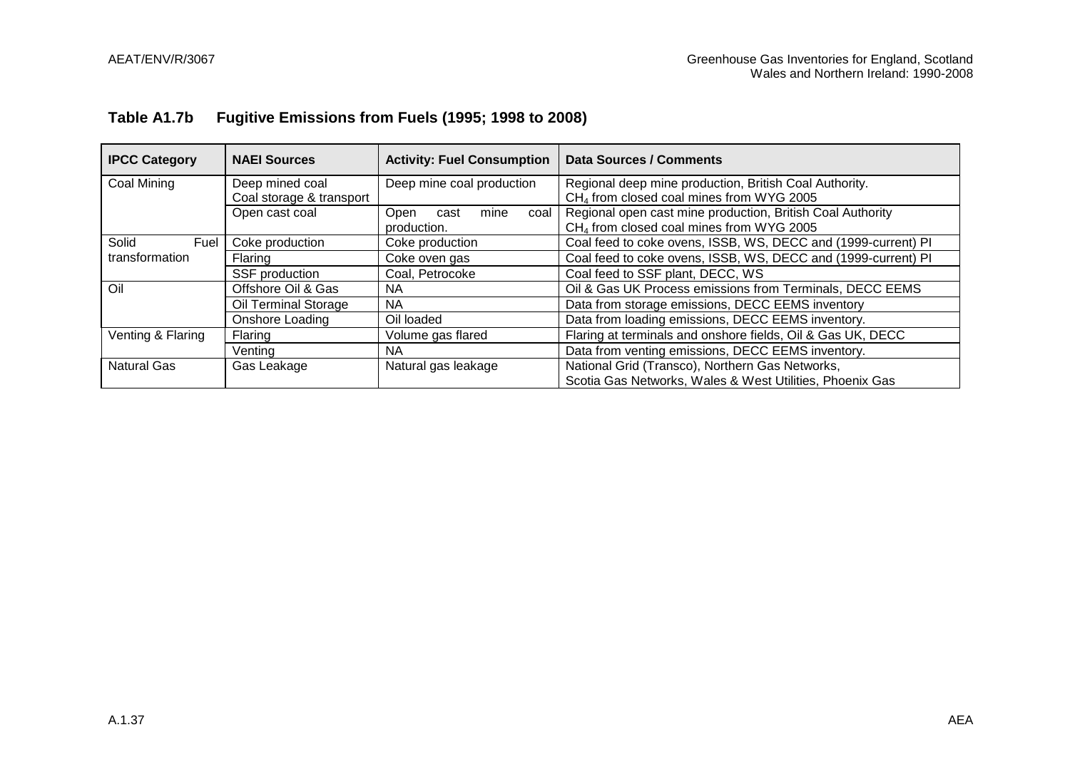**Table A1.7b Fugitive Emissions from Fuels (1995; 1998 to 2008)**

| IPCC Category | NAEI Sources | Activity: Fuel Consumption | Data Sources / Comments |
|---|---|---|---|
| Coal Mining | Deep mined coal Coal storage & transport | Deep mine coal production | Regional deep mine production, British Coal Authority. $CH_4$ from closed coal mines from WYG 2005 |
| | Open cast coal | Open cast mine coal production. | Regional open cast mine production, British Coal Authority $CH_4$ from closed coal mines from WYG 2005 |
| Solid Fuel transformation | Coke production | Coke production | Coal feed to coke ovens, ISSB, WS, DECC and (1999-current) PI |
| | Flaring | Coke oven gas | Coal feed to coke ovens, ISSB, WS, DECC and (1999-current) PI |
| | SSF production | Coal, Petrocoke | Coal feed to SSF plant, DECC, WS |
| Oil | Offshore Oil & Gas | NA | Oil & Gas UK Process emissions from Terminals, DECC EEMS |
| | Oil Terminal Storage | NA | Data from storage emissions, DECC EEMS inventory |
| | Onshore Loading | Oil loaded | Data from loading emissions, DECC EEMS inventory. |
| Venting & Flaring | Flaring | Volume gas flared | Flaring at terminals and onshore fields, Oil & Gas UK, DECC |
| | Venting | NA | Data from venting emissions, DECC EEMS inventory. |
| Natural Gas | Gas Leakage | Natural gas leakage | National Grid (Transco), Northern Gas Networks, Scotia Gas Networks, Wales & West Utilities, Phoenix Gas |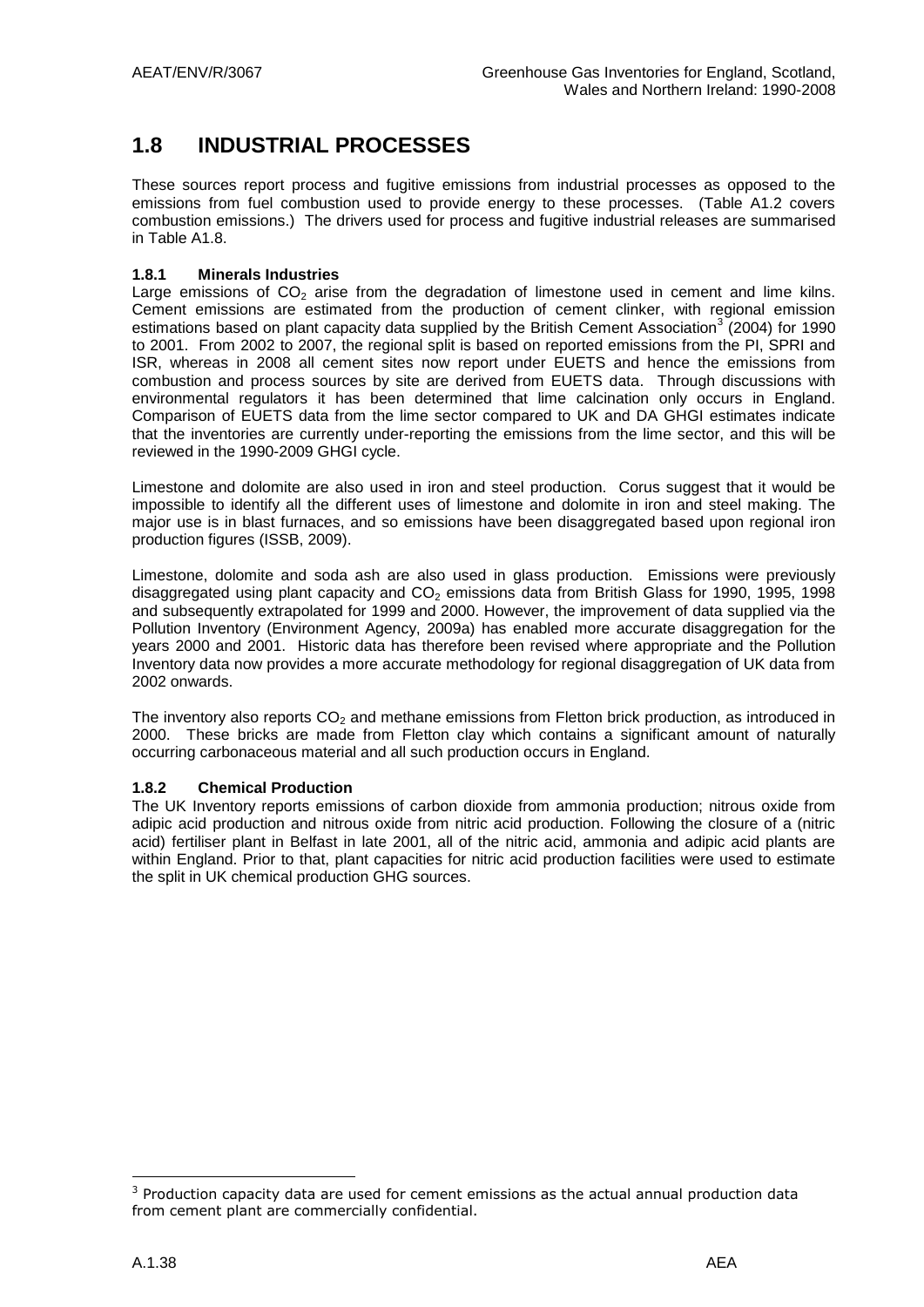## 1.8 INDUSTRIAL PROCESSES

These sources report process and fugitive emissions from industrial processes as opposed to the emissions from fuel combustion used to provide energy to these processes. (Table A1.2 covers combustion emissions.) The drivers used for process and fugitive industrial releases are summarised in Table A1.8.

### 1.8.1 Minerals Industries

Large emissions of $CO_2$ arise from the degradation of limestone used in cement and lime kilns. Cement emissions are estimated from the production of cement clinker, with regional emission estimations based on plant capacity data supplied by the British Cement Association[3] (2004) for 1990 to 2001. From 2002 to 2007, the regional split is based on reported emissions from the PI, SPRI and ISR, whereas in 2008 all cement sites now report under EUETS and hence the emissions from combustion and process sources by site are derived from EUETS data. Through discussions with environmental regulators it has been determined that lime calcination only occurs in England. Comparison of EUETS data from the lime sector compared to UK and DA GHGI estimates indicate that the inventories are currently under-reporting the emissions from the lime sector, and this will be reviewed in the 1990-2009 GHGI cycle.

Limestone and dolomite are also used in iron and steel production. Corus suggest that it would be impossible to identify all the different uses of limestone and dolomite in iron and steel making. The major use is in blast furnaces, and so emissions have been disaggregated based upon regional iron production figures (ISSB, 2009).

Limestone, dolomite and soda ash are also used in glass production. Emissions were previously disaggregated using plant capacity and $CO_2$ emissions data from British Glass for 1990, 1995, 1998 and subsequently extrapolated for 1999 and 2000. However, the improvement of data supplied via the Pollution Inventory (Environment Agency, 2009a) has enabled more accurate disaggregation for the years 2000 and 2001. Historic data has therefore been revised where appropriate and the Pollution Inventory data now provides a more accurate methodology for regional disaggregation of UK data from 2002 onwards.

The inventory also reports $CO_2$ and methane emissions from Fletton brick production, as introduced in 2000. These bricks are made from Fletton clay which contains a significant amount of naturally occurring carbonaceous material and all such production occurs in England.

### 1.8.2 Chemical Production

The UK Inventory reports emissions of carbon dioxide from ammonia production; nitrous oxide from adipic acid production and nitrous oxide from nitric acid production. Following the closure of a (nitric acid) fertiliser plant in Belfast in late 2001, all of the nitric acid, ammonia and adipic acid plants are within England. Prior to that, plant capacities for nitric acid production facilities were used to estimate the split in UK chemical production GHG sources.

---

[3] Production capacity data are used for cement emissions as the actual annual production data from cement plant are commercially confidential.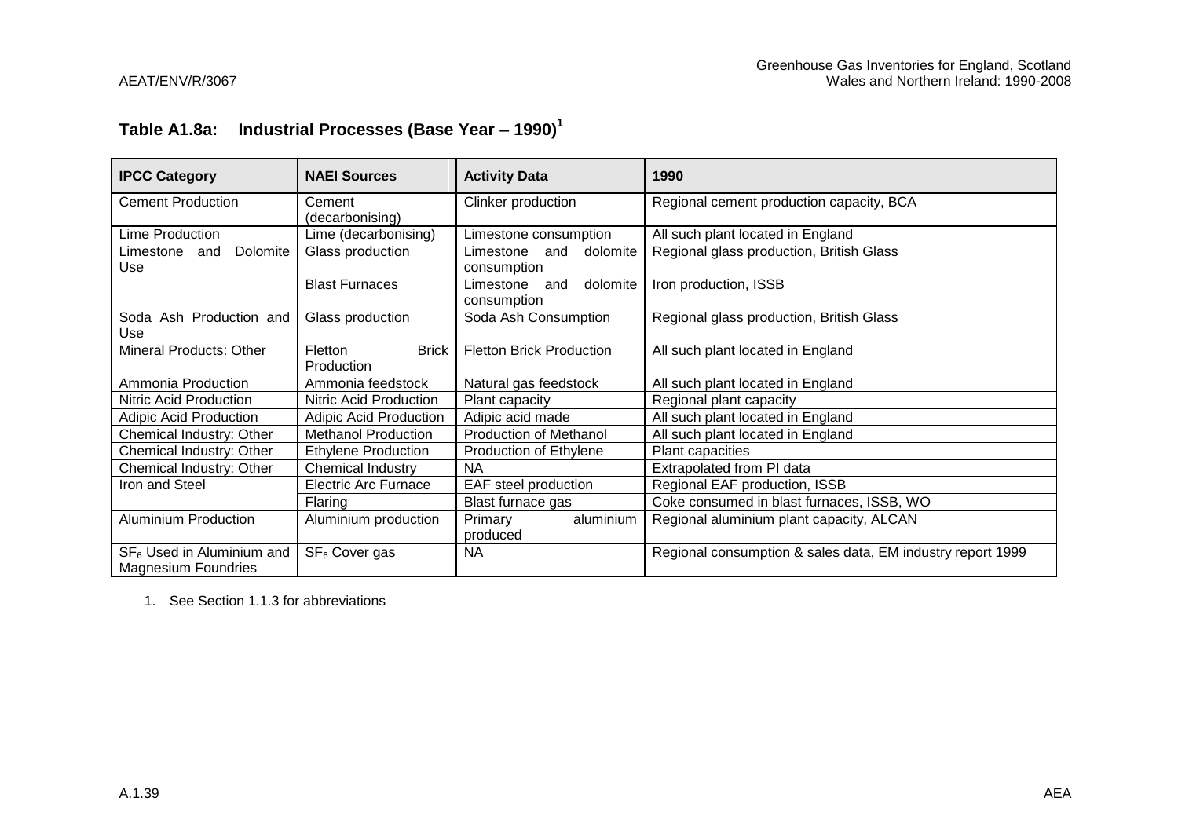## Table A1.8a: Industrial Processes (Base Year – 1990)[1]

| IPCC Category | NAEI Sources | Activity Data | 1990 |
|---|---|---|---|
| Cement Production | Cement (decarbonising) | Clinker production | Regional cement production capacity, BCA |
| Lime Production | Lime (decarbonising) | Limestone consumption | All such plant located in England |
| Limestone and Dolomite Use | Glass production | Limestone and dolomite consumption | Regional glass production, British Glass |
| | Blast Furnaces | Limestone and dolomite consumption | Iron production, ISSB |
| Soda Ash Production and Use | Glass production | Soda Ash Consumption | Regional glass production, British Glass |
| Mineral Products: Other | Fletton Brick Production | Fletton Brick Production | All such plant located in England |
| Ammonia Production | Ammonia feedstock | Natural gas feedstock | All such plant located in England |
| Nitric Acid Production | Nitric Acid Production | Plant capacity | Regional plant capacity |
| Adipic Acid Production | Adipic Acid Production | Adipic acid made | All such plant located in England |
| Chemical Industry: Other | Methanol Production | Production of Methanol | All such plant located in England |
| Chemical Industry: Other | Ethylene Production | Production of Ethylene | Plant capacities |
| Chemical Industry: Other | Chemical Industry | NA | Extrapolated from PI data |
| Iron and Steel | Electric Arc Furnace | EAF steel production | Regional EAF production, ISSB |
| | Flaring | Blast furnace gas | Coke consumed in blast furnaces, ISSB, WO |
| Aluminium Production | Aluminium production | Primary aluminium produced | Regional aluminium plant capacity, ALCAN |
| $SF_6$ Used in Aluminium and Magnesium Foundries | $SF_6$ Cover gas | NA | Regional consumption & sales data, EM industry report 1999 |

1. See Section 1.1.3 for abbreviations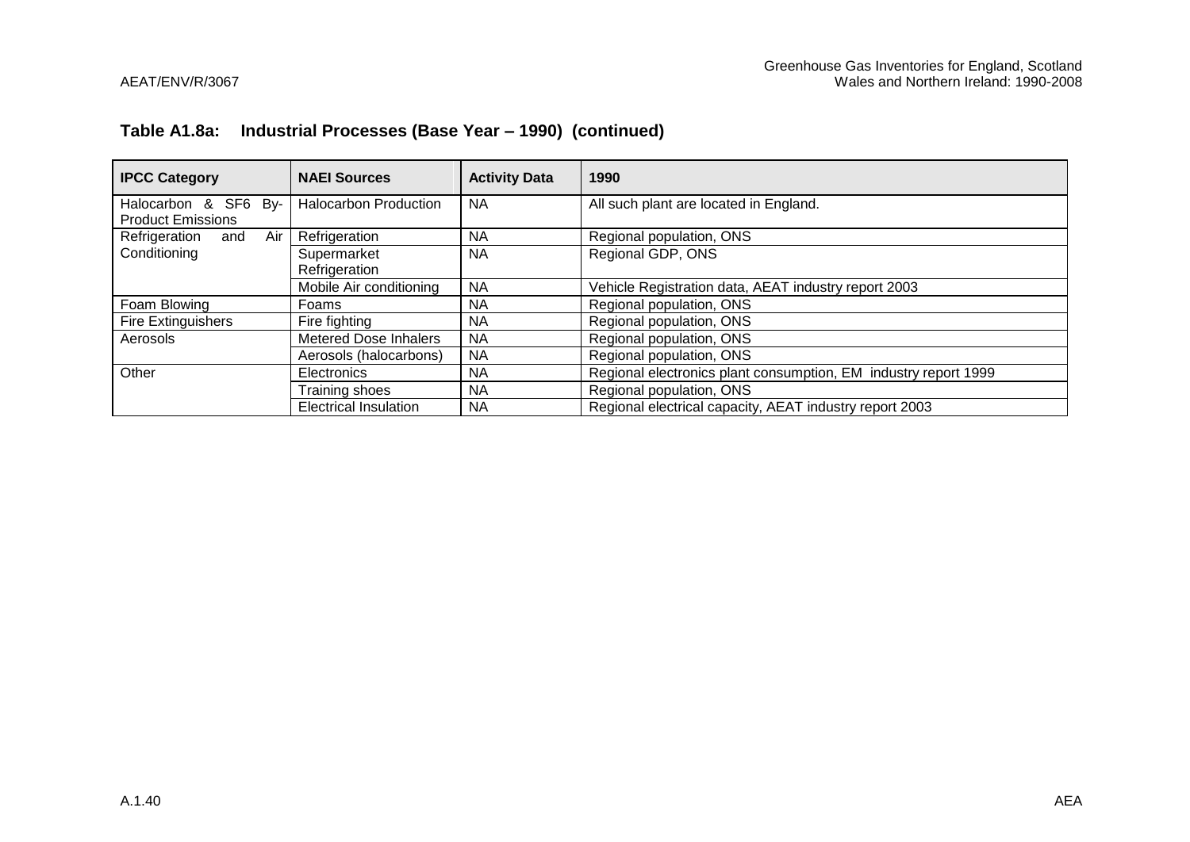### Table A1.8a: Industrial Processes (Base Year – 1990) (continued)

| IPCC Category | NAEI Sources | Activity Data | 1990 |
|---|---|---|---|
| Halocarbon & SF6 By-Product Emissions | Halocarbon Production | NA | All such plant are located in England. |
| Refrigeration and Air Conditioning | Refrigeration | NA | Regional population, ONS |
| | Supermarket Refrigeration | NA | Regional GDP, ONS |
| | Mobile Air conditioning | NA | Vehicle Registration data, AEAT industry report 2003 |
| Foam Blowing | Foams | NA | Regional population, ONS |
| Fire Extinguishers | Fire fighting | NA | Regional population, ONS |
| Aerosols | Metered Dose Inhalers | NA | Regional population, ONS |
| | Aerosols (halocarbons) | NA | Regional population, ONS |
| Other | Electronics | NA | Regional electronics plant consumption, EM industry report 1999 |
| | Training shoes | NA | Regional population, ONS |
| | Electrical Insulation | NA | Regional electrical capacity, AEAT industry report 2003 |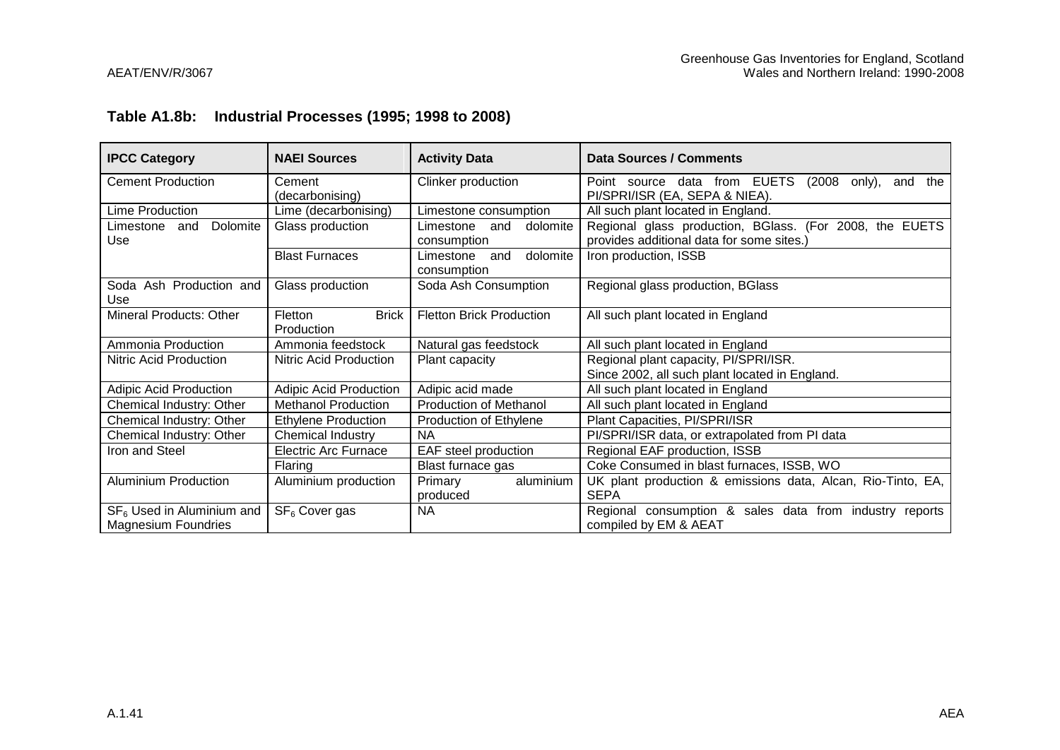**Table A1.8b: Industrial Processes (1995; 1998 to 2008)**

| IPCC Category | NAEI Sources | Activity Data | Data Sources / Comments |
|---|---|---|---|
| Cement Production | Cement (decarbonising) | Clinker production | Point source data from EUETS (2008 only), and the PI/SPRI/ISR (EA, SEPA & NIEA). |
| Lime Production | Lime (decarbonising) | Limestone consumption | All such plant located in England. |
| Limestone and Dolomite Use | Glass production | Limestone and dolomite consumption | Regional glass production, BGlass. (For 2008, the EUETS provides additional data for some sites.) |
| | Blast Furnaces | Limestone and dolomite consumption | Iron production, ISSB |
| Soda Ash Production and Use | Glass production | Soda Ash Consumption | Regional glass production, BGlass |
| Mineral Products: Other | Fletton Brick Production | Fletton Brick Production | All such plant located in England |
| Ammonia Production | Ammonia feedstock | Natural gas feedstock | All such plant located in England |
| Nitric Acid Production | Nitric Acid Production | Plant capacity | Regional plant capacity, PI/SPRI/ISR. Since 2002, all such plant located in England. |
| Adipic Acid Production | Adipic Acid Production | Adipic acid made | All such plant located in England |
| Chemical Industry: Other | Methanol Production | Production of Methanol | All such plant located in England |
| Chemical Industry: Other | Ethylene Production | Production of Ethylene | Plant Capacities, PI/SPRI/ISR |
| Chemical Industry: Other | Chemical Industry | NA | PI/SPRI/ISR data, or extrapolated from PI data |
| Iron and Steel | Electric Arc Furnace | EAF steel production | Regional EAF production, ISSB |
| | Flaring | Blast furnace gas | Coke Consumed in blast furnaces, ISSB, WO |
| Aluminium Production | Aluminium production | Primary aluminium produced | UK plant production & emissions data, Alcan, Rio-Tinto, EA, SEPA |
| $SF_6$ Used in Aluminium and Magnesium Foundries | $SF_6$ Cover gas | NA | Regional consumption & sales data from industry reports compiled by EM & AEAT |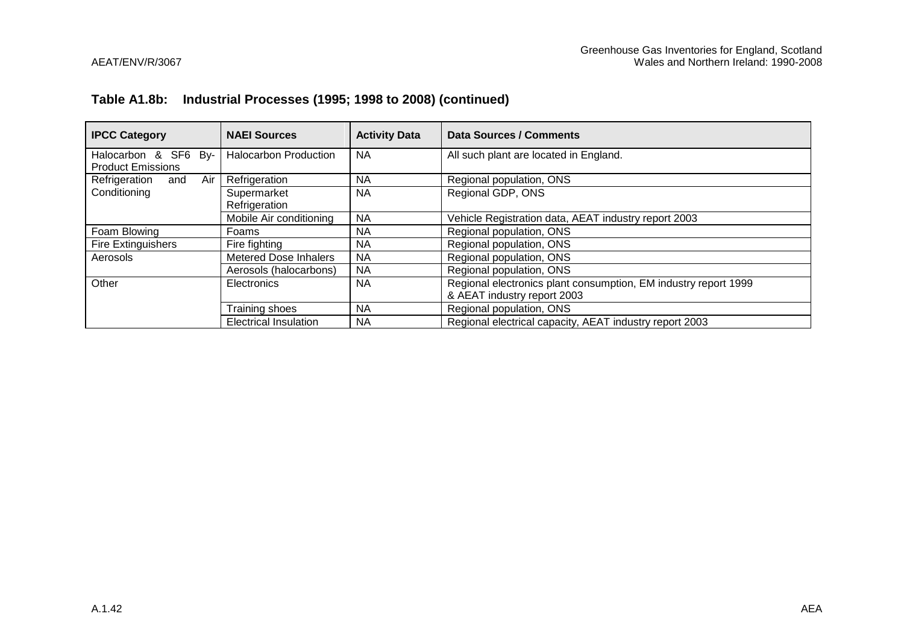### Table A1.8b: Industrial Processes (1995; 1998 to 2008) (continued)

| IPCC Category | NAEI Sources | Activity Data | Data Sources / Comments |
|---|---|---|---|
| Halocarbon & SF6 By-Product Emissions | Halocarbon Production | NA | All such plant are located in England. |
| Refrigeration and Air Conditioning | Refrigeration | NA | Regional population, ONS |
| | Supermarket Refrigeration | NA | Regional GDP, ONS |
| | Mobile Air conditioning | NA | Vehicle Registration data, AEAT industry report 2003 |
| Foam Blowing | Foams | NA | Regional population, ONS |
| Fire Extinguishers | Fire fighting | NA | Regional population, ONS |
| Aerosols | Metered Dose Inhalers | NA | Regional population, ONS |
| | Aerosols (halocarbons) | NA | Regional population, ONS |
| Other | Electronics | NA | Regional electronics plant consumption, EM industry report 1999 & AEAT industry report 2003 |
| | Training shoes | NA | Regional population, ONS |
| | Electrical Insulation | NA | Regional electrical capacity, AEAT industry report 2003 |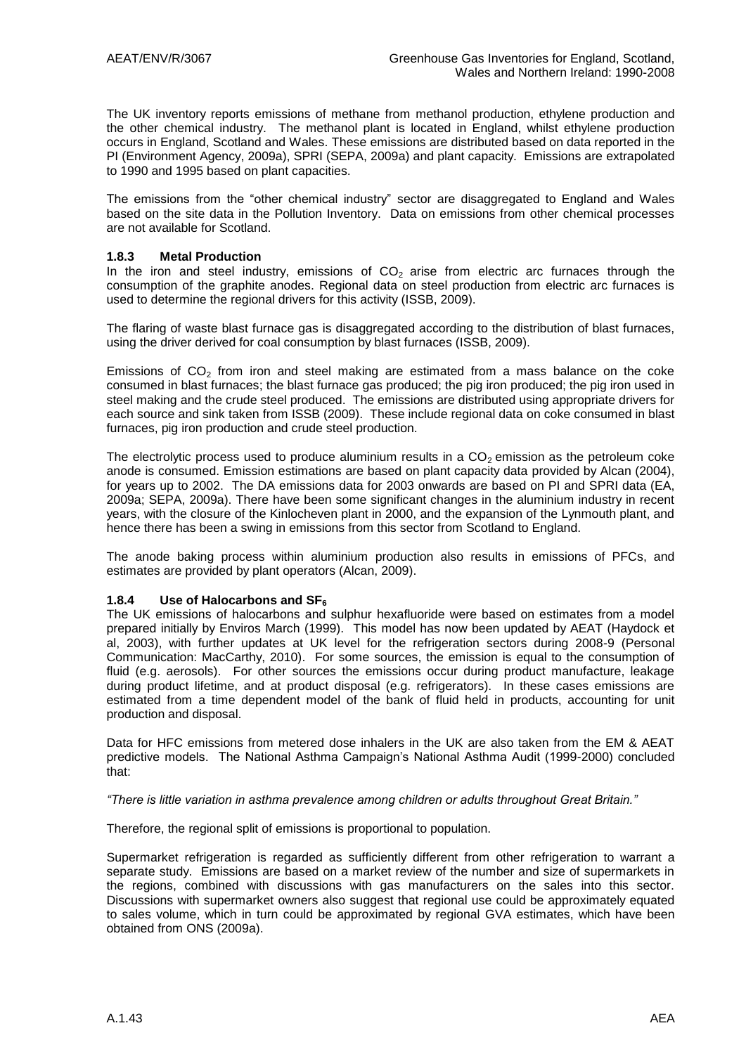The UK inventory reports emissions of methane from methanol production, ethylene production and the other chemical industry. The methanol plant is located in England, whilst ethylene production occurs in England, Scotland and Wales. These emissions are distributed based on data reported in the PI (Environment Agency, 2009a), SPRI (SEPA, 2009a) and plant capacity. Emissions are extrapolated to 1990 and 1995 based on plant capacities.

The emissions from the "other chemical industry" sector are disaggregated to England and Wales based on the site data in the Pollution Inventory. Data on emissions from other chemical processes are not available for Scotland.

### 1.8.3 Metal Production

In the iron and steel industry, emissions of $CO_2$ arise from electric arc furnaces through the consumption of the graphite anodes. Regional data on steel production from electric arc furnaces is used to determine the regional drivers for this activity (ISSB, 2009).

The flaring of waste blast furnace gas is disaggregated according to the distribution of blast furnaces, using the driver derived for coal consumption by blast furnaces (ISSB, 2009).

Emissions of $CO_2$ from iron and steel making are estimated from a mass balance on the coke consumed in blast furnaces; the blast furnace gas produced; the pig iron produced; the pig iron used in steel making and the crude steel produced. The emissions are distributed using appropriate drivers for each source and sink taken from ISSB (2009). These include regional data on coke consumed in blast furnaces, pig iron production and crude steel production.

The electrolytic process used to produce aluminium results in a $CO_2$ emission as the petroleum coke anode is consumed. Emission estimations are based on plant capacity data provided by Alcan (2004), for years up to 2002. The DA emissions data for 2003 onwards are based on PI and SPRI data (EA, 2009a; SEPA, 2009a). There have been some significant changes in the aluminium industry in recent years, with the closure of the Kinlocheven plant in 2000, and the expansion of the Lynmouth plant, and hence there has been a swing in emissions from this sector from Scotland to England.

The anode baking process within aluminium production also results in emissions of PFCs, and estimates are provided by plant operators (Alcan, 2009).

### 1.8.4 Use of Halocarbons and $SF_6$

The UK emissions of halocarbons and sulphur hexafluoride were based on estimates from a model prepared initially by Enviros March (1999). This model has now been updated by AEAT (Haydock et al, 2003), with further updates at UK level for the refrigeration sectors during 2008-9 (Personal Communication: MacCarthy, 2010). For some sources, the emission is equal to the consumption of fluid (e.g. aerosols). For other sources the emissions occur during product manufacture, leakage during product lifetime, and at product disposal (e.g. refrigerators). In these cases emissions are estimated from a time dependent model of the bank of fluid held in products, accounting for unit production and disposal.

Data for HFC emissions from metered dose inhalers in the UK are also taken from the EM & AEAT predictive models. The National Asthma Campaign's National Asthma Audit (1999-2000) concluded that:

*"There is little variation in asthma prevalence among children or adults throughout Great Britain."*

Therefore, the regional split of emissions is proportional to population.

Supermarket refrigeration is regarded as sufficiently different from other refrigeration to warrant a separate study. Emissions are based on a market review of the number and size of supermarkets in the regions, combined with discussions with gas manufacturers on the sales into this sector. Discussions with supermarket owners also suggest that regional use could be approximately equated to sales volume, which in turn could be approximated by regional GVA estimates, which have been obtained from ONS (2009a).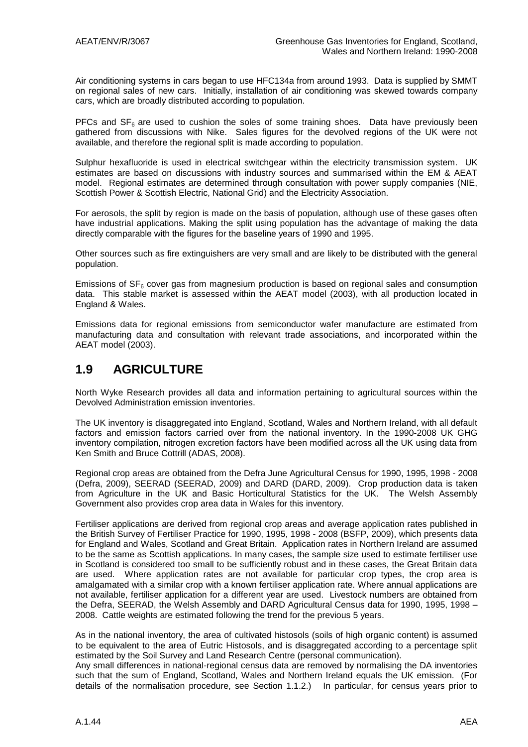Air conditioning systems in cars began to use HFC134a from around 1993. Data is supplied by SMMT on regional sales of new cars. Initially, installation of air conditioning was skewed towards company cars, which are broadly distributed according to population.

PFCs and $SF_6$ are used to cushion the soles of some training shoes. Data have previously been gathered from discussions with Nike. Sales figures for the devolved regions of the UK were not available, and therefore the regional split is made according to population.

Sulphur hexafluoride is used in electrical switchgear within the electricity transmission system. UK estimates are based on discussions with industry sources and summarised within the EM & AEAT model. Regional estimates are determined through consultation with power supply companies (NIE, Scottish Power & Scottish Electric, National Grid) and the Electricity Association.

For aerosols, the split by region is made on the basis of population, although use of these gases often have industrial applications. Making the split using population has the advantage of making the data directly comparable with the figures for the baseline years of 1990 and 1995.

Other sources such as fire extinguishers are very small and are likely to be distributed with the general population.

Emissions of $SF_6$ cover gas from magnesium production is based on regional sales and consumption data. This stable market is assessed within the AEAT model (2003), with all production located in England & Wales.

Emissions data for regional emissions from semiconductor wafer manufacture are estimated from manufacturing data and consultation with relevant trade associations, and incorporated within the AEAT model (2003).

## 1.9 AGRICULTURE

North Wyke Research provides all data and information pertaining to agricultural sources within the Devolved Administration emission inventories.

The UK inventory is disaggregated into England, Scotland, Wales and Northern Ireland, with all default factors and emission factors carried over from the national inventory. In the 1990-2008 UK GHG inventory compilation, nitrogen excretion factors have been modified across all the UK using data from Ken Smith and Bruce Cottrill (ADAS, 2008).

Regional crop areas are obtained from the Defra June Agricultural Census for 1990, 1995, 1998 - 2008 (Defra, 2009), SEERAD (SEERAD, 2009) and DARD (DARD, 2009). Crop production data is taken from Agriculture in the UK and Basic Horticultural Statistics for the UK. The Welsh Assembly Government also provides crop area data in Wales for this inventory.

Fertiliser applications are derived from regional crop areas and average application rates published in the British Survey of Fertiliser Practice for 1990, 1995, 1998 - 2008 (BSFP, 2009), which presents data for England and Wales, Scotland and Great Britain. Application rates in Northern Ireland are assumed to be the same as Scottish applications. In many cases, the sample size used to estimate fertiliser use in Scotland is considered too small to be sufficiently robust and in these cases, the Great Britain data are used. Where application rates are not available for particular crop types, the crop area is amalgamated with a similar crop with a known fertiliser application rate. Where annual applications are not available, fertiliser application for a different year are used. Livestock numbers are obtained from the Defra, SEERAD, the Welsh Assembly and DARD Agricultural Census data for 1990, 1995, 1998 – 2008. Cattle weights are estimated following the trend for the previous 5 years.

As in the national inventory, the area of cultivated histosols (soils of high organic content) is assumed to be equivalent to the area of Eutric Histosols, and is disaggregated according to a percentage split estimated by the Soil Survey and Land Research Centre (personal communication).
Any small differences in national-regional census data are removed by normalising the DA inventories such that the sum of England, Scotland, Wales and Northern Ireland equals the UK emission. (For details of the normalisation procedure, see Section 1.1.2.) In particular, for census years prior to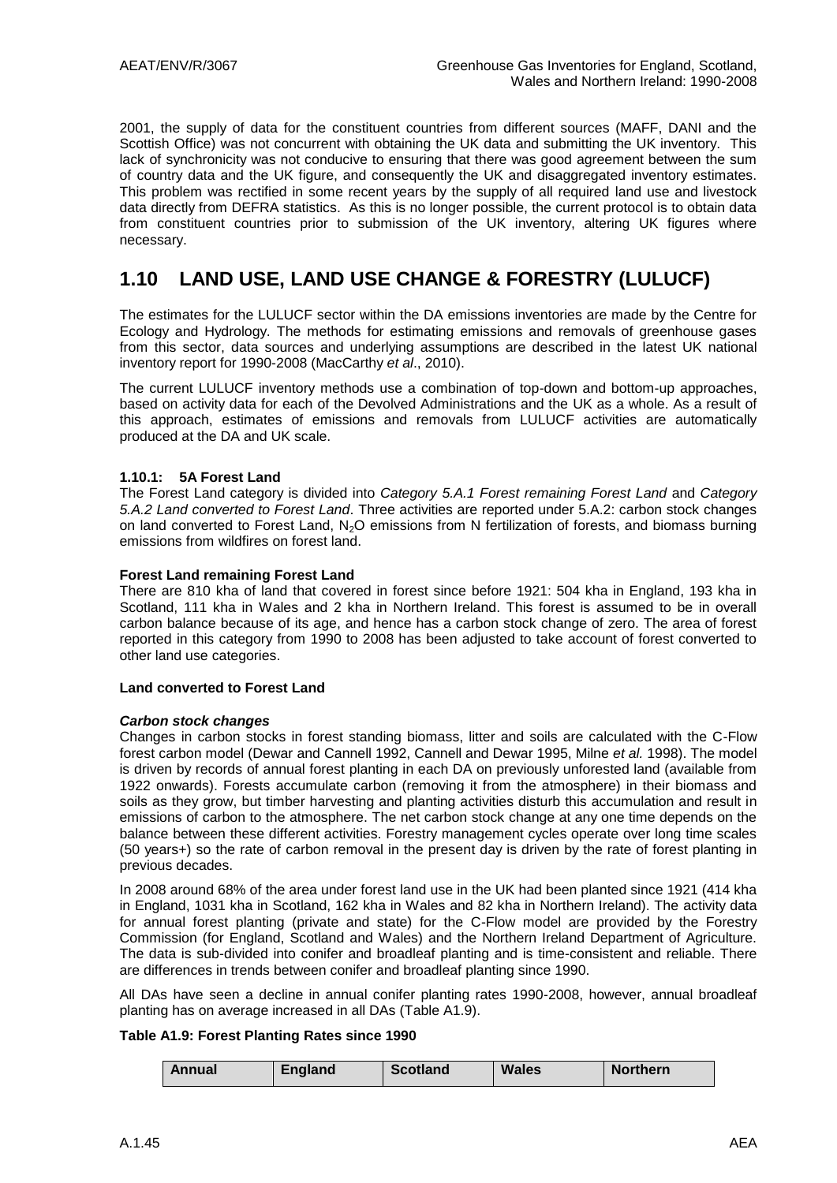2001, the supply of data for the constituent countries from different sources (MAFF, DANI and the Scottish Office) was not concurrent with obtaining the UK data and submitting the UK inventory. This lack of synchronicity was not conducive to ensuring that there was good agreement between the sum of country data and the UK figure, and consequently the UK and disaggregated inventory estimates. This problem was rectified in some recent years by the supply of all required land use and livestock data directly from DEFRA statistics. As this is no longer possible, the current protocol is to obtain data from constituent countries prior to submission of the UK inventory, altering UK figures where necessary.

## 1.10 LAND USE, LAND USE CHANGE & FORESTRY (LULUCF)

The estimates for the LULUCF sector within the DA emissions inventories are made by the Centre for Ecology and Hydrology. The methods for estimating emissions and removals of greenhouse gases from this sector, data sources and underlying assumptions are described in the latest UK national inventory report for 1990-2008 (MacCarthy *et al*., 2010).

The current LULUCF inventory methods use a combination of top-down and bottom-up approaches, based on activity data for each of the Devolved Administrations and the UK as a whole. As a result of this approach, estimates of emissions and removals from LULUCF activities are automatically produced at the DA and UK scale.

### 1.10.1: 5A Forest Land

The Forest Land category is divided into *Category 5.A.1 Forest remaining Forest Land* and *Category 5.A.2 Land converted to Forest Land*. Three activities are reported under 5.A.2: carbon stock changes on land converted to Forest Land, $N_2O$ emissions from N fertilization of forests, and biomass burning emissions from wildfires on forest land.

**Forest Land remaining Forest Land**

There are 810 kha of land that covered in forest since before 1921: 504 kha in England, 193 kha in Scotland, 111 kha in Wales and 2 kha in Northern Ireland. This forest is assumed to be in overall carbon balance because of its age, and hence has a carbon stock change of zero. The area of forest reported in this category from 1990 to 2008 has been adjusted to take account of forest converted to other land use categories.

**Land converted to Forest Land**

***Carbon stock changes***

Changes in carbon stocks in forest standing biomass, litter and soils are calculated with the C-Flow forest carbon model (Dewar and Cannell 1992, Cannell and Dewar 1995, Milne *et al.* 1998). The model is driven by records of annual forest planting in each DA on previously unforested land (available from 1922 onwards). Forests accumulate carbon (removing it from the atmosphere) in their biomass and soils as they grow, but timber harvesting and planting activities disturb this accumulation and result in emissions of carbon to the atmosphere. The net carbon stock change at any one time depends on the balance between these different activities. Forestry management cycles operate over long time scales (50 years+) so the rate of carbon removal in the present day is driven by the rate of forest planting in previous decades.

In 2008 around 68% of the area under forest land use in the UK had been planted since 1921 (414 kha in England, 1031 kha in Scotland, 162 kha in Wales and 82 kha in Northern Ireland). The activity data for annual forest planting (private and state) for the C-Flow model are provided by the Forestry Commission (for England, Scotland and Wales) and the Northern Ireland Department of Agriculture. The data is sub-divided into conifer and broadleaf planting and is time-consistent and reliable. There are differences in trends between conifer and broadleaf planting since 1990.

All DAs have seen a decline in annual conifer planting rates 1990-2008, however, annual broadleaf planting has on average increased in all DAs (Table A1.9).

**Table A1.9: Forest Planting Rates since 1990**

| Annual | England | Scotland | Wales | Northern |
|---|---|---|---|---|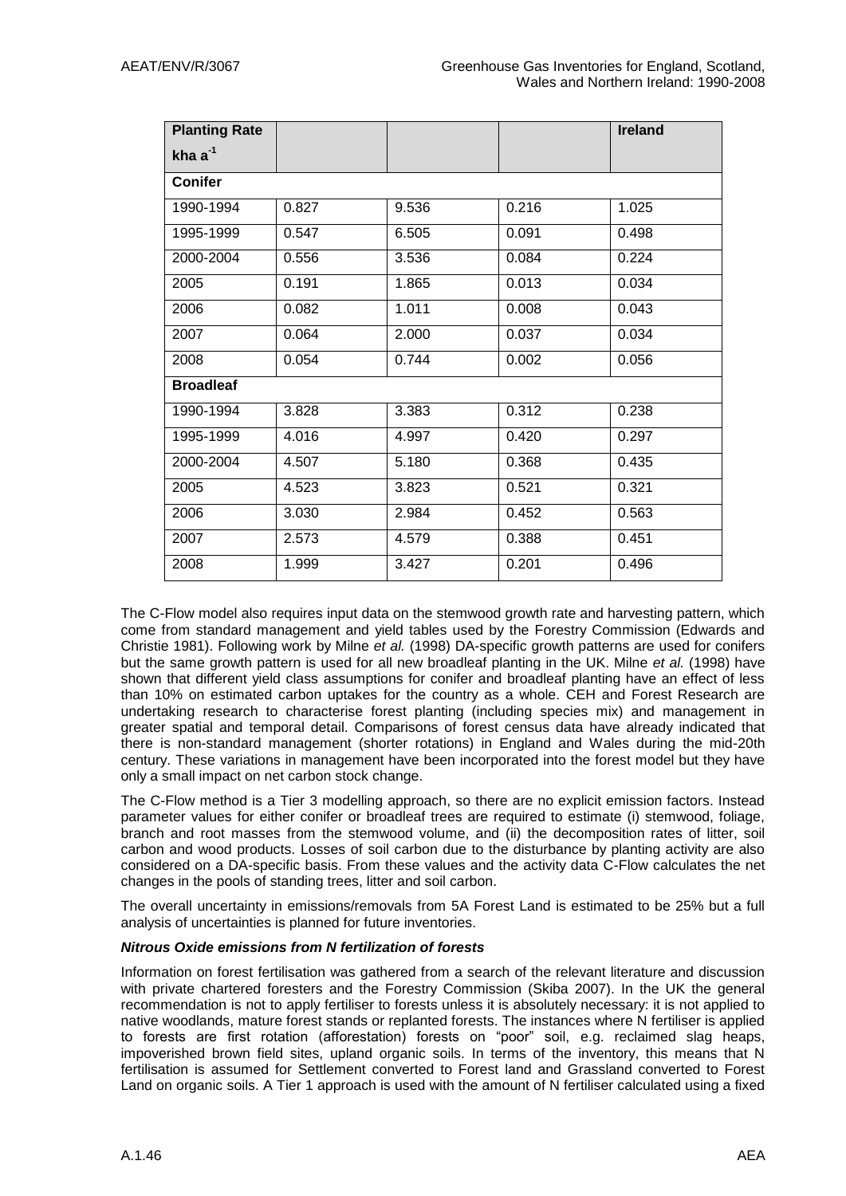| Planting Rate kha $a^{-1}$ | | | | Ireland |
|---|---|---|---|---|
| **Conifer** | | | | |
| 1990-1994 | 0.827 | 9.536 | 0.216 | 1.025 |
| 1995-1999 | 0.547 | 6.505 | 0.091 | 0.498 |
| 2000-2004 | 0.556 | 3.536 | 0.084 | 0.224 |
| 2005 | 0.191 | 1.865 | 0.013 | 0.034 |
| 2006 | 0.082 | 1.011 | 0.008 | 0.043 |
| 2007 | 0.064 | 2.000 | 0.037 | 0.034 |
| 2008 | 0.054 | 0.744 | 0.002 | 0.056 |
| **Broadleaf** | | | | |
| 1990-1994 | 3.828 | 3.383 | 0.312 | 0.238 |
| 1995-1999 | 4.016 | 4.997 | 0.420 | 0.297 |
| 2000-2004 | 4.507 | 5.180 | 0.368 | 0.435 |
| 2005 | 4.523 | 3.823 | 0.521 | 0.321 |
| 2006 | 3.030 | 2.984 | 0.452 | 0.563 |
| 2007 | 2.573 | 4.579 | 0.388 | 0.451 |
| 2008 | 1.999 | 3.427 | 0.201 | 0.496 |

The C-Flow model also requires input data on the stemwood growth rate and harvesting pattern, which come from standard management and yield tables used by the Forestry Commission (Edwards and Christie 1981). Following work by Milne *et al.* (1998) DA-specific growth patterns are used for conifers but the same growth pattern is used for all new broadleaf planting in the UK. Milne *et al.* (1998) have shown that different yield class assumptions for conifer and broadleaf planting have an effect of less than 10% on estimated carbon uptakes for the country as a whole. CEH and Forest Research are undertaking research to characterise forest planting (including species mix) and management in greater spatial and temporal detail. Comparisons of forest census data have already indicated that there is non-standard management (shorter rotations) in England and Wales during the mid-20th century. These variations in management have been incorporated into the forest model but they have only a small impact on net carbon stock change.

The C-Flow method is a Tier 3 modelling approach, so there are no explicit emission factors. Instead parameter values for either conifer or broadleaf trees are required to estimate (i) stemwood, foliage, branch and root masses from the stemwood volume, and (ii) the decomposition rates of litter, soil carbon and wood products. Losses of soil carbon due to the disturbance by planting activity are also considered on a DA-specific basis. From these values and the activity data C-Flow calculates the net changes in the pools of standing trees, litter and soil carbon.

The overall uncertainty in emissions/removals from 5A Forest Land is estimated to be 25% but a full analysis of uncertainties is planned for future inventories.

***Nitrous Oxide emissions from N fertilization of forests***

Information on forest fertilisation was gathered from a search of the relevant literature and discussion with private chartered foresters and the Forestry Commission (Skiba 2007). In the UK the general recommendation is not to apply fertiliser to forests unless it is absolutely necessary: it is not applied to native woodlands, mature forest stands or replanted forests. The instances where N fertiliser is applied to forests are first rotation (afforestation) forests on "poor" soil, e.g. reclaimed slag heaps, impoverished brown field sites, upland organic soils. In terms of the inventory, this means that N fertilisation is assumed for Settlement converted to Forest land and Grassland converted to Forest Land on organic soils. A Tier 1 approach is used with the amount of N fertiliser calculated using a fixed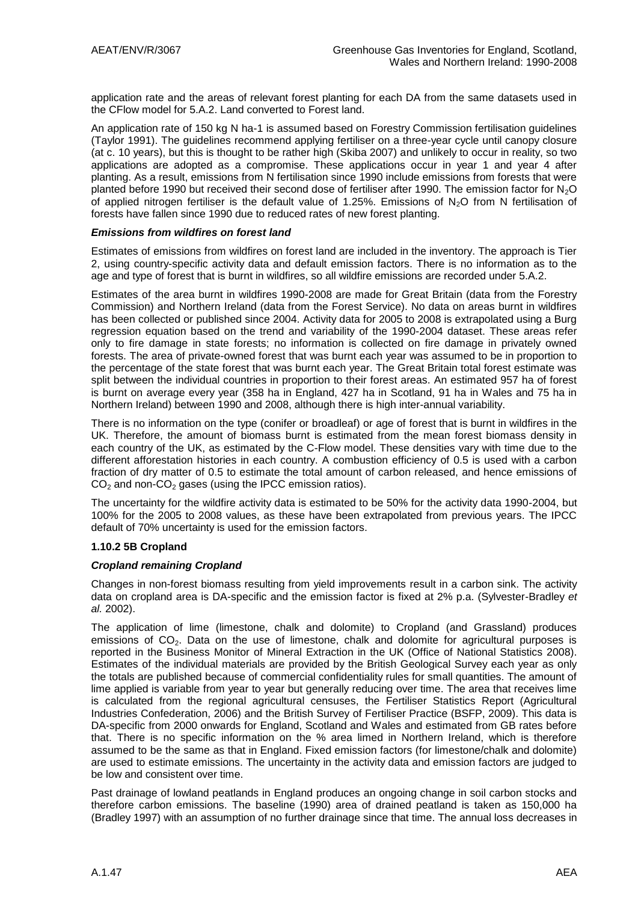application rate and the areas of relevant forest planting for each DA from the same datasets used in the CFlow model for 5.A.2. Land converted to Forest land.

An application rate of 150 kg N ha-1 is assumed based on Forestry Commission fertilisation guidelines (Taylor 1991). The guidelines recommend applying fertiliser on a three-year cycle until canopy closure (at c. 10 years), but this is thought to be rather high (Skiba 2007) and unlikely to occur in reality, so two applications are adopted as a compromise. These applications occur in year 1 and year 4 after planting. As a result, emissions from N fertilisation since 1990 include emissions from forests that were planted before 1990 but received their second dose of fertiliser after 1990. The emission factor for $N_2O$ of applied nitrogen fertiliser is the default value of 1.25%. Emissions of $N_2O$ from N fertilisation of forests have fallen since 1990 due to reduced rates of new forest planting.

***Emissions from wildfires on forest land***

Estimates of emissions from wildfires on forest land are included in the inventory. The approach is Tier 2, using country-specific activity data and default emission factors. There is no information as to the age and type of forest that is burnt in wildfires, so all wildfire emissions are recorded under 5.A.2.

Estimates of the area burnt in wildfires 1990-2008 are made for Great Britain (data from the Forestry Commission) and Northern Ireland (data from the Forest Service). No data on areas burnt in wildfires has been collected or published since 2004. Activity data for 2005 to 2008 is extrapolated using a Burg regression equation based on the trend and variability of the 1990-2004 dataset. These areas refer only to fire damage in state forests; no information is collected on fire damage in privately owned forests. The area of private-owned forest that was burnt each year was assumed to be in proportion to the percentage of the state forest that was burnt each year. The Great Britain total forest estimate was split between the individual countries in proportion to their forest areas. An estimated 957 ha of forest is burnt on average every year (358 ha in England, 427 ha in Scotland, 91 ha in Wales and 75 ha in Northern Ireland) between 1990 and 2008, although there is high inter-annual variability.

There is no information on the type (conifer or broadleaf) or age of forest that is burnt in wildfires in the UK. Therefore, the amount of biomass burnt is estimated from the mean forest biomass density in each country of the UK, as estimated by the C-Flow model. These densities vary with time due to the different afforestation histories in each country. A combustion efficiency of 0.5 is used with a carbon fraction of dry matter of 0.5 to estimate the total amount of carbon released, and hence emissions of $CO_2$ and non-$CO_2$ gases (using the IPCC emission ratios).

The uncertainty for the wildfire activity data is estimated to be 50% for the activity data 1990-2004, but 100% for the 2005 to 2008 values, as these have been extrapolated from previous years. The IPCC default of 70% uncertainty is used for the emission factors.

### 1.10.2 5B Cropland

***Cropland remaining Cropland***

Changes in non-forest biomass resulting from yield improvements result in a carbon sink. The activity data on cropland area is DA-specific and the emission factor is fixed at 2% p.a. (Sylvester-Bradley *et al.* 2002).

The application of lime (limestone, chalk and dolomite) to Cropland (and Grassland) produces emissions of $CO_2$. Data on the use of limestone, chalk and dolomite for agricultural purposes is reported in the Business Monitor of Mineral Extraction in the UK (Office of National Statistics 2008). Estimates of the individual materials are provided by the British Geological Survey each year as only the totals are published because of commercial confidentiality rules for small quantities. The amount of lime applied is variable from year to year but generally reducing over time. The area that receives lime is calculated from the regional agricultural censuses, the Fertiliser Statistics Report (Agricultural Industries Confederation, 2006) and the British Survey of Fertiliser Practice (BSFP, 2009). This data is DA-specific from 2000 onwards for England, Scotland and Wales and estimated from GB rates before that. There is no specific information on the % area limed in Northern Ireland, which is therefore assumed to be the same as that in England. Fixed emission factors (for limestone/chalk and dolomite) are used to estimate emissions. The uncertainty in the activity data and emission factors are judged to be low and consistent over time.

Past drainage of lowland peatlands in England produces an ongoing change in soil carbon stocks and therefore carbon emissions. The baseline (1990) area of drained peatland is taken as 150,000 ha (Bradley 1997) with an assumption of no further drainage since that time. The annual loss decreases in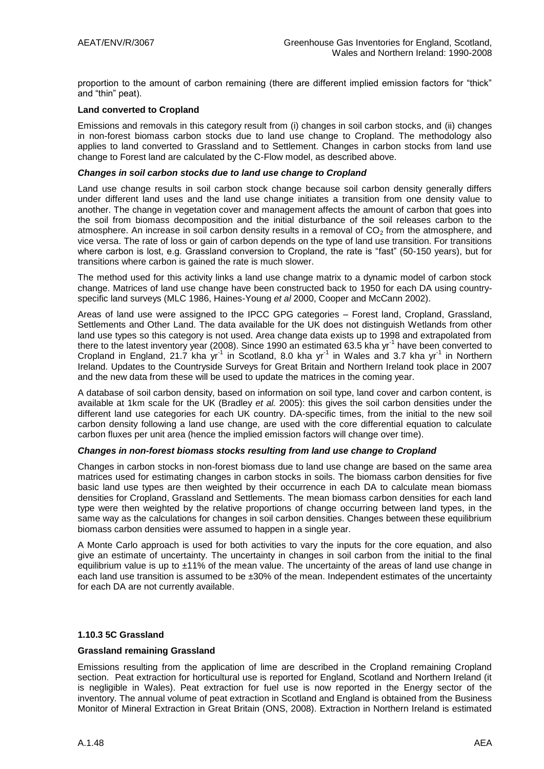proportion to the amount of carbon remaining (there are different implied emission factors for "thick" and "thin" peat).

**Land converted to Cropland**

Emissions and removals in this category result from (i) changes in soil carbon stocks, and (ii) changes in non-forest biomass carbon stocks due to land use change to Cropland. The methodology also applies to land converted to Grassland and to Settlement. Changes in carbon stocks from land use change to Forest land are calculated by the C-Flow model, as described above.

***Changes in soil carbon stocks due to land use change to Cropland***

Land use change results in soil carbon stock change because soil carbon density generally differs under different land uses and the land use change initiates a transition from one density value to another. The change in vegetation cover and management affects the amount of carbon that goes into the soil from biomass decomposition and the initial disturbance of the soil releases carbon to the atmosphere. An increase in soil carbon density results in a removal of $CO_2$ from the atmosphere, and vice versa. The rate of loss or gain of carbon depends on the type of land use transition. For transitions where carbon is lost, e.g. Grassland conversion to Cropland, the rate is "fast" (50-150 years), but for transitions where carbon is gained the rate is much slower.

The method used for this activity links a land use change matrix to a dynamic model of carbon stock change. Matrices of land use change have been constructed back to 1950 for each DA using country-specific land surveys (MLC 1986, Haines-Young *et al* 2000, Cooper and McCann 2002).

Areas of land use were assigned to the IPCC GPG categories – Forest land, Cropland, Grassland, Settlements and Other Land. The data available for the UK does not distinguish Wetlands from other land use types so this category is not used. Area change data exists up to 1998 and extrapolated from there to the latest inventory year (2008). Since 1990 an estimated 63.5 kha $yr^{-1}$ have been converted to Cropland in England, 21.7 kha $yr^{-1}$ in Scotland, 8.0 kha $yr^{-1}$ in Wales and 3.7 kha $yr^{-1}$ in Northern Ireland. Updates to the Countryside Surveys for Great Britain and Northern Ireland took place in 2007 and the new data from these will be used to update the matrices in the coming year.

A database of soil carbon density, based on information on soil type, land cover and carbon content, is available at 1km scale for the UK (Bradley *et al.* 2005): this gives the soil carbon densities under the different land use categories for each UK country. DA-specific times, from the initial to the new soil carbon density following a land use change, are used with the core differential equation to calculate carbon fluxes per unit area (hence the implied emission factors will change over time).

***Changes in non-forest biomass stocks resulting from land use change to Cropland***

Changes in carbon stocks in non-forest biomass due to land use change are based on the same area matrices used for estimating changes in carbon stocks in soils. The biomass carbon densities for five basic land use types are then weighted by their occurrence in each DA to calculate mean biomass densities for Cropland, Grassland and Settlements. The mean biomass carbon densities for each land type were then weighted by the relative proportions of change occurring between land types, in the same way as the calculations for changes in soil carbon densities. Changes between these equilibrium biomass carbon densities were assumed to happen in a single year.

A Monte Carlo approach is used for both activities to vary the inputs for the core equation, and also give an estimate of uncertainty. The uncertainty in changes in soil carbon from the initial to the final equilibrium value is up to ±11% of the mean value. The uncertainty of the areas of land use change in each land use transition is assumed to be ±30% of the mean. Independent estimates of the uncertainty for each DA are not currently available.

### 1.10.3 5C Grassland

**Grassland remaining Grassland**

Emissions resulting from the application of lime are described in the Cropland remaining Cropland section. Peat extraction for horticultural use is reported for England, Scotland and Northern Ireland (it is negligible in Wales). Peat extraction for fuel use is now reported in the Energy sector of the inventory. The annual volume of peat extraction in Scotland and England is obtained from the Business Monitor of Mineral Extraction in Great Britain (ONS, 2008). Extraction in Northern Ireland is estimated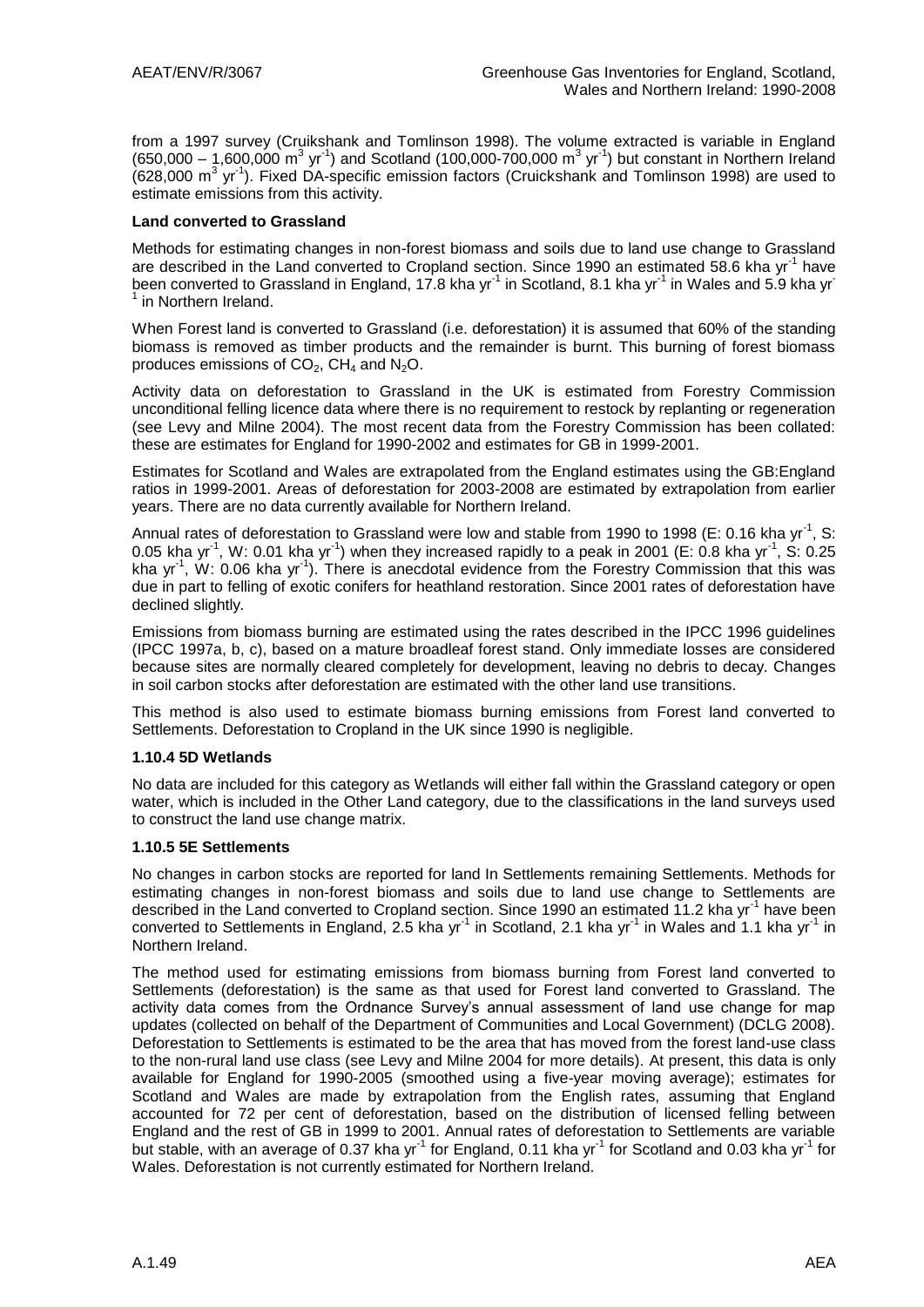from a 1997 survey (Cruikshank and Tomlinson 1998). The volume extracted is variable in England (650,000 – 1,600,000 $m^3$ $yr^{-1}$) and Scotland (100,000-700,000 $m^3$ $yr^{-1}$) but constant in Northern Ireland (628,000 $m^3$ $yr^{-1}$). Fixed DA-specific emission factors (Cruickshank and Tomlinson 1998) are used to estimate emissions from this activity.

**Land converted to Grassland**

Methods for estimating changes in non-forest biomass and soils due to land use change to Grassland are described in the Land converted to Cropland section. Since 1990 an estimated 58.6 kha $yr^{-1}$ have been converted to Grassland in England, 17.8 kha $yr^{-1}$ in Scotland, 8.1 kha $yr^{-1}$ in Wales and 5.9 kha $yr^{-1}$ in Northern Ireland.

When Forest land is converted to Grassland (i.e. deforestation) it is assumed that 60% of the standing biomass is removed as timber products and the remainder is burnt. This burning of forest biomass produces emissions of $CO_2$, $CH_4$ and $N_2O$.

Activity data on deforestation to Grassland in the UK is estimated from Forestry Commission unconditional felling licence data where there is no requirement to restock by replanting or regeneration (see Levy and Milne 2004). The most recent data from the Forestry Commission has been collated: these are estimates for England for 1990-2002 and estimates for GB in 1999-2001.

Estimates for Scotland and Wales are extrapolated from the England estimates using the GB:England ratios in 1999-2001. Areas of deforestation for 2003-2008 are estimated by extrapolation from earlier years. There are no data currently available for Northern Ireland.

Annual rates of deforestation to Grassland were low and stable from 1990 to 1998 (E: 0.16 kha $yr^{-1}$, S: 0.05 kha $yr^{-1}$, W: 0.01 kha $yr^{-1}$) when they increased rapidly to a peak in 2001 (E: 0.8 kha $yr^{-1}$, S: 0.25 kha $yr^{-1}$, W: 0.06 kha $yr^{-1}$). There is anecdotal evidence from the Forestry Commission that this was due in part to felling of exotic conifers for heathland restoration. Since 2001 rates of deforestation have declined slightly.

Emissions from biomass burning are estimated using the rates described in the IPCC 1996 guidelines (IPCC 1997a, b, c), based on a mature broadleaf forest stand. Only immediate losses are considered because sites are normally cleared completely for development, leaving no debris to decay. Changes in soil carbon stocks after deforestation are estimated with the other land use transitions.

This method is also used to estimate biomass burning emissions from Forest land converted to Settlements. Deforestation to Cropland in the UK since 1990 is negligible.

### 1.10.4 5D Wetlands

No data are included for this category as Wetlands will either fall within the Grassland category or open water, which is included in the Other Land category, due to the classifications in the land surveys used to construct the land use change matrix.

### 1.10.5 5E Settlements

No changes in carbon stocks are reported for land In Settlements remaining Settlements. Methods for estimating changes in non-forest biomass and soils due to land use change to Settlements are described in the Land converted to Cropland section. Since 1990 an estimated 11.2 kha $yr^{-1}$ have been converted to Settlements in England, 2.5 kha $yr^{-1}$ in Scotland, 2.1 kha $yr^{-1}$ in Wales and 1.1 kha $yr^{-1}$ in Northern Ireland.

The method used for estimating emissions from biomass burning from Forest land converted to Settlements (deforestation) is the same as that used for Forest land converted to Grassland. The activity data comes from the Ordnance Survey's annual assessment of land use change for map updates (collected on behalf of the Department of Communities and Local Government) (DCLG 2008). Deforestation to Settlements is estimated to be the area that has moved from the forest land-use class to the non-rural land use class (see Levy and Milne 2004 for more details). At present, this data is only available for England for 1990-2005 (smoothed using a five-year moving average); estimates for Scotland and Wales are made by extrapolation from the English rates, assuming that England accounted for 72 per cent of deforestation, based on the distribution of licensed felling between England and the rest of GB in 1999 to 2001. Annual rates of deforestation to Settlements are variable but stable, with an average of 0.37 kha $yr^{-1}$ for England, 0.11 kha $yr^{-1}$ for Scotland and 0.03 kha $yr^{-1}$ for Wales. Deforestation is not currently estimated for Northern Ireland.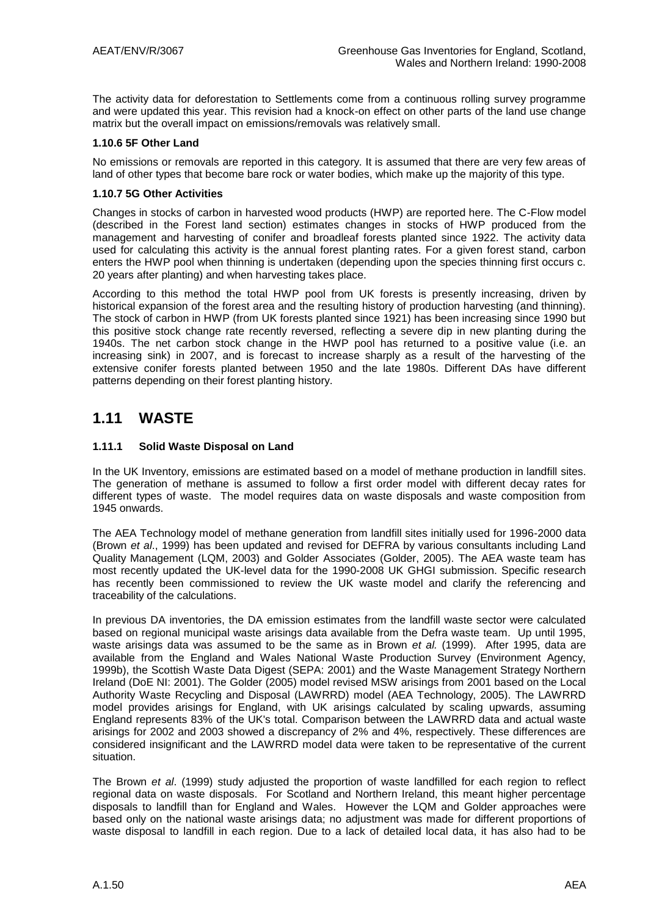The activity data for deforestation to Settlements come from a continuous rolling survey programme and were updated this year. This revision had a knock-on effect on other parts of the land use change matrix but the overall impact on emissions/removals was relatively small.

#### 1.10.6 5F Other Land

No emissions or removals are reported in this category. It is assumed that there are very few areas of land of other types that become bare rock or water bodies, which make up the majority of this type.

#### 1.10.7 5G Other Activities

Changes in stocks of carbon in harvested wood products (HWP) are reported here. The C-Flow model (described in the Forest land section) estimates changes in stocks of HWP produced from the management and harvesting of conifer and broadleaf forests planted since 1922. The activity data used for calculating this activity is the annual forest planting rates. For a given forest stand, carbon enters the HWP pool when thinning is undertaken (depending upon the species thinning first occurs c. 20 years after planting) and when harvesting takes place.

According to this method the total HWP pool from UK forests is presently increasing, driven by historical expansion of the forest area and the resulting history of production harvesting (and thinning). The stock of carbon in HWP (from UK forests planted since 1921) has been increasing since 1990 but this positive stock change rate recently reversed, reflecting a severe dip in new planting during the 1940s. The net carbon stock change in the HWP pool has returned to a positive value (i.e. an increasing sink) in 2007, and is forecast to increase sharply as a result of the harvesting of the extensive conifer forests planted between 1950 and the late 1980s. Different DAs have different patterns depending on their forest planting history.

## 1.11 WASTE

### 1.11.1 Solid Waste Disposal on Land

In the UK Inventory, emissions are estimated based on a model of methane production in landfill sites. The generation of methane is assumed to follow a first order model with different decay rates for different types of waste. The model requires data on waste disposals and waste composition from 1945 onwards.

The AEA Technology model of methane generation from landfill sites initially used for 1996-2000 data (Brown *et al*., 1999) has been updated and revised for DEFRA by various consultants including Land Quality Management (LQM, 2003) and Golder Associates (Golder, 2005). The AEA waste team has most recently updated the UK-level data for the 1990-2008 UK GHGI submission. Specific research has recently been commissioned to review the UK waste model and clarify the referencing and traceability of the calculations.

In previous DA inventories, the DA emission estimates from the landfill waste sector were calculated based on regional municipal waste arisings data available from the Defra waste team. Up until 1995, waste arisings data was assumed to be the same as in Brown *et al.* (1999). After 1995, data are available from the England and Wales National Waste Production Survey (Environment Agency, 1999b), the Scottish Waste Data Digest (SEPA: 2001) and the Waste Management Strategy Northern Ireland (DoE NI: 2001). The Golder (2005) model revised MSW arisings from 2001 based on the Local Authority Waste Recycling and Disposal (LAWRRD) model (AEA Technology, 2005). The LAWRRD model provides arisings for England, with UK arisings calculated by scaling upwards, assuming England represents 83% of the UK's total. Comparison between the LAWRRD data and actual waste arisings for 2002 and 2003 showed a discrepancy of 2% and 4%, respectively. These differences are considered insignificant and the LAWRRD model data were taken to be representative of the current situation.

The Brown *et al*. (1999) study adjusted the proportion of waste landfilled for each region to reflect regional data on waste disposals. For Scotland and Northern Ireland, this meant higher percentage disposals to landfill than for England and Wales. However the LQM and Golder approaches were based only on the national waste arisings data; no adjustment was made for different proportions of waste disposal to landfill in each region. Due to a lack of detailed local data, it has also had to be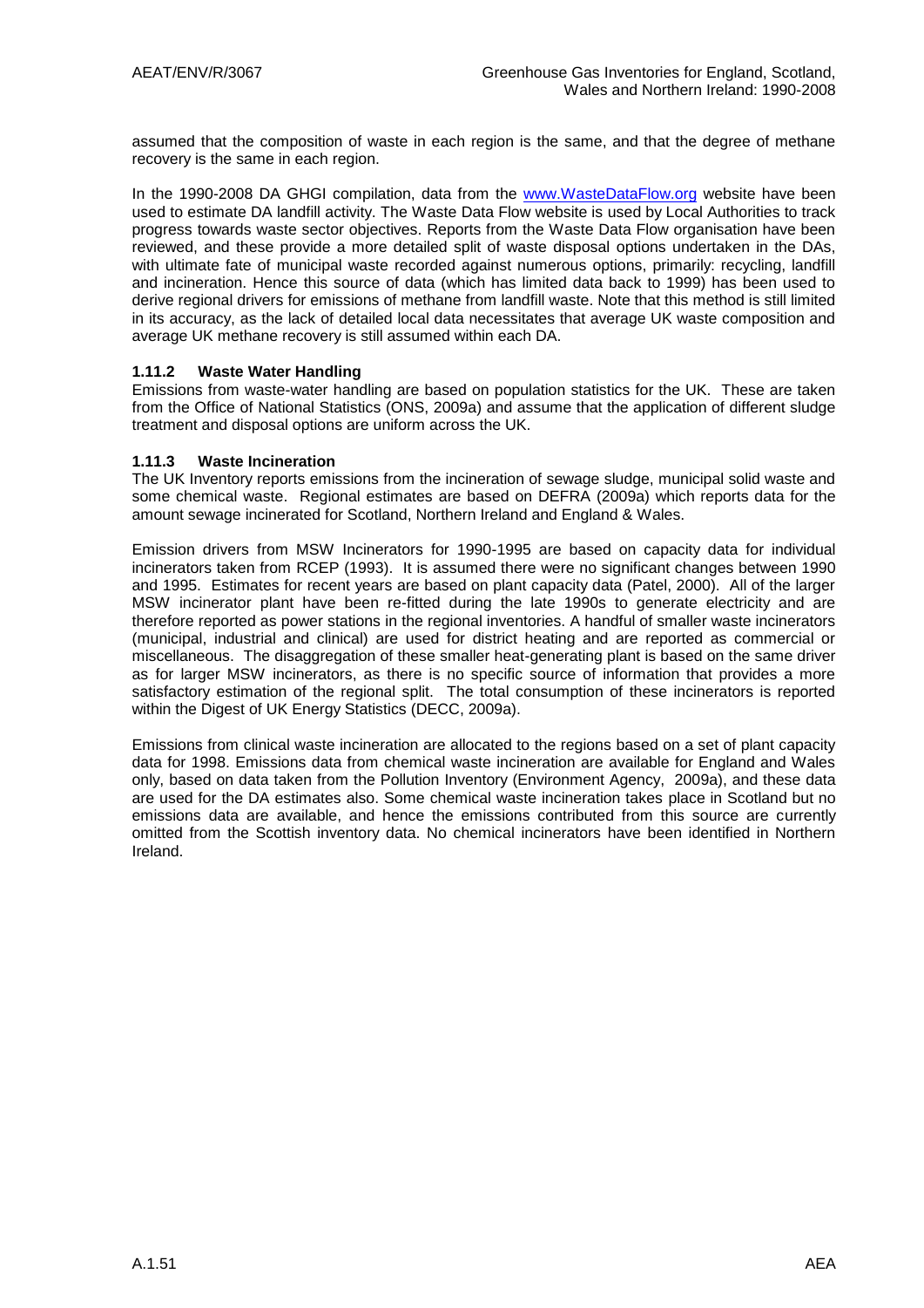assumed that the composition of waste in each region is the same, and that the degree of methane recovery is the same in each region.

In the 1990-2008 DA GHGI compilation, data from the www.WasteDataFlow.org website have been used to estimate DA landfill activity. The Waste Data Flow website is used by Local Authorities to track progress towards waste sector objectives. Reports from the Waste Data Flow organisation have been reviewed, and these provide a more detailed split of waste disposal options undertaken in the DAs, with ultimate fate of municipal waste recorded against numerous options, primarily: recycling, landfill and incineration. Hence this source of data (which has limited data back to 1999) has been used to derive regional drivers for emissions of methane from landfill waste. Note that this method is still limited in its accuracy, as the lack of detailed local data necessitates that average UK waste composition and average UK methane recovery is still assumed within each DA.

### 1.11.2 Waste Water Handling

Emissions from waste-water handling are based on population statistics for the UK. These are taken from the Office of National Statistics (ONS, 2009a) and assume that the application of different sludge treatment and disposal options are uniform across the UK.

### 1.11.3 Waste Incineration

The UK Inventory reports emissions from the incineration of sewage sludge, municipal solid waste and some chemical waste. Regional estimates are based on DEFRA (2009a) which reports data for the amount sewage incinerated for Scotland, Northern Ireland and England & Wales.

Emission drivers from MSW Incinerators for 1990-1995 are based on capacity data for individual incinerators taken from RCEP (1993). It is assumed there were no significant changes between 1990 and 1995. Estimates for recent years are based on plant capacity data (Patel, 2000). All of the larger MSW incinerator plant have been re-fitted during the late 1990s to generate electricity and are therefore reported as power stations in the regional inventories. A handful of smaller waste incinerators (municipal, industrial and clinical) are used for district heating and are reported as commercial or miscellaneous. The disaggregation of these smaller heat-generating plant is based on the same driver as for larger MSW incinerators, as there is no specific source of information that provides a more satisfactory estimation of the regional split. The total consumption of these incinerators is reported within the Digest of UK Energy Statistics (DECC, 2009a).

Emissions from clinical waste incineration are allocated to the regions based on a set of plant capacity data for 1998. Emissions data from chemical waste incineration are available for England and Wales only, based on data taken from the Pollution Inventory (Environment Agency, 2009a), and these data are used for the DA estimates also. Some chemical waste incineration takes place in Scotland but no emissions data are available, and hence the emissions contributed from this source are currently omitted from the Scottish inventory data. No chemical incinerators have been identified in Northern Ireland.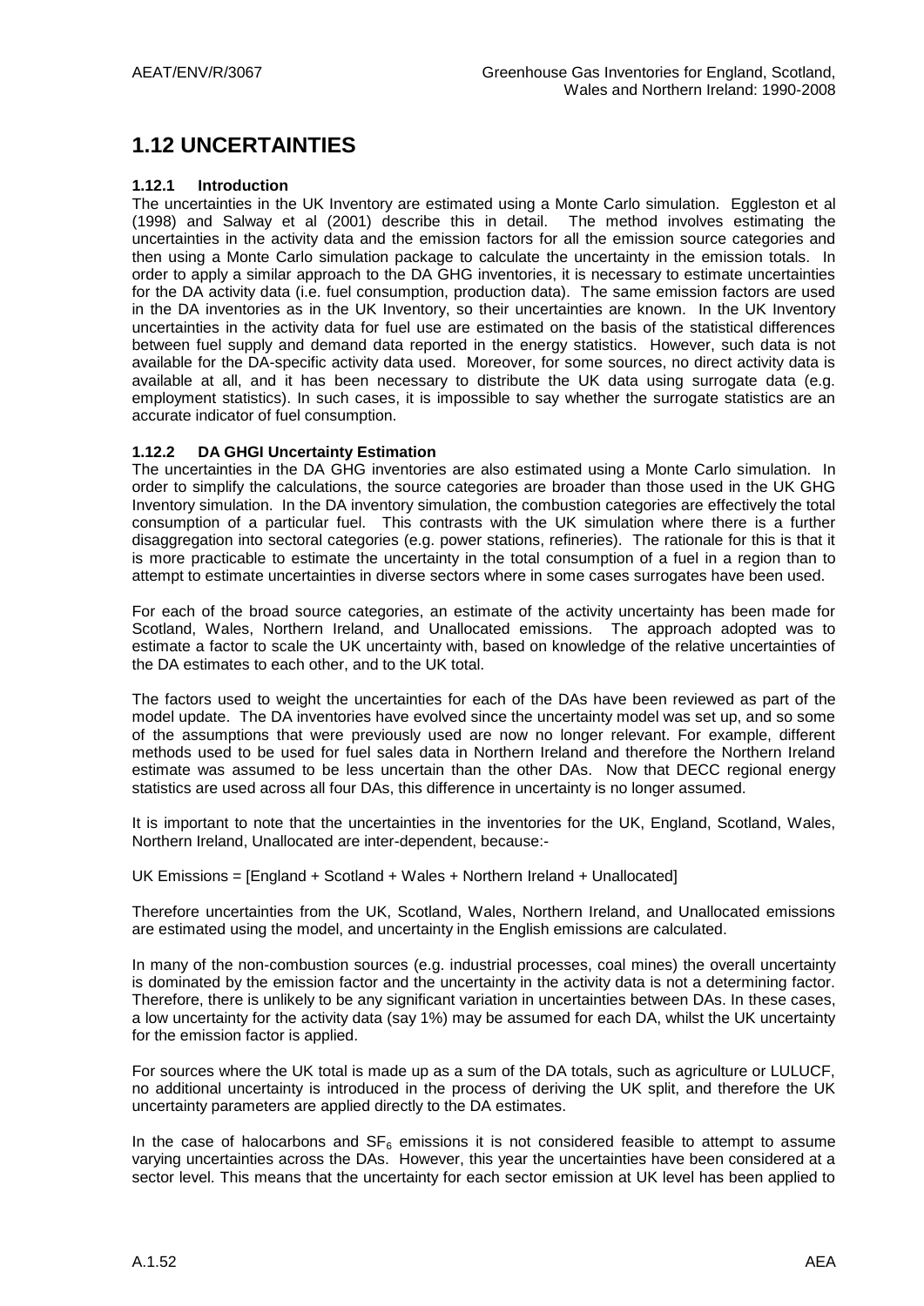# 1.12 UNCERTAINTIES

### 1.12.1 Introduction

The uncertainties in the UK Inventory are estimated using a Monte Carlo simulation. Eggleston et al (1998) and Salway et al (2001) describe this in detail. The method involves estimating the uncertainties in the activity data and the emission factors for all the emission source categories and then using a Monte Carlo simulation package to calculate the uncertainty in the emission totals. In order to apply a similar approach to the DA GHG inventories, it is necessary to estimate uncertainties for the DA activity data (i.e. fuel consumption, production data). The same emission factors are used in the DA inventories as in the UK Inventory, so their uncertainties are known. In the UK Inventory uncertainties in the activity data for fuel use are estimated on the basis of the statistical differences between fuel supply and demand data reported in the energy statistics. However, such data is not available for the DA-specific activity data used. Moreover, for some sources, no direct activity data is available at all, and it has been necessary to distribute the UK data using surrogate data (e.g. employment statistics). In such cases, it is impossible to say whether the surrogate statistics are an accurate indicator of fuel consumption.

### 1.12.2 DA GHGI Uncertainty Estimation

The uncertainties in the DA GHG inventories are also estimated using a Monte Carlo simulation. In order to simplify the calculations, the source categories are broader than those used in the UK GHG Inventory simulation. In the DA inventory simulation, the combustion categories are effectively the total consumption of a particular fuel. This contrasts with the UK simulation where there is a further disaggregation into sectoral categories (e.g. power stations, refineries). The rationale for this is that it is more practicable to estimate the uncertainty in the total consumption of a fuel in a region than to attempt to estimate uncertainties in diverse sectors where in some cases surrogates have been used.

For each of the broad source categories, an estimate of the activity uncertainty has been made for Scotland, Wales, Northern Ireland, and Unallocated emissions. The approach adopted was to estimate a factor to scale the UK uncertainty with, based on knowledge of the relative uncertainties of the DA estimates to each other, and to the UK total.

The factors used to weight the uncertainties for each of the DAs have been reviewed as part of the model update. The DA inventories have evolved since the uncertainty model was set up, and so some of the assumptions that were previously used are now no longer relevant. For example, different methods used to be used for fuel sales data in Northern Ireland and therefore the Northern Ireland estimate was assumed to be less uncertain than the other DAs. Now that DECC regional energy statistics are used across all four DAs, this difference in uncertainty is no longer assumed.

It is important to note that the uncertainties in the inventories for the UK, England, Scotland, Wales, Northern Ireland, Unallocated are inter-dependent, because:-

UK Emissions = [England + Scotland + Wales + Northern Ireland + Unallocated]

Therefore uncertainties from the UK, Scotland, Wales, Northern Ireland, and Unallocated emissions are estimated using the model, and uncertainty in the English emissions are calculated.

In many of the non-combustion sources (e.g. industrial processes, coal mines) the overall uncertainty is dominated by the emission factor and the uncertainty in the activity data is not a determining factor. Therefore, there is unlikely to be any significant variation in uncertainties between DAs. In these cases, a low uncertainty for the activity data (say 1%) may be assumed for each DA, whilst the UK uncertainty for the emission factor is applied.

For sources where the UK total is made up as a sum of the DA totals, such as agriculture or LULUCF, no additional uncertainty is introduced in the process of deriving the UK split, and therefore the UK uncertainty parameters are applied directly to the DA estimates.

In the case of halocarbons and $SF_6$ emissions it is not considered feasible to attempt to assume varying uncertainties across the DAs. However, this year the uncertainties have been considered at a sector level. This means that the uncertainty for each sector emission at UK level has been applied to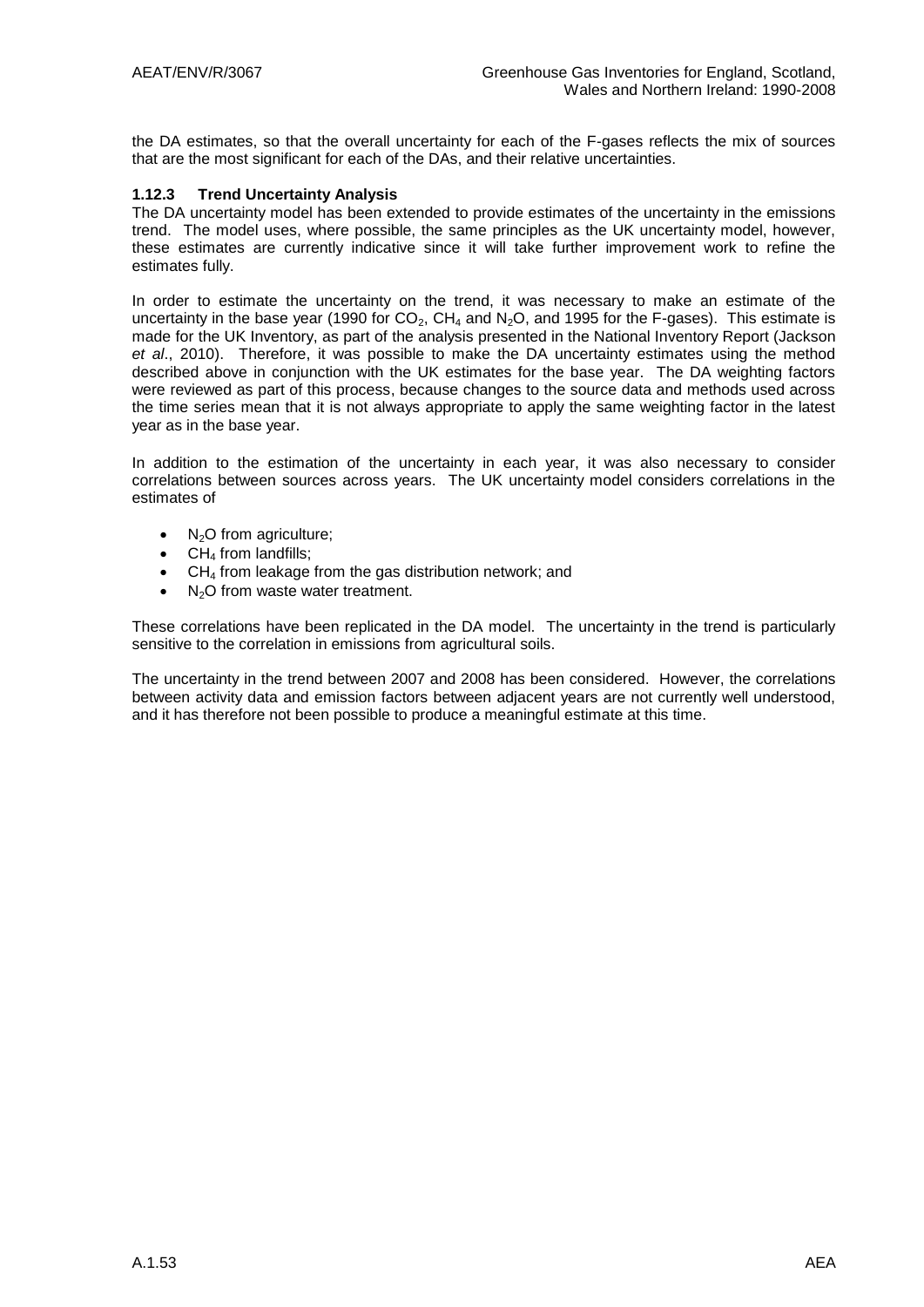the DA estimates, so that the overall uncertainty for each of the F-gases reflects the mix of sources that are the most significant for each of the DAs, and their relative uncertainties.

### 1.12.3 Trend Uncertainty Analysis

The DA uncertainty model has been extended to provide estimates of the uncertainty in the emissions trend. The model uses, where possible, the same principles as the UK uncertainty model, however, these estimates are currently indicative since it will take further improvement work to refine the estimates fully.

In order to estimate the uncertainty on the trend, it was necessary to make an estimate of the uncertainty in the base year (1990 for $CO_2$, $CH_4$ and $N_2O$, and 1995 for the F-gases). This estimate is made for the UK Inventory, as part of the analysis presented in the National Inventory Report (Jackson *et al*., 2010). Therefore, it was possible to make the DA uncertainty estimates using the method described above in conjunction with the UK estimates for the base year. The DA weighting factors were reviewed as part of this process, because changes to the source data and methods used across the time series mean that it is not always appropriate to apply the same weighting factor in the latest year as in the base year.

In addition to the estimation of the uncertainty in each year, it was also necessary to consider correlations between sources across years. The UK uncertainty model considers correlations in the estimates of

- $N_2O$ from agriculture;
- $CH_4$ from landfills;
- $CH_4$ from leakage from the gas distribution network; and
- $N_2O$ from waste water treatment.

These correlations have been replicated in the DA model. The uncertainty in the trend is particularly sensitive to the correlation in emissions from agricultural soils.

The uncertainty in the trend between 2007 and 2008 has been considered. However, the correlations between activity data and emission factors between adjacent years are not currently well understood, and it has therefore not been possible to produce a meaningful estimate at this time.